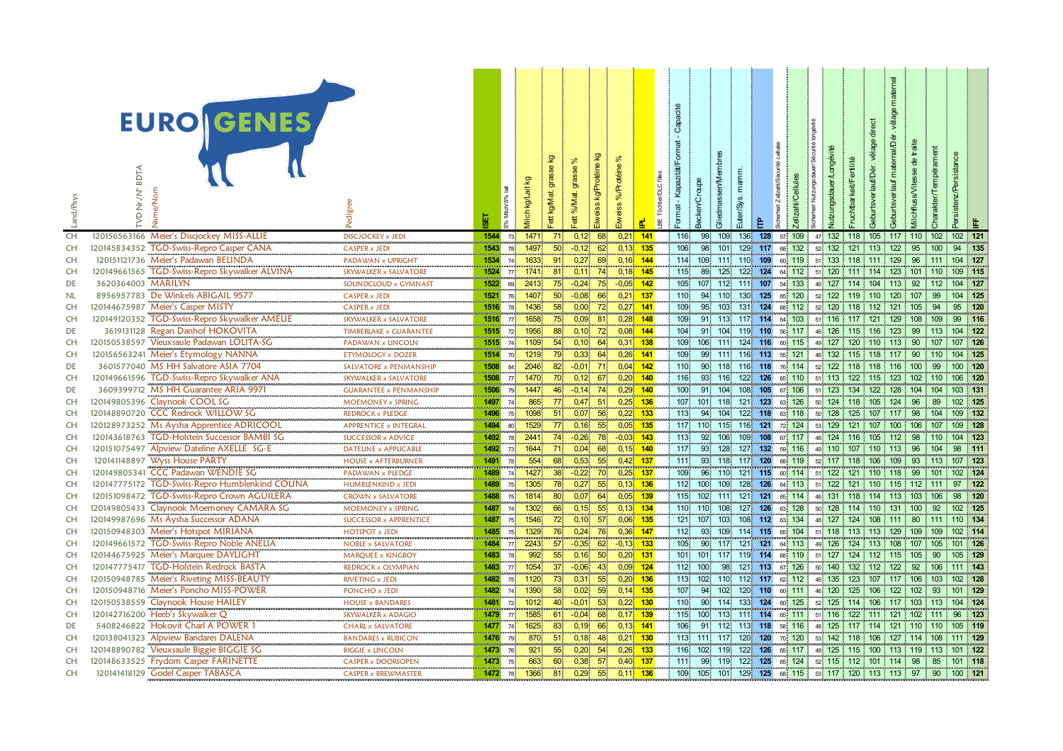# EURO GENES

| Land/Pays | TVD Nr./N° BDTA | Name/Nom | Pedigree | ISET | S% Milch/S% lait | Milch kg/Lait kg | Fett kg/Mat. grasse kg | Fett %/Mat. grasse % | Eiweiss kg/Protéine kg | Eiweiss %/Protéine % | IPL | LBE Töchter/DLC filles | Format - Kapazität/Format - Capacité | Becken/Croupe | Gliedmassen/Membres | Euter/Sys. mamm. | ITP | Sicherheit Zellzahl/Sécurité cellules | Zellzahl/Cellules | Sicherheit Nutzungsdauer/Sécurité longévité | Nutzungsdauer/Longévité | Fruchtbarkeit/Fertilité | Geburtsverlauf/Dér. vêlage direct | Geburtsverlauf maternal/Dér. vêlage maternel | Milchfluss/Vitesse de traite | Charakter/Tempérament | Persistenz/Persistance | IFF |
|---|---|---|---|---|---|---|---|---|---|---|---|---|---|---|---|---|---|---|---|---|---|---|---|---|---|---|---|---|
| CH | 120156563166 | Meier's Discjockey MISS-ALLIE | DISCJOCKEY x JEDI | 1544 | 73 | 1471 | 71 | 0,12 | 68 | 0,21 | 141 | | 116 | 99 | 109 | 136 | 128 | 57 | 109 | 47 | 132 | 118 | 105 | 117 | 110 | 102 | 102 | 121 |
| CH | 120145834352 | TGD-Swiss-Repro Casper CANA | CASPER x JEDI | 1543 | 78 | 1497 | 50 | -0,12 | 62 | 0,13 | 135 | | 106 | 98 | 101 | 129 | 117 | 68 | 132 | 52 | 132 | 121 | 113 | 122 | 95 | 100 | 94 | 135 |
| CH | 120151121736 | Meier's Padawan BELINDA | PADAWAN x UPRIGHT | 1534 | 74 | 1633 | 91 | 0,27 | 69 | 0,16 | 144 | | 114 | 109 | 111 | 110 | 109 | 60 | 119 | 51 | 133 | 118 | 111 | 129 | 96 | 111 | 104 | 127 |
| CH | 120149661565 | TGD-Swiss-Repro Skywalker ALVINA | SKYWALKER x SALVATORE | 1524 | 77 | 1741 | 81 | 0,11 | 74 | 0,18 | 145 | | 115 | 89 | 125 | 122 | 124 | 64 | 112 | 51 | 120 | 111 | 114 | 123 | 101 | 110 | 109 | 115 |
| DE | 3620364003 | MARILYN | SOUNDCLOUD x GYMNAST | 1522 | 69 | 2413 | 75 | -0,24 | 75 | -0,05 | 142 | | 105 | 107 | 112 | 111 | 107 | 54 | 133 | 46 | 127 | 114 | 104 | 113 | 92 | 112 | 104 | 127 |
| NL | 8956957783 | De Winkels ABIGAIL 9577 | CASPER x JEDI | 1521 | 76 | 1407 | 50 | -0,08 | 66 | 0,21 | 137 | | 110 | 94 | 110 | 130 | 125 | 65 | 120 | 52 | 122 | 119 | 110 | 120 | 107 | 99 | 104 | 125 |
| CH | 120144675987 | Meier's Casper MISTY | CASPER x JEDI | 1516 | 78 | 1436 | 58 | 0,00 | 72 | 0,27 | 141 | | 109 | 95 | 103 | 131 | 124 | 68 | 112 | 52 | 120 | 118 | 112 | 121 | 105 | 94 | 95 | 120 |
| CH | 120149120352 | TGD-Swiss-Repro Skywalker AMELIE | SKYWALKER x SALVATORE | 1516 | 77 | 1658 | 75 | 0,09 | 81 | 0,28 | 148 | | 109 | 91 | 113 | 117 | 114 | 64 | 103 | 51 | 116 | 117 | 121 | 129 | 108 | 109 | 99 | 116 |
| DE | 3619131128 | Regan Danhof HOKOVITA | TIMBERLAKE x GUARANTEE | 1515 | 72 | 1956 | 88 | 0,10 | 72 | 0,08 | 144 | | 104 | 91 | 104 | 119 | 110 | 56 | 117 | 46 | 126 | 115 | 116 | 123 | 99 | 113 | 104 | 122 |
| CH | 120150538597 | Vieuxsaule Padawan LOLITA-SG | PADAWAN x LINCOLN | 1515 | 74 | 1109 | 54 | 0,10 | 64 | 0,31 | 138 | | 109 | 106 | 111 | 124 | 116 | 60 | 115 | 49 | 127 | 120 | 110 | 113 | 90 | 107 | 107 | 126 |
| CH | 120156563241 | Meier's Etymology NANNA | ETYMOLOGY x DOZER | 1514 | 70 | 1219 | 79 | 0,33 | 64 | 0,26 | 141 | | 109 | 99 | 111 | 116 | 113 | 55 | 121 | 46 | 132 | 115 | 118 | 117 | 90 | 110 | 104 | 125 |
| DE | 3601577040 | MS HH Salvatore ASIA 7704 | SALVATORE x PENMANSHIP | 1508 | 84 | 2046 | 82 | -0,01 | 71 | 0,04 | 142 | | 110 | 90 | 118 | 116 | 118 | 76 | 114 | 52 | 122 | 118 | 118 | 116 | 100 | 99 | 100 | 120 |
| CH | 120149661596 | TGD-Swiss-Repro Skywalker ANA | SKYWALKER x SALVATORE | 1508 | 77 | 1470 | 70 | 0,12 | 67 | 0,20 | 140 | | 116 | 93 | 116 | 122 | 126 | 65 | 110 | 51 | 113 | 122 | 115 | 123 | 102 | 110 | 106 | 120 |
| DE | 3609399712 | MS HH Guarantee ARIA 9971 | GUARANTEE x PENMANSHIP | 1506 | 79 | 1447 | 46 | -0,14 | 74 | 0,29 | 140 | | 100 | 91 | 104 | 108 | 105 | 67 | 106 | 51 | 123 | 134 | 122 | 128 | 104 | 104 | 103 | 131 |
| CH | 120149805396 | Claynook COOL SG | MOEMONEY x SPRING | 1497 | 74 | 865 | 77 | 0,47 | 51 | 0,25 | 136 | | 107 | 101 | 118 | 121 | 123 | 63 | 126 | 50 | 124 | 118 | 105 | 124 | 96 | 89 | 102 | 125 |
| CH | 120148890720 | CCC Redrock WILLOW SG | REDROCK x PLEDGE | 1496 | 75 | 1098 | 51 | 0,07 | 56 | 0,22 | 133 | | 113 | 94 | 104 | 122 | 118 | 63 | 118 | 50 | 128 | 125 | 107 | 117 | 98 | 104 | 109 | 132 |
| CH | 120128973252 | Ms Aysha Apprentice ADRICOOL | APPRENTICE x INTEGRAL | 1494 | 80 | 1529 | 77 | 0,16 | 55 | 0,05 | 135 | | 117 | 110 | 115 | 116 | 121 | 72 | 124 | 53 | 129 | 121 | 107 | 100 | 106 | 107 | 109 | 128 |
| CH | 120143618763 | TGD-Holstein Successor BAMBI SG | SUCCESSOR x ADVICE | 1492 | 78 | 2441 | 74 | -0,26 | 78 | -0,03 | 143 | | 113 | 92 | 106 | 109 | 108 | 67 | 117 | 48 | 124 | 116 | 105 | 112 | 98 | 110 | 104 | 123 |
| CH | 120151075497 | Alpview Dateline AXELLE SG-E | DATELINE x APPLICABLE | 1492 | 73 | 1644 | 71 | 0,04 | 68 | 0,15 | 140 | | 117 | 93 | 128 | 127 | 132 | 59 | 116 | 49 | 110 | 107 | 110 | 113 | 96 | 104 | 98 | 111 |
| CH | 120141148897 | Wyss House PARTY | HOUSE x AFTERBURNER | 1491 | 78 | 554 | 68 | 0,53 | 55 | 0,42 | 137 | | 111 | 93 | 118 | 117 | 120 | 68 | 119 | 52 | 117 | 118 | 106 | 109 | 93 | 113 | 107 | 123 |
| CH | 120149805341 | CCC Padawan WENDIE SG | PADAWAN x PLEDGE | 1489 | 74 | 1427 | 38 | -0,22 | 70 | 0,25 | 137 | | 109 | 96 | 110 | 121 | 115 | 60 | 114 | 51 | 122 | 121 | 110 | 118 | 99 | 101 | 102 | 124 |
| CH | 120147775172 | TGD-Swiss-Repro Humblenkind COLINA | HUMBLENKIND x JEDI | 1489 | 75 | 1305 | 78 | 0,27 | 55 | 0,13 | 136 | | 112 | 100 | 109 | 128 | 126 | 64 | 113 | 51 | 122 | 121 | 110 | 115 | 112 | 111 | 97 | 122 |
| CH | 120151098472 | TGD-Swiss-Repro Crown AGUILERA | CROWN x SALVATORE | 1488 | 75 | 1814 | 80 | 0,07 | 64 | 0,05 | 139 | | 115 | 102 | 111 | 121 | 121 | 65 | 114 | 46 | 131 | 118 | 114 | 113 | 103 | 106 | 98 | 120 |
| CH | 120149805433 | Claynook Moemoney CAMARA SG | MOEMONEY x SPRING | 1487 | 74 | 1302 | 66 | 0,15 | 55 | 0,13 | 134 | | 110 | 110 | 108 | 127 | 126 | 63 | 128 | 50 | 128 | 114 | 110 | 131 | 100 | 92 | 102 | 125 |
| CH | 120149987696 | Ms Aysha Successor ADANA | SUCCESSOR x APPRENTICE | 1487 | 75 | 1546 | 72 | 0,10 | 57 | 0,06 | 135 | | 121 | 107 | 103 | 108 | 112 | 63 | 134 | 48 | 127 | 124 | 108 | 111 | 80 | 111 | 110 | 134 |
| CH | 120150948303 | Meier's Hotspot MIRIANA | HOTSPOT x JEDI | 1485 | 75 | 1329 | 76 | 0,24 | 76 | 0,36 | 147 | | 112 | 93 | 109 | 114 | 115 | 65 | 104 | 51 | 118 | 113 | 113 | 129 | 109 | 109 | 102 | 114 |
| CH | 120149661572 | TGD-Swiss-Repro Noble ANELIA | NOBLE x SALVATORE | 1484 | 77 | 2243 | 57 | -0,35 | 62 | -0,13 | 133 | | 105 | 90 | 117 | 121 | 121 | 64 | 113 | 49 | 126 | 124 | 113 | 108 | 107 | 105 | 101 | 126 |
| CH | 120144675925 | Meier's Marquee DAYLIGHT | MARQUEE x KINGBOY | 1483 | 78 | 992 | 55 | 0,16 | 50 | 0,20 | 131 | | 101 | 101 | 117 | 119 | 114 | 68 | 119 | 51 | 127 | 124 | 112 | 115 | 105 | 90 | 105 | 129 |
| CH | 120147775417 | TGD-Holstein Redrock BASTA | REDROCK x OLYMPIAN | 1483 | 77 | 1054 | 37 | -0,06 | 43 | 0,09 | 124 | | 112 | 100 | 98 | 121 | 113 | 67 | 126 | 50 | 140 | 132 | 112 | 122 | 92 | 106 | 111 | 143 |
| CH | 120150948785 | Meier's Riveting MISS-BEAUTY | RIVETING x JEDI | 1482 | 75 | 1120 | 73 | 0,31 | 55 | 0,20 | 136 | | 113 | 102 | 110 | 112 | 117 | 62 | 112 | 46 | 135 | 123 | 107 | 117 | 106 | 103 | 102 | 128 |
| CH | 120150948716 | Meier's Poncho MISS-POWER | PONCHO x JEDI | 1482 | 74 | 1390 | 58 | 0,02 | 59 | 0,14 | 135 | | 107 | 94 | 102 | 120 | 110 | 60 | 111 | 46 | 120 | 125 | 106 | 122 | 102 | 93 | 101 | 129 |
| CH | 120150538559 | Claynook House HAILEY | HOUSE x BANDARES | 1481 | 72 | 1012 | 40 | -0,01 | 53 | 0,22 | 130 | | 110 | 90 | 114 | 133 | 124 | 60 | 125 | 52 | 125 | 114 | 106 | 117 | 103 | 113 | 104 | 124 |
| CH | 120142716200 | Heeb's Skywalker Q | SKYWALKER x ADAGIO | 1479 | 77 | 1585 | 61 | -0,04 | 68 | 0,17 | 139 | | 115 | 100 | 113 | 111 | 114 | 65 | 111 | 51 | 116 | 122 | 111 | 121 | 102 | 111 | 96 | 123 |
| DE | 5408246822 | Hokovit Charl A POWER 1 | CHARL x SALVATORE | 1477 | 74 | 1625 | 83 | 0,19 | 66 | 0,13 | 141 | | 106 | 91 | 112 | 113 | 118 | 58 | 116 | 48 | 125 | 117 | 114 | 121 | 110 | 110 | 105 | 119 |
| CH | 120138041323 | Alpview Bandares DALENA | BANDARES x RUBICON | 1476 | 79 | 870 | 51 | 0,18 | 48 | 0,21 | 130 | | 113 | 111 | 117 | 120 | 120 | 70 | 120 | 53 | 142 | 118 | 106 | 127 | 114 | 108 | 111 | 129 |
| CH | 120148890782 | Vieuxsaule Biggie BIGGIE SG | BIGGIE x LINCOLN | 1473 | 76 | 921 | 55 | 0,20 | 54 | 0,26 | 133 | | 116 | 102 | 119 | 122 | 126 | 65 | 117 | 49 | 125 | 115 | 100 | 113 | 119 | 113 | 101 | 122 |
| CH | 120148633525 | Frydom Casper FARINETTE | CASPER x DOORSOPEN | 1473 | 75 | 663 | 60 | 0,38 | 57 | 0,40 | 137 | | 111 | 99 | 119 | 122 | 125 | 65 | 124 | 52 | 115 | 112 | 101 | 114 | 98 | 85 | 101 | 118 |
| CH | 120141418129 | Godel Casper TABASCA | CASPER x BREWMASTER | 1472 | 78 | 1366 | 81 | 0,29 | 55 | 0,11 | 136 | | 109 | 105 | 101 | 129 | 125 | 68 | 115 | 53 | 117 | 120 | 113 | 113 | 97 | 90 | 100 | 121 |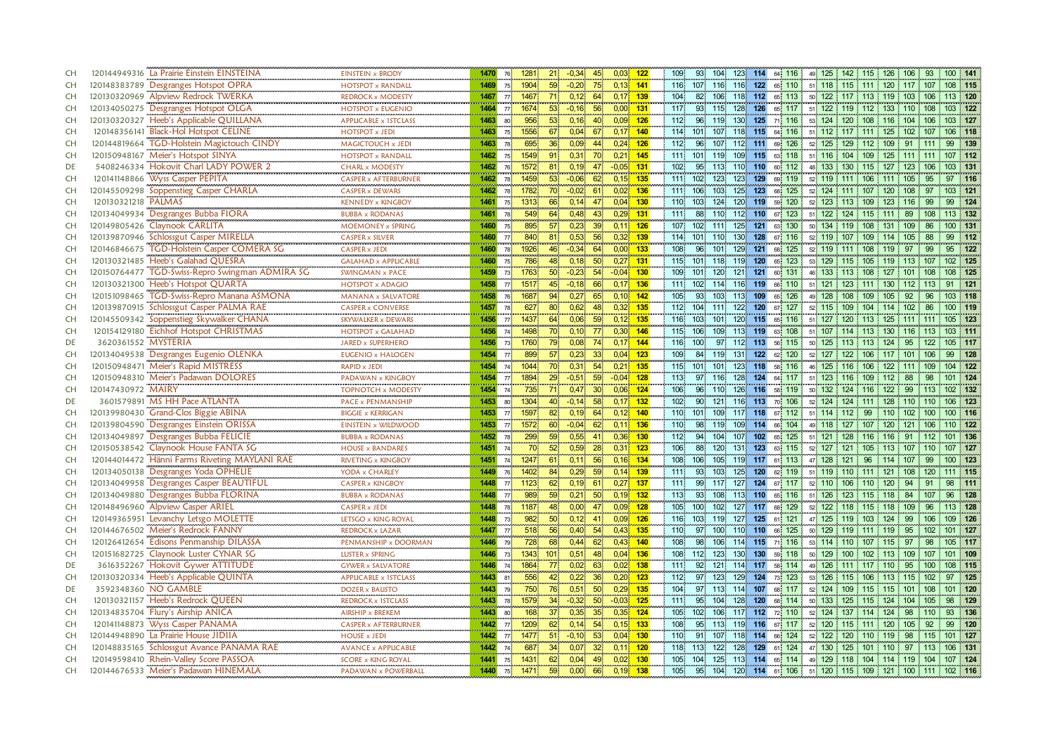| | | | | | | | | | | | | | | | | | | | | | | | | | | | | | | | | |
|---|---|---|---|---|---|---|---|---|---|---|---|---|---|---|---|---|---|---|---|---|---|---|---|---|---|---|---|---|---|---|---|---|
| CH | 120144949316 | La Prairie Einstein EINSTEINA | EINSTEIN x BRODY | 1470 | 76 | 1281 | 21 | -0,34 | 45 | 0,03 | 122 | 109 | 93 | 104 | 123 | 114 | 64 | 116 | 49 | 125 | 142 | 115 | 126 | 106 | 93 | 100 | 141 |
| CH | 120148383789 | Desgranges Hotspot OPRA | HOTSPOT x RANDALL | 1469 | 75 | 1904 | 59 | -0,20 | 75 | 0,13 | 141 | 116 | 107 | 116 | 116 | 122 | 65 | 110 | 51 | 118 | 115 | 111 | 120 | 117 | 107 | 108 | 115 |
| CH | 120130320969 | Alpview Redrock TWERKA | REDROCK x MODESTY | 1467 | 77 | 1467 | 71 | 0,12 | 64 | 0,17 | 139 | 104 | 82 | 106 | 118 | 112 | 65 | 113 | 50 | 122 | 117 | 113 | 119 | 103 | 106 | 113 | 120 |
| CH | 120134050275 | Desgranges Hotspot OLGA | HOTSPOT x EUGENIO | 1464 | 77 | 1674 | 53 | -0,16 | 56 | 0,00 | 131 | 117 | 93 | 115 | 128 | 126 | 65 | 117 | 51 | 122 | 119 | 112 | 133 | 110 | 108 | 103 | 122 |
| CH | 120130320327 | Heeb's Applicable QUILLANA | APPLICABLE x 1STCLASS | 1463 | 80 | 956 | 53 | 0,16 | 40 | 0,09 | 126 | 112 | 96 | 119 | 130 | 125 | 71 | 116 | 53 | 124 | 120 | 108 | 116 | 104 | 106 | 103 | 127 |
| CH | 120148356141 | Black-Hol Hotspot CELINE | HOTSPOT x JEDI | 1463 | 75 | 1556 | 67 | 0,04 | 67 | 0,17 | 140 | 114 | 101 | 107 | 118 | 115 | 64 | 116 | 51 | 112 | 117 | 111 | 125 | 102 | 107 | 106 | 118 |
| CH | 120144819664 | TGD-Holstein Magictouch CINDY | MAGICTOUCH x JEDI | 1463 | 78 | 695 | 36 | 0,09 | 44 | 0,24 | 126 | 112 | 96 | 107 | 112 | 111 | 69 | 126 | 52 | 125 | 129 | 112 | 109 | 91 | 111 | 99 | 139 |
| CH | 120150948167 | Meier's Hotspot SINYA | HOTSPOT x RANDALL | 1462 | 75 | 1549 | 91 | 0,31 | 70 | 0,21 | 145 | 111 | 101 | 119 | 109 | 115 | 63 | 118 | 51 | 116 | 104 | 109 | 125 | 111 | 111 | 107 | 112 |
| DE | 5408246334 | Hokovit Charl LADY POWER 2 | CHARL x MODESTY | 1462 | 76 | 1572 | 81 | 0,19 | 47 | -0,05 | 131 | 102 | 95 | 113 | 110 | 110 | 60 | 112 | 48 | 133 | 130 | 115 | 127 | 123 | 106 | 103 | 131 |
| CH | 120141148866 | Wyss Casper PEPITA | CASPER x AFTERBURNER | 1462 | 78 | 1459 | 53 | -0,06 | 62 | 0,15 | 135 | 111 | 102 | 123 | 123 | 129 | 69 | 119 | 52 | 119 | 111 | 106 | 111 | 105 | 95 | 97 | 116 |
| CH | 120145509298 | Soppenstieg Casper CHARLA | CASPER x DEWARS | 1462 | 78 | 1782 | 70 | -0,02 | 61 | 0,02 | 136 | 111 | 106 | 103 | 125 | 123 | 68 | 125 | 52 | 124 | 111 | 107 | 120 | 108 | 97 | 103 | 121 |
| CH | 120130321218 | PALMAS | KENNEDY x KINGBOY | 1461 | 75 | 1313 | 66 | 0,14 | 47 | 0,04 | 130 | 110 | 103 | 124 | 120 | 119 | 59 | 120 | 52 | 123 | 113 | 109 | 123 | 116 | 99 | 99 | 124 |
| CH | 120134049934 | Desgranges Bubba FIORA | BUBBA x RODANAS | 1461 | 78 | 549 | 64 | 0,48 | 43 | 0,29 | 131 | 111 | 88 | 110 | 112 | 110 | 67 | 123 | 51 | 122 | 124 | 115 | 111 | 89 | 108 | 113 | 132 |
| CH | 120149805426 | Claynook CARLITA | MOEMONEY x SPRING | 1460 | 75 | 895 | 57 | 0,23 | 39 | 0,11 | 126 | 107 | 102 | 111 | 125 | 121 | 63 | 130 | 50 | 134 | 119 | 108 | 131 | 109 | 86 | 100 | 131 |
| CH | 120139870946 | Schlossgut Casper MIRELLA | CASPER x SILVER | 1460 | 77 | 840 | 81 | 0,53 | 56 | 0,32 | 139 | 114 | 101 | 110 | 130 | 128 | 67 | 116 | 52 | 119 | 107 | 109 | 114 | 105 | 88 | 99 | 112 |
| CH | 120146846675 | TGD-Holstein Casper COMERA SG | CASPER x JEDI | 1460 | 78 | 1926 | 46 | -0,34 | 64 | 0,00 | 133 | 108 | 96 | 101 | 129 | 121 | 68 | 125 | 52 | 119 | 111 | 108 | 119 | 97 | 99 | 95 | 122 |
| CH | 120130321485 | Heeb's Galahad QUESRA | GALAHAD x APPLICABLE | 1460 | 75 | 786 | 48 | 0,18 | 50 | 0,27 | 131 | 115 | 101 | 118 | 119 | 120 | 65 | 123 | 53 | 129 | 115 | 105 | 119 | 113 | 107 | 102 | 125 |
| CH | 120150764477 | TGD-Swiss-Repro Swingman ADMIRA SG | SWINGMAN x PACE | 1459 | 73 | 1763 | 50 | -0,23 | 54 | -0,04 | 130 | 109 | 101 | 120 | 121 | 121 | 60 | 131 | 46 | 133 | 113 | 108 | 127 | 101 | 108 | 108 | 125 |
| CH | 120130321300 | Heeb's Hotspot QUARTA | HOTSPOT x ADAGIO | 1458 | 77 | 1517 | 45 | -0,18 | 66 | 0,17 | 136 | 111 | 102 | 114 | 116 | 119 | 66 | 110 | 51 | 121 | 123 | 111 | 130 | 112 | 113 | 91 | 121 |
| CH | 120151098465 | TGD-Swiss-Repro Manana ASMONA | MANANA x SALVATORE | 1458 | 76 | 1687 | 94 | 0,27 | 65 | 0,10 | 142 | 105 | 93 | 103 | 113 | 109 | 65 | 126 | 49 | 128 | 108 | 109 | 105 | 92 | 96 | 103 | 118 |
| CH | 120139870915 | Schlossgut Casper PALMA RAE | CASPER x CONVERSE | 1457 | 78 | 627 | 80 | 0,62 | 48 | 0,32 | 135 | 112 | 104 | 111 | 122 | 120 | 67 | 127 | 52 | 115 | 109 | 104 | 114 | 102 | 86 | 100 | 119 |
| CH | 120145509342 | Soppenstieg Skywalker CHANA | SKYWALKER x DEWARS | 1456 | 77 | 1437 | 64 | 0,06 | 59 | 0,12 | 135 | 116 | 103 | 101 | 120 | 115 | 65 | 116 | 51 | 127 | 120 | 113 | 125 | 111 | 111 | 105 | 123 |
| CH | 120154129180 | Eichhof Hotspot CHRISTMAS | HOTSPOT x GALAHAD | 1456 | 74 | 1498 | 70 | 0,10 | 77 | 0,30 | 146 | 115 | 106 | 109 | 113 | 119 | 63 | 108 | 51 | 107 | 114 | 113 | 130 | 116 | 113 | 103 | 111 |
| DE | 3620361552 | MYSTERIA | JARED x SUPERHERO | 1456 | 73 | 1760 | 79 | 0,08 | 74 | 0,17 | 144 | 116 | 100 | 97 | 112 | 113 | 56 | 115 | 50 | 125 | 113 | 113 | 124 | 95 | 122 | 105 | 117 |
| CH | 120134049538 | Desgranges Eugenio OLENKA | EUGENIO x HALOGEN | 1454 | 77 | 899 | 57 | 0,23 | 33 | 0,04 | 123 | 109 | 84 | 119 | 131 | 122 | 62 | 120 | 52 | 127 | 122 | 106 | 117 | 101 | 106 | 99 | 128 |
| CH | 120150948471 | Meier's Rapid MISTRESS | RAPID x JEDI | 1454 | 74 | 1044 | 70 | 0,31 | 54 | 0,21 | 135 | 115 | 101 | 101 | 123 | 118 | 58 | 116 | 46 | 125 | 116 | 106 | 122 | 111 | 109 | 104 | 122 |
| CH | 120150948310 | Meier's Padawan DOLORES | PADAWAN x KINGBOY | 1454 | 77 | 1894 | 29 | -0,51 | 59 | -0,04 | 128 | 113 | 97 | 116 | 128 | 124 | 64 | 117 | 51 | 123 | 116 | 109 | 112 | 88 | 98 | 101 | 124 |
| CH | 120147430972 | MAIRY | TOPNOTCH x MODESTY | 1454 | 74 | 735 | 71 | 0,47 | 30 | 0,06 | 124 | 106 | 96 | 110 | 126 | 116 | 58 | 119 | 50 | 132 | 124 | 116 | 122 | 99 | 113 | 102 | 132 |
| DE | 3601579891 | MS HH Pace ATLANTA | PACE x PENMANSHIP | 1453 | 80 | 1304 | 40 | -0,14 | 58 | 0,17 | 132 | 102 | 90 | 121 | 116 | 113 | 70 | 106 | 52 | 124 | 124 | 111 | 128 | 110 | 110 | 106 | 123 |
| CH | 120139980430 | Grand-Clos Biggie ABINA | BIGGIE x KERRIGAN | 1453 | 77 | 1597 | 82 | 0,19 | 64 | 0,12 | 140 | 110 | 101 | 109 | 117 | 118 | 67 | 112 | 51 | 114 | 112 | 99 | 110 | 102 | 100 | 100 | 116 |
| CH | 120139804590 | Desgranges Einstein ORISSA | EINSTEIN x WILDWOOD | 1453 | 77 | 1572 | 60 | -0,04 | 62 | 0,11 | 136 | 110 | 98 | 119 | 109 | 114 | 66 | 104 | 49 | 118 | 127 | 107 | 120 | 121 | 106 | 110 | 122 |
| CH | 120134049897 | Desgranges Bubba FELICIE | BUBBA x RODANAS | 1452 | 78 | 299 | 59 | 0,55 | 41 | 0,36 | 130 | 112 | 94 | 104 | 107 | 102 | 65 | 125 | 51 | 121 | 128 | 116 | 116 | 91 | 112 | 101 | 136 |
| CH | 120150538542 | Claynook House FANTA SG | HOUSE x BANDARES | 1451 | 74 | 70 | 52 | 0,59 | 28 | 0,31 | 123 | 106 | 88 | 120 | 131 | 123 | 63 | 115 | 52 | 127 | 121 | 105 | 113 | 107 | 110 | 107 | 127 |
| CH | 120144014472 | Hänni Farms Riveting MAYLANI RAE | RIVETING x KINGBOY | 1451 | 74 | 1247 | 61 | 0,11 | 56 | 0,16 | 134 | 108 | 106 | 105 | 119 | 117 | 61 | 113 | 47 | 128 | 121 | 96 | 114 | 107 | 99 | 100 | 123 |
| CH | 120134050138 | Desgranges Yoda OPHELIE | YODA x CHARLEY | 1449 | 76 | 1402 | 84 | 0,29 | 59 | 0,14 | 139 | 111 | 93 | 103 | 125 | 120 | 62 | 119 | 51 | 119 | 110 | 111 | 121 | 108 | 120 | 111 | 115 |
| CH | 120134049958 | Desgranges Casper BEAUTIFUL | CASPER x KINGBOY | 1448 | 77 | 1123 | 62 | 0,19 | 61 | 0,27 | 137 | 111 | 99 | 117 | 127 | 124 | 67 | 117 | 52 | 110 | 106 | 110 | 120 | 94 | 91 | 98 | 111 |
| CH | 120134049880 | Desgranges Bubba FLORINA | BUBBA x RODANAS | 1448 | 77 | 989 | 59 | 0,21 | 50 | 0,19 | 132 | 113 | 93 | 108 | 113 | 110 | 65 | 116 | 51 | 126 | 123 | 115 | 118 | 84 | 107 | 96 | 128 |
| CH | 120148496960 | Alpview Casper ARIEL | CASPER x JEDI | 1448 | 78 | 1187 | 48 | 0,00 | 47 | 0,09 | 128 | 105 | 100 | 102 | 127 | 117 | 68 | 129 | 52 | 122 | 118 | 115 | 118 | 109 | 96 | 113 | 128 |
| CH | 120149365951 | Levanchy Letsgo MOLETTE | LETSGO x KING ROYAL | 1448 | 73 | 982 | 50 | 0,12 | 41 | 0,09 | 126 | 116 | 103 | 119 | 127 | 125 | 61 | 121 | 47 | 125 | 119 | 103 | 124 | 99 | 106 | 109 | 126 |
| CH | 120144676502 | Meier's Redrock FANNY | REDROCK x LAZAR | 1447 | 77 | 518 | 56 | 0,40 | 54 | 0,43 | 135 | 110 | 97 | 100 | 110 | 110 | 66 | 125 | 50 | 129 | 119 | 111 | 119 | 95 | 102 | 101 | 127 |
| CH | 120126412654 | Edisons Penmanship DILASSA | PENMANSHIP x DOORMAN | 1446 | 79 | 728 | 68 | 0,44 | 62 | 0,43 | 140 | 108 | 98 | 106 | 114 | 115 | 71 | 116 | 53 | 114 | 110 | 107 | 115 | 97 | 98 | 105 | 117 |
| CH | 120151682725 | Claynook Luster CYNAR SG | LUSTER x SPRING | 1446 | 73 | 1343 | 101 | 0,51 | 48 | 0,04 | 136 | 108 | 112 | 123 | 130 | 130 | 59 | 118 | 50 | 129 | 100 | 102 | 113 | 109 | 107 | 101 | 109 |
| DE | 3616352267 | Hokovit Gywer ATTITUDE | GYWER x SALVATORE | 1446 | 74 | 1864 | 77 | 0,02 | 63 | 0,02 | 138 | 111 | 92 | 121 | 114 | 117 | 58 | 114 | 49 | 126 | 111 | 117 | 110 | 95 | 100 | 108 | 115 |
| CH | 120130320334 | Heeb's Applicable QUINTA | APPLICABLE x 1STCLASS | 1443 | 81 | 556 | 42 | 0,22 | 36 | 0,20 | 123 | 112 | 97 | 123 | 129 | 124 | 73 | 123 | 53 | 126 | 115 | 106 | 113 | 115 | 102 | 97 | 125 |
| DE | 3592348360 | NO GAMBLE | DOZER x BALISTO | 1443 | 79 | 750 | 76 | 0,51 | 50 | 0,29 | 135 | 104 | 97 | 113 | 114 | 107 | 68 | 117 | 52 | 124 | 109 | 115 | 115 | 101 | 108 | 101 | 120 |
| CH | 120130321157 | Heeb's Redrock QUEEN | REDROCK x 1STCLASS | 1443 | 78 | 1579 | 34 | -0,32 | 50 | -0,03 | 125 | 111 | 95 | 104 | 128 | 120 | 68 | 114 | 50 | 133 | 125 | 115 | 124 | 104 | 105 | 98 | 129 |
| CH | 120134835704 | Flury's Airship ANICA | AIRSHIP x BREKEM | 1443 | 80 | 168 | 37 | 0,35 | 35 | 0,35 | 124 | 105 | 102 | 106 | 117 | 112 | 72 | 110 | 52 | 124 | 137 | 114 | 124 | 98 | 110 | 93 | 136 |
| CH | 120141148873 | Wyss Casper PANAMA | CASPER x AFTERBURNER | 1442 | 77 | 1209 | 62 | 0,14 | 54 | 0,15 | 133 | 108 | 95 | 113 | 119 | 116 | 67 | 117 | 52 | 120 | 115 | 111 | 120 | 105 | 92 | 99 | 120 |
| CH | 120144948890 | La Prairie House JIDIIA | HOUSE x JEDI | 1442 | 77 | 1477 | 51 | -0,10 | 53 | 0,04 | 130 | 110 | 91 | 107 | 118 | 114 | 66 | 124 | 52 | 122 | 120 | 110 | 119 | 98 | 115 | 101 | 127 |
| CH | 120148835165 | Schlossgut Avance PANAMA RAE | AVANCE x APPLICABLE | 1442 | 74 | 667 | 34 | 0,07 | 32 | 0,11 | 120 | 118 | 113 | 122 | 128 | 129 | 61 | 124 | 47 | 130 | 125 | 101 | 110 | 97 | 113 | 106 | 131 |
| CH | 120149598410 | Rhein-Valley Score PASSOA | SCORE x KING ROYAL | 1441 | 75 | 1431 | 62 | 0,04 | 49 | 0,02 | 130 | 105 | 104 | 125 | 113 | 114 | 65 | 114 | 49 | 129 | 118 | 104 | 114 | 119 | 104 | 107 | 124 |
| CH | 120144676533 | Meier's Padawan HINEMALA | PADAWAN x POWERBALL | 1440 | 75 | 1471 | 59 | 0,00 | 66 | 0,19 | 138 | 105 | 95 | 104 | 120 | 114 | 61 | 106 | 51 | 120 | 115 | 109 | 121 | 100 | 111 | 102 | 116 |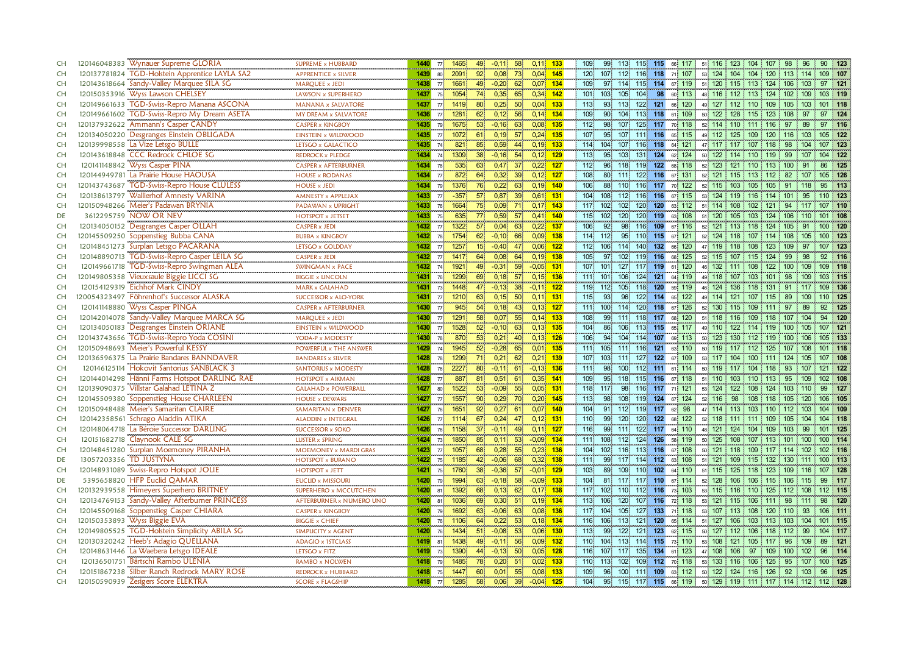| | | | | | | | | | | | | | | | | | | | | | | | | | | | | | | |
|---|---|---|---|---|---|---|---|---|---|---|---|---|---|---|---|---|---|---|---|---|---|---|---|---|---|---|---|---|---|---|
| CH | 120146048383 | Wynauer Supreme GLORIA | SUPREME x HUBBARD | 1440 | 77 | 1465 | 49 | -0,11 | 58 | 0,11 | 133 | 109 | 99 | 113 | 115 | 115 | 66 | 117 | 51 | 116 | 123 | 104 | 107 | 98 | 96 | 90 | 123 |
| CH | 120137781824 | TGD-Holstein Apprentice LAYLA SA2 | APPRENTICE x SILVER | 1439 | 80 | 2091 | 92 | 0,08 | 73 | 0,04 | 145 | 120 | 107 | 112 | 116 | 118 | 71 | 107 | 53 | 124 | 104 | 104 | 120 | 113 | 114 | 109 | 107 |
| CH | 120143618664 | Sandy-Valley Marquee SILA SG | MARQUEE x JEDI | 1438 | 77 | 1661 | 49 | -0,20 | 62 | 0,07 | 134 | 109 | 97 | 114 | 115 | 114 | 67 | 119 | 51 | 120 | 115 | 113 | 124 | 106 | 103 | 97 | 121 |
| CH | 120150353916 | Wyss Lawson CHELSEY | LAWSON x SUPERHERO | 1437 | 75 | 1054 | 74 | 0,35 | 65 | 0,34 | 142 | 101 | 103 | 105 | 104 | 98 | 60 | 113 | 48 | 116 | 112 | 113 | 124 | 102 | 109 | 103 | 119 |
| CH | 120149661633 | TGD-Swiss-Repro Manana ASCONA | MANANA x SALVATORE | 1437 | 77 | 1419 | 80 | 0,25 | 50 | 0,04 | 133 | 113 | 93 | 113 | 122 | 121 | 66 | 120 | 49 | 127 | 112 | 110 | 109 | 105 | 103 | 101 | 118 |
| CH | 120149661602 | TGD-Swiss-Repro My Dream ASETA | MY DREAM x SALVATORE | 1436 | 77 | 1281 | 62 | 0,12 | 56 | 0,14 | 134 | 109 | 90 | 104 | 113 | 118 | 61 | 109 | 50 | 122 | 128 | 115 | 123 | 108 | 97 | 97 | 124 |
| CH | 120137932622 | Ammann's Casper CANDY | CASPER x KINGBOY | 1435 | 79 | 1675 | 53 | -0,16 | 63 | 0,08 | 135 | 112 | 98 | 107 | 125 | 117 | 70 | 118 | 52 | 114 | 110 | 111 | 116 | 97 | 89 | 97 | 116 |
| CH | 120134050220 | Desgranges Einstein OBLIGADA | EINSTEIN x WILDWOOD | 1435 | 77 | 1072 | 61 | 0,19 | 57 | 0,24 | 135 | 107 | 95 | 107 | 111 | 116 | 65 | 115 | 49 | 112 | 125 | 109 | 120 | 116 | 103 | 105 | 122 |
| CH | 120139998558 | La Vize Letsgo BULLE | LETSGO x GALACTICO | 1435 | 74 | 821 | 85 | 0,59 | 44 | 0,19 | 133 | 114 | 104 | 107 | 116 | 118 | 64 | 121 | 47 | 117 | 117 | 107 | 118 | 98 | 104 | 107 | 123 |
| CH | 120143618848 | CCC Redrock CHLOE SG | REDROCK x PLEDGE | 1434 | 74 | 1309 | 38 | -0,16 | 54 | 0,12 | 129 | 113 | 95 | 103 | 131 | 124 | 62 | 124 | 50 | 122 | 114 | 110 | 119 | 99 | 107 | 104 | 122 |
| CH | 120141148842 | Wyss Casper PINA | CASPER x AFTERBURNER | 1434 | 78 | 535 | 63 | 0,47 | 37 | 0,22 | 127 | 112 | 96 | 118 | 119 | 122 | 68 | 118 | 52 | 123 | 121 | 110 | 113 | 100 | 91 | 86 | 125 |
| CH | 120144949781 | La Prairie House HAOUSA | HOUSE x RODANAS | 1434 | 77 | 872 | 64 | 0,32 | 39 | 0,12 | 127 | 108 | 80 | 111 | 122 | 116 | 67 | 131 | 52 | 121 | 115 | 113 | 112 | 82 | 107 | 105 | 126 |
| CH | 120143743687 | TGD-Swiss-Repro House CLULESS | HOUSE x JEDI | 1434 | 79 | 1376 | 76 | 0,22 | 63 | 0,19 | 140 | 106 | 88 | 110 | 116 | 117 | 70 | 122 | 52 | 115 | 103 | 105 | 105 | 91 | 118 | 95 | 113 |
| CH | 120138613797 | Wallierhof Amnesty VARINA | AMNESTY x APPLEJAX | 1433 | 77 | -357 | 57 | 0,87 | 39 | 0,61 | 131 | 104 | 108 | 112 | 116 | 116 | 67 | 115 | 53 | 124 | 119 | 116 | 114 | 101 | 95 | 110 | 123 |
| CH | 120150948266 | Meier's Padawan BRYNIA | PADAWAN x UPRIGHT | 1433 | 76 | 1664 | 75 | 0,09 | 71 | 0,17 | 143 | 117 | 102 | 102 | 120 | 120 | 63 | 112 | 51 | 114 | 108 | 102 | 121 | 94 | 117 | 107 | 110 |
| DE | 3612295759 | NOW OR NEV | HOTSPOT x JETSET | 1433 | 75 | 635 | 77 | 0,59 | 57 | 0,41 | 140 | 115 | 102 | 120 | 120 | 119 | 63 | 108 | 51 | 120 | 105 | 103 | 124 | 106 | 110 | 101 | 108 |
| CH | 120134050152 | Desgranges Casper OLLAH | CASPER x JEDI | 1432 | 77 | 1322 | 57 | 0,04 | 63 | 0,22 | 137 | 106 | 92 | 98 | 116 | 109 | 67 | 116 | 52 | 121 | 113 | 118 | 124 | 105 | 91 | 100 | 120 |
| CH | 120145509250 | Soppenstieg Bubba CANA | BUBBA x KINGBOY | 1432 | 78 | 1754 | 62 | -0,10 | 66 | 0,09 | 138 | 114 | 112 | 95 | 110 | 115 | 67 | 121 | 52 | 124 | 118 | 107 | 114 | 108 | 105 | 100 | 123 |
| CH | 120148451273 | Surplan Letsgo PACARANA | LETSGO x GOLDDAY | 1432 | 77 | 1257 | 15 | -0,40 | 47 | 0,06 | 122 | 112 | 106 | 114 | 140 | 132 | 66 | 120 | 47 | 119 | 118 | 108 | 123 | 109 | 97 | 107 | 123 |
| CH | 120148890713 | TGD-Swiss-Repro Casper LEILA SG | CASPER x JEDI | 1432 | 77 | 1417 | 64 | 0,08 | 64 | 0,19 | 138 | 105 | 97 | 102 | 119 | 116 | 68 | 125 | 52 | 115 | 107 | 115 | 124 | 99 | 98 | 92 | 116 |
| CH | 120149661718 | TGD-Swiss-Repro Swingman ALEA | SWINGMAN x PACE | 1432 | 74 | 1921 | 49 | -0,31 | 59 | -0,05 | 131 | 107 | 101 | 127 | 117 | 119 | 61 | 120 | 46 | 132 | 111 | 108 | 122 | 100 | 109 | 109 | 118 |
| CH | 120149805358 | Vieuxsaule Biggie LICCI SG | BIGGIE x LINCOLN | 1431 | 76 | 1299 | 69 | 0,18 | 57 | 0,15 | 136 | 111 | 101 | 106 | 124 | 121 | 64 | 119 | 49 | 118 | 107 | 103 | 101 | 98 | 109 | 103 | 115 |
| CH | 120154129319 | Eichhof Mark CINDY | MARK x GALAHAD | 1431 | 73 | 1448 | 47 | -0,13 | 38 | -0,11 | 122 | 119 | 112 | 105 | 118 | 120 | 59 | 119 | 46 | 124 | 136 | 118 | 131 | 91 | 117 | 109 | 136 |
| CH | 120054323497 | Föhrenhof's Successor ALASKA | SUCCESSOR x ALO-YORK | 1431 | 77 | 1210 | 63 | 0,15 | 50 | 0,11 | 131 | 115 | 93 | 96 | 122 | 114 | 65 | 122 | 49 | 114 | 121 | 107 | 115 | 89 | 109 | 110 | 125 |
| CH | 120141148880 | Wyss Casper PINGA | CASPER x AFTERBURNER | 1430 | 77 | 945 | 54 | 0,18 | 43 | 0,13 | 127 | 111 | 100 | 114 | 120 | 118 | 67 | 126 | 52 | 130 | 115 | 109 | 111 | 97 | 89 | 92 | 125 |
| CH | 120142014078 | Sandy-Valley Marquee MARCA SG | MARQUEE x JEDI | 1430 | 77 | 1291 | 58 | 0,07 | 55 | 0,14 | 133 | 108 | 99 | 111 | 118 | 117 | 68 | 120 | 51 | 118 | 116 | 109 | 118 | 107 | 104 | 94 | 120 |
| CH | 120134050183 | Desgranges Einstein ORIANE | EINSTEIN x WILDWOOD | 1430 | 77 | 1528 | 52 | -0,10 | 63 | 0,13 | 135 | 104 | 86 | 106 | 113 | 115 | 65 | 117 | 49 | 110 | 122 | 114 | 119 | 100 | 105 | 107 | 121 |
| CH | 120143743656 | TGD-Swiss-Repro Yoda COSINI | YODA-P x MODESTY | 1430 | 78 | 870 | 53 | 0,21 | 40 | 0,13 | 126 | 106 | 94 | 104 | 114 | 107 | 69 | 113 | 50 | 123 | 130 | 112 | 119 | 100 | 106 | 105 | 133 |
| CH | 120150948693 | Meier's Powerful KESSY | POWERFUL x THE ANSWER | 1429 | 74 | 1945 | 52 | -0,28 | 65 | 0,01 | 135 | 111 | 105 | 111 | 116 | 121 | 63 | 110 | 50 | 119 | 117 | 112 | 125 | 107 | 108 | 101 | 118 |
| CH | 120136596375 | La Prairie Bandares BANNDAVER | BANDARES x SILVER | 1428 | 78 | 1299 | 71 | 0,21 | 62 | 0,21 | 139 | 107 | 103 | 111 | 127 | 122 | 67 | 109 | 53 | 117 | 104 | 100 | 111 | 124 | 105 | 107 | 108 |
| CH | 120146125114 | Hokovit Santorius SANBLACK 3 | SANTORIUS x MODESTY | 1428 | 76 | 2227 | 80 | -0,11 | 61 | -0,13 | 136 | 111 | 98 | 100 | 112 | 111 | 61 | 114 | 50 | 119 | 117 | 104 | 118 | 93 | 107 | 121 | 122 |
| CH | 120144014298 | Hänni Farms Hotspot DARLING RAE | HOTSPOT x AIKMAN | 1428 | 77 | 887 | 81 | 0,51 | 61 | 0,35 | 141 | 109 | 95 | 118 | 115 | 116 | 67 | 118 | 51 | 110 | 103 | 110 | 113 | 95 | 109 | 102 | 108 |
| CH | 120139090375 | Villstar Galahad LETINA Z | GALAHAD x POWERBALL | 1427 | 80 | 1522 | 53 | -0,09 | 55 | 0,05 | 131 | 118 | 117 | 98 | 116 | 117 | 71 | 121 | 53 | 124 | 122 | 108 | 124 | 103 | 110 | 99 | 127 |
| CH | 120145509380 | Soppenstieg House CHARLEEN | HOUSE x DEWARS | 1427 | 77 | 1557 | 90 | 0,29 | 70 | 0,20 | 145 | 113 | 98 | 108 | 119 | 124 | 67 | 124 | 52 | 116 | 98 | 108 | 118 | 105 | 120 | 106 | 105 |
| CH | 120150948488 | Meier's Samaritan CLAIRE | SAMARITAN x DENVER | 1427 | 76 | 1651 | 92 | 0,27 | 61 | 0,07 | 140 | 104 | 91 | 112 | 119 | 117 | 62 | 98 | 47 | 114 | 113 | 103 | 110 | 112 | 103 | 104 | 109 |
| CH | 120142358561 | Schrago Aladdin ATIKA | ALADDIN x INTEGRAL | 1426 | 77 | 1114 | 67 | 0,24 | 47 | 0,12 | 131 | 110 | 99 | 120 | 120 | 122 | 68 | 122 | 52 | 118 | 111 | 111 | 109 | 105 | 104 | 104 | 118 |
| CH | 120148064718 | La Béroie Successor DARLING | SUCCESSOR x SOKO | 1426 | 76 | 1158 | 37 | -0,11 | 49 | 0,11 | 127 | 116 | 99 | 111 | 122 | 117 | 64 | 110 | 48 | 121 | 124 | 104 | 109 | 103 | 99 | 101 | 125 |
| CH | 120151682718 | Claynook CALE SG | LUSTER x SPRING | 1424 | 73 | 1850 | 85 | 0,11 | 53 | -0,09 | 134 | 111 | 108 | 112 | 124 | 126 | 58 | 119 | 50 | 125 | 108 | 107 | 113 | 101 | 100 | 100 | 114 |
| CH | 120148451280 | Surplan Moemoney PIRANHA | MOEMONEY x MARDI GRAS | 1423 | 77 | 1057 | 68 | 0,28 | 55 | 0,23 | 136 | 104 | 102 | 116 | 113 | 116 | 67 | 108 | 50 | 121 | 118 | 109 | 117 | 114 | 102 | 102 | 116 |
| DE | 13057203356 | TD JUSTYNA | HOTSPOT x BURANO | 1422 | 75 | 1185 | 42 | -0,06 | 68 | 0,32 | 138 | 111 | 99 | 117 | 114 | 112 | 63 | 108 | 51 | 121 | 109 | 115 | 132 | 130 | 111 | 100 | 113 |
| CH | 120148931089 | Swiss-Repro Hotspot JOLIE | HOTSPOT x JETT | 1421 | 75 | 1760 | 38 | -0,36 | 57 | -0,01 | 129 | 103 | 89 | 109 | 110 | 102 | 64 | 110 | 51 | 115 | 125 | 118 | 123 | 109 | 116 | 107 | 128 |
| DE | 5395658820 | HFP Euclid QAMAR | EUCLID x MISSOURI | 1420 | 79 | 1994 | 63 | -0,18 | 58 | -0,09 | 133 | 104 | 81 | 117 | 117 | 110 | 67 | 114 | 52 | 128 | 106 | 106 | 115 | 106 | 115 | 99 | 117 |
| CH | 120132939558 | Himeyers Superhero BRITNEY | SUPERHERO x MCCUTCHEN | 1420 | 81 | 1392 | 68 | 0,13 | 62 | 0,17 | 138 | 117 | 102 | 110 | 112 | 116 | 73 | 103 | 53 | 115 | 116 | 110 | 125 | 112 | 108 | 112 | 115 |
| CH | 120134769153 | Sandy-Valley Afterburner PRINCESS | AFTERBURNER x NUMERO UNO | 1420 | 81 | 1036 | 69 | 0,30 | 51 | 0,19 | 134 | 113 | 106 | 120 | 107 | 116 | 72 | 118 | 53 | 121 | 115 | 106 | 111 | 98 | 111 | 98 | 120 |
| CH | 120145509168 | Soppenstieg Casper CHIARA | CASPER x KINGBOY | 1420 | 79 | 1692 | 63 | -0,06 | 63 | 0,08 | 136 | 117 | 104 | 105 | 127 | 133 | 71 | 118 | 53 | 107 | 113 | 108 | 120 | 110 | 93 | 106 | 111 |
| CH | 120150353893 | Wyss Biggie EVA | BIGGIE x CHIEF | 1420 | 76 | 1106 | 64 | 0,22 | 53 | 0,18 | 134 | 116 | 106 | 113 | 121 | 120 | 65 | 114 | 51 | 127 | 106 | 103 | 113 | 103 | 104 | 101 | 115 |
| CH | 120149805525 | TGD-Holstein Simplicity ABILA SG | SIMPLICITY x AGENT | 1420 | 76 | 1434 | 51 | -0,08 | 53 | 0,06 | 130 | 113 | 99 | 122 | 121 | 123 | 62 | 115 | 50 | 127 | 112 | 106 | 118 | 112 | 99 | 104 | 117 |
| CH | 120130320242 | Heeb's Adagio QUELLANA | ADAGIO x 1STCLASS | 1419 | 81 | 1438 | 49 | -0,11 | 56 | 0,09 | 132 | 110 | 104 | 113 | 114 | 115 | 73 | 110 | 53 | 108 | 121 | 105 | 117 | 96 | 109 | 89 | 121 |
| CH | 120148631446 | La Waebera Letsgo IDEALE | LETSGO x FITZ | 1419 | 73 | 1390 | 44 | -0,13 | 50 | 0,05 | 128 | 116 | 107 | 117 | 135 | 134 | 61 | 123 | 47 | 108 | 106 | 97 | 109 | 100 | 102 | 96 | 114 |
| CH | 120136501751 | Bärtschi Rambo ULENIA | RAMBO x NOLWEN | 1418 | 79 | 1485 | 78 | 0,20 | 51 | 0,02 | 133 | 110 | 113 | 102 | 109 | 112 | 70 | 118 | 53 | 133 | 116 | 106 | 125 | 95 | 107 | 100 | 125 |
| CH | 120151867238 | Silber Ranch Redrock MARY ROSE | REDROCK x HUBBARD | 1418 | 75 | 1447 | 60 | 0,01 | 55 | 0,08 | 133 | 109 | 96 | 100 | 111 | 109 | 63 | 112 | 50 | 122 | 124 | 116 | 126 | 92 | 103 | 96 | 125 |
| CH | 120150590939 | Zesigers Score ELEKTRA | SCORE x FLAGSHIP | 1418 | 77 | 1285 | 58 | 0,06 | 39 | -0,04 | 125 | 104 | 95 | 115 | 117 | 115 | 66 | 119 | 50 | 129 | 119 | 111 | 117 | 114 | 112 | 112 | 128 |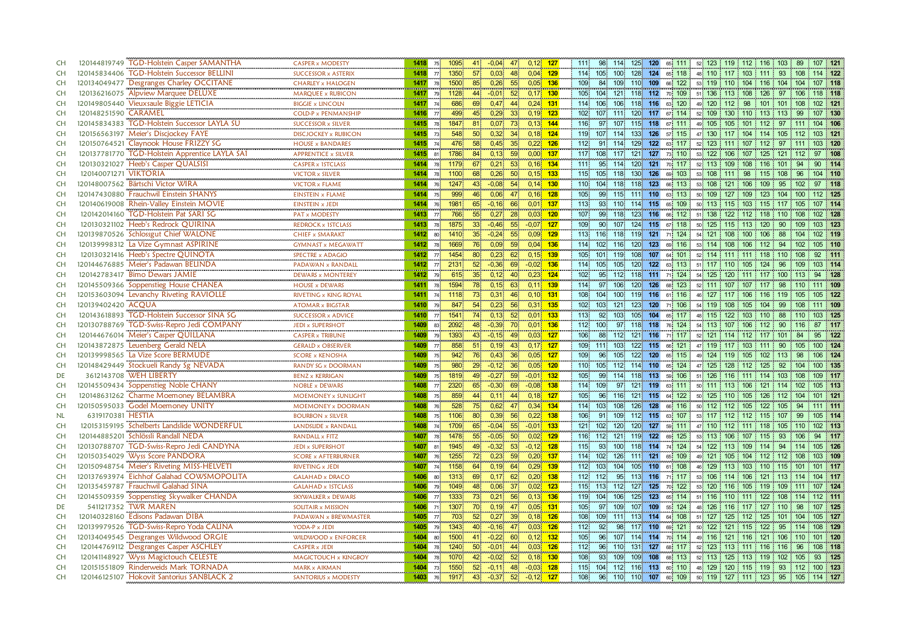| | | | | | | | | | | | | | | | | | | | | | | | | | | | | | | | | |
|---|---|---|---|---|---|---|---|---|---|---|---|---|---|---|---|---|---|---|---|---|---|---|---|---|---|---|---|---|---|---|---|---|
| CH | 120144819749 | TGD-Holstein Casper SAMANTHA | CASPER x MODESTY | 1418 | 75 | 1095 | 41 | -0,04 | 47 | 0,12 | 127 | 111 | 98 | 114 | 125 | 120 | 65 | 111 | 52 | 123 | 119 | 112 | 116 | 103 | 89 | 107 | 121 |
| CH | 120145834406 | TGD-Holstein Successor BELLINI | SUCCESSOR x ASTERIX | 1418 | 77 | 1350 | 57 | 0,03 | 48 | 0,04 | 129 | 114 | 105 | 100 | 128 | 124 | 65 | 118 | 48 | 110 | 117 | 103 | 111 | 93 | 108 | 114 | 122 |
| CH | 120134049477 | Desgranges Charley OCCITANE | CHARLEY x HALOGEN | 1417 | 78 | 1500 | 85 | 0,26 | 55 | 0,05 | 136 | 109 | 84 | 109 | 110 | 109 | 66 | 122 | 53 | 119 | 110 | 104 | 116 | 104 | 104 | 107 | 118 |
| CH | 120136216075 | Alpview Marquee DELUXE | MARQUEE x RUBICON | 1417 | 79 | 1128 | 44 | -0,01 | 52 | 0,17 | 130 | 105 | 104 | 121 | 118 | 112 | 70 | 109 | 51 | 136 | 113 | 108 | 126 | 97 | 106 | 118 | 118 |
| CH | 120149805440 | Vieuxsaule Biggie LETICIA | BIGGIE x LINCOLN | 1417 | 74 | 686 | 69 | 0,47 | 44 | 0,24 | 131 | 114 | 106 | 106 | 118 | 116 | 63 | 120 | 49 | 120 | 112 | 98 | 101 | 101 | 108 | 102 | 121 |
| CH | 120148251590 | CARAMEL | COLD-P x PENMANSHIP | 1416 | 77 | 499 | 45 | 0,29 | 33 | 0,19 | 123 | 102 | 107 | 111 | 120 | 117 | 67 | 114 | 52 | 109 | 130 | 110 | 113 | 113 | 99 | 107 | 130 |
| CH | 120145834383 | TGD-Holstein Successor LAYLA SU | SUCCESSOR x SILVER | 1415 | 78 | 1847 | 81 | 0,07 | 73 | 0,13 | 144 | 116 | 97 | 107 | 115 | 118 | 67 | 111 | 49 | 105 | 105 | 101 | 112 | 97 | 111 | 104 | 106 |
| CH | 120156563197 | Meier's Discjockey FAYE | DISCJOCKEY x RUBICON | 1415 | 73 | 548 | 50 | 0,32 | 34 | 0,18 | 124 | 119 | 107 | 114 | 133 | 126 | 57 | 115 | 47 | 130 | 117 | 104 | 114 | 105 | 112 | 103 | 121 |
| CH | 120150764521 | Claynook House FRIZZY SG | HOUSE x BANDARES | 1415 | 74 | 476 | 58 | 0,45 | 35 | 0,22 | 126 | 112 | 91 | 114 | 129 | 122 | 63 | 117 | 52 | 123 | 111 | 107 | 112 | 97 | 111 | 103 | 120 |
| CH | 120137781770 | TGD-Holstein Apprentice LAYLA SAT | APPRENTICE x SILVER | 1415 | 81 | 1786 | 84 | 0,13 | 59 | 0,00 | 137 | 117 | 108 | 117 | 121 | 127 | 73 | 110 | 53 | 122 | 106 | 107 | 125 | 121 | 112 | 97 | 108 |
| CH | 120130321027 | Heeb's Casper QUALSISI | CASPER x 1STCLASS | 1414 | 78 | 1179 | 67 | 0,21 | 53 | 0,16 | 134 | 111 | 95 | 114 | 120 | 121 | 70 | 117 | 52 | 113 | 109 | 108 | 116 | 101 | 94 | 90 | 114 |
| CH | 120140071271 | VIKTORIA | VICTOR x SILVER | 1414 | 78 | 1100 | 68 | 0,26 | 50 | 0,15 | 133 | 115 | 105 | 118 | 130 | 126 | 69 | 103 | 53 | 108 | 111 | 98 | 115 | 108 | 96 | 104 | 110 |
| CH | 120148007562 | Bärtschi Victor WIRA | VICTOR x FLAME | 1414 | 76 | 1247 | 43 | -0,08 | 54 | 0,14 | 130 | 110 | 104 | 118 | 118 | 123 | 66 | 113 | 53 | 108 | 121 | 106 | 109 | 95 | 102 | 97 | 118 |
| CH | 120147430880 | Frauchwil Einstein SHANYS | EINSTEIN x FLAME | 1414 | 75 | 999 | 46 | 0,06 | 47 | 0,16 | 128 | 105 | 99 | 115 | 111 | 110 | 63 | 113 | 50 | 109 | 127 | 109 | 123 | 104 | 100 | 112 | 125 |
| CH | 120140619008 | Rhein-Valley Einstein MOVIE | EINSTEIN x JEDI | 1414 | 76 | 1981 | 65 | -0,16 | 66 | 0,01 | 137 | 113 | 93 | 110 | 114 | 115 | 65 | 109 | 50 | 113 | 115 | 103 | 115 | 117 | 105 | 107 | 114 |
| CH | 120142014160 | TGD-Holstein Pat SARI SG | PAT x MODESTY | 1413 | 77 | 766 | 55 | 0,27 | 28 | 0,03 | 120 | 107 | 99 | 118 | 123 | 116 | 66 | 112 | 51 | 138 | 122 | 112 | 118 | 110 | 108 | 102 | 128 |
| CH | 120130321102 | Heeb's Redrock QUIRINA | REDROCK x 1STCLASS | 1413 | 78 | 1875 | 33 | -0,46 | 55 | -0,07 | 127 | 109 | 90 | 107 | 124 | 115 | 67 | 118 | 50 | 125 | 115 | 113 | 120 | 90 | 109 | 103 | 123 |
| CH | 120139870526 | Schlossgut Chief WALONE | CHIEF x SMARAKT | 1412 | 80 | 1410 | 35 | -0,24 | 55 | 0,09 | 129 | 113 | 116 | 118 | 119 | 121 | 71 | 124 | 54 | 121 | 108 | 100 | 106 | 88 | 104 | 102 | 119 |
| CH | 120139998312 | La Vize Gymnast ASPIRINE | GYMNAST x MEGAWATT | 1412 | 78 | 1669 | 76 | 0,09 | 59 | 0,04 | 136 | 114 | 102 | 116 | 120 | 123 | 69 | 116 | 53 | 114 | 108 | 106 | 112 | 94 | 102 | 105 | 110 |
| CH | 120130321416 | Heeb's Spectre QUINOTA | SPECTRE x ADAGIO | 1412 | 77 | 1454 | 80 | 0,23 | 62 | 0,15 | 139 | 105 | 101 | 119 | 108 | 107 | 64 | 101 | 52 | 114 | 111 | 111 | 118 | 110 | 108 | 92 | 111 |
| CH | 120144676885 | Meier's Padawan BELINDA | PADAWAN x RANDALL | 1412 | 77 | 2131 | 52 | -0,36 | 69 | -0,02 | 136 | 114 | 105 | 105 | 120 | 122 | 63 | 113 | 51 | 117 | 110 | 105 | 124 | 96 | 109 | 103 | 114 |
| CH | 120142783417 | Bimo Dewars JAMIE | DEWARS x MONTEREY | 1412 | 79 | 615 | 35 | 0,12 | 40 | 0,23 | 124 | 102 | 95 | 112 | 118 | 111 | 71 | 124 | 54 | 125 | 120 | 111 | 117 | 100 | 113 | 94 | 128 |
| CH | 120145509366 | Soppenstieg House CHANEA | HOUSE x DEWARS | 1411 | 78 | 1594 | 78 | 0,15 | 63 | 0,11 | 139 | 114 | 97 | 106 | 120 | 126 | 68 | 123 | 52 | 111 | 107 | 107 | 117 | 98 | 110 | 111 | 109 |
| CH | 120153603094 | Levanchy Riveting RAVIOLLE | RIVETING x KING ROYAL | 1411 | 74 | 1118 | 73 | 0,31 | 46 | 0,10 | 131 | 108 | 104 | 100 | 119 | 116 | 61 | 116 | 46 | 127 | 117 | 106 | 116 | 119 | 105 | 105 | 122 |
| CH | 120139402420 | ACQUA | ATOMAR x BIGSTAR | 1410 | 79 | 847 | 54 | 0,23 | 56 | 0,31 | 135 | 102 | 103 | 121 | 123 | 120 | 71 | 106 | 54 | 119 | 108 | 105 | 104 | 99 | 108 | 111 | 109 |
| CH | 120143618893 | TGD-Holstein Successor SINA SG | SUCCESSOR x ADVICE | 1410 | 77 | 1541 | 74 | 0,13 | 52 | 0,01 | 133 | 113 | 92 | 103 | 105 | 104 | 65 | 117 | 48 | 115 | 122 | 103 | 110 | 88 | 110 | 103 | 125 |
| CH | 120130788769 | TGD-Swiss-Repro Jedi COMPANY | JEDI x SUPERSHOT | 1409 | 83 | 2092 | 48 | -0,39 | 70 | 0,01 | 136 | 112 | 100 | 97 | 118 | 118 | 76 | 124 | 54 | 113 | 107 | 106 | 112 | 90 | 116 | 87 | 117 |
| CH | 120144676014 | Meier's Casper QUILLANA | CASPER x TRIBUNE | 1409 | 79 | 1393 | 43 | -0,15 | 49 | 0,03 | 127 | 106 | 88 | 112 | 121 | 116 | 71 | 117 | 52 | 121 | 114 | 112 | 117 | 101 | 84 | 95 | 122 |
| CH | 120143872875 | Leuenberg Gerald NELA | GERALD x OBSERVER | 1409 | 77 | 858 | 51 | 0,19 | 43 | 0,17 | 127 | 109 | 111 | 103 | 122 | 115 | 66 | 121 | 47 | 119 | 117 | 103 | 111 | 90 | 105 | 100 | 124 |
| CH | 120139998565 | La Vize Score BERMUDE | SCORE x KENOSHA | 1409 | 75 | 942 | 76 | 0,43 | 36 | 0,05 | 127 | 109 | 96 | 105 | 122 | 120 | 65 | 115 | 49 | 124 | 119 | 105 | 102 | 113 | 98 | 106 | 124 |
| CH | 120148429449 | Stockueli Randy Sg NEVADA | RANDY SG x DOORMAN | 1409 | 75 | 980 | 29 | -0,12 | 36 | 0,05 | 120 | 110 | 105 | 112 | 114 | 110 | 65 | 124 | 47 | 125 | 128 | 112 | 125 | 92 | 104 | 100 | 135 |
| DE | 3612143708 | WEH LIBERTY | BENZ x KERRIGAN | 1409 | 75 | 1819 | 49 | -0,27 | 59 | -0,01 | 132 | 105 | 99 | 114 | 118 | 113 | 59 | 106 | 51 | 126 | 116 | 111 | 114 | 103 | 108 | 109 | 117 |
| CH | 120145509434 | Soppenstieg Noble CHANY | NOBLE x DEWARS | 1408 | 77 | 2320 | 65 | -0,30 | 69 | -0,08 | 138 | 114 | 109 | 97 | 121 | 119 | 63 | 111 | 50 | 111 | 113 | 106 | 121 | 114 | 102 | 105 | 113 |
| CH | 120148631262 | Charme Moemoney BELAMBRA | MOEMONEY x SUNLIGHT | 1408 | 75 | 859 | 44 | 0,11 | 44 | 0,18 | 127 | 105 | 96 | 116 | 121 | 115 | 64 | 122 | 50 | 125 | 110 | 105 | 126 | 112 | 104 | 101 | 121 |
| CH | 120150595033 | Godel Moemoney UNITY | MOEMONEY x DOORMAN | 1408 | 76 | 528 | 75 | 0,62 | 47 | 0,34 | 134 | 114 | 103 | 108 | 126 | 128 | 66 | 116 | 50 | 112 | 112 | 105 | 122 | 105 | 94 | 111 | 111 |
| NL | 6319170381 | HESTIA | BOURBON x SILVER | 1408 | 75 | 1106 | 80 | 0,39 | 56 | 0,22 | 138 | 106 | 91 | 109 | 112 | 115 | 63 | 107 | 53 | 117 | 112 | 112 | 115 | 107 | 99 | 105 | 114 |
| CH | 120153159195 | Schelberts Landslide WONDERFUL | LANDSLIDE x RANDALL | 1408 | 74 | 1709 | 65 | -0,04 | 55 | -0,01 | 133 | 121 | 102 | 120 | 120 | 127 | 59 | 111 | 47 | 110 | 112 | 111 | 118 | 105 | 110 | 102 | 113 |
| CH | 120144885201 | Schlössli Randall NEDA | RANDALL x FITZ | 1407 | 78 | 1478 | 55 | -0,05 | 50 | 0,02 | 129 | 116 | 112 | 121 | 119 | 122 | 69 | 125 | 53 | 113 | 106 | 107 | 115 | 93 | 106 | 94 | 117 |
| CH | 120130788707 | TGD-Swiss-Repro Jedi CANDYNA | JEDI x SUPERSHOT | 1407 | 81 | 1945 | 49 | -0,32 | 53 | -0,12 | 128 | 115 | 93 | 100 | 118 | 114 | 74 | 124 | 54 | 122 | 113 | 109 | 114 | 94 | 114 | 105 | 126 |
| CH | 120150354029 | Wyss Score PANDORA | SCORE x AFTERBURNER | 1407 | 76 | 1255 | 72 | 0,23 | 59 | 0,20 | 137 | 114 | 102 | 126 | 111 | 121 | 65 | 109 | 49 | 121 | 105 | 104 | 112 | 112 | 108 | 103 | 109 |
| CH | 120150948754 | Meier's Riveting MISS-HELVETI | RIVETING x JEDI | 1407 | 74 | 1158 | 64 | 0,19 | 64 | 0,29 | 139 | 112 | 103 | 104 | 105 | 110 | 61 | 108 | 46 | 129 | 113 | 103 | 110 | 115 | 101 | 101 | 117 |
| CH | 120137693974 | Eichhof Galahad COWSMOPOLITA | GALAHAD x DRACO | 1406 | 80 | 1313 | 69 | 0,17 | 62 | 0,20 | 138 | 112 | 112 | 95 | 113 | 116 | 71 | 117 | 53 | 106 | 114 | 106 | 121 | 113 | 114 | 104 | 117 |
| CH | 120135459787 | Frauchwil Galahad SINA | GALAHAD x 1STCLASS | 1406 | 79 | 1049 | 48 | 0,06 | 37 | 0,02 | 123 | 115 | 113 | 112 | 127 | 125 | 70 | 122 | 53 | 120 | 116 | 105 | 119 | 109 | 111 | 107 | 124 |
| CH | 120145509359 | Soppenstieg Skywalker CHANDA | SKYWALKER x DEWARS | 1406 | 77 | 1333 | 73 | 0,21 | 56 | 0,13 | 136 | 119 | 104 | 106 | 125 | 123 | 65 | 114 | 51 | 116 | 110 | 111 | 122 | 108 | 114 | 112 | 111 |
| DE | 5411217352 | TWR MAREN | SOLITAIR x MISSION | 1406 | 71 | 1307 | 70 | 0,19 | 47 | 0,05 | 131 | 105 | 97 | 109 | 107 | 109 | 55 | 124 | 48 | 126 | 116 | 117 | 127 | 110 | 98 | 107 | 125 |
| CH | 120140328160 | Edisons Padawan DIBA | PADAWAN x BREWMASTER | 1405 | 77 | 703 | 52 | 0,27 | 39 | 0,18 | 126 | 108 | 109 | 111 | 113 | 114 | 64 | 108 | 51 | 127 | 125 | 112 | 125 | 101 | 104 | 105 | 127 |
| CH | 120139979526 | TGD-Swiss-Repro Yoda CALINA | YODA-P x JEDI | 1405 | 79 | 1343 | 40 | -0,16 | 47 | 0,03 | 126 | 112 | 92 | 98 | 117 | 110 | 69 | 121 | 50 | 122 | 121 | 115 | 122 | 95 | 114 | 108 | 129 |
| CH | 120134049545 | Desgranges Wildwood ORGIE | WILDWOOD x ENFORCER | 1404 | 80 | 1500 | 41 | -0,22 | 60 | 0,12 | 132 | 105 | 96 | 107 | 114 | 114 | 70 | 114 | 49 | 116 | 121 | 116 | 121 | 106 | 110 | 101 | 120 |
| CH | 120144769112 | Desgranges Casper ASCHLEY | CASPER x JEDI | 1404 | 78 | 1240 | 50 | -0,01 | 44 | 0,03 | 126 | 112 | 96 | 110 | 131 | 127 | 68 | 117 | 52 | 123 | 113 | 111 | 116 | 116 | 96 | 108 | 118 |
| CH | 120141148927 | Wyss Magictouch CELESTE | MAGICTOUCH x KINGBOY | 1404 | 78 | 1070 | 42 | -0,02 | 52 | 0,18 | 130 | 108 | 93 | 109 | 109 | 108 | 68 | 113 | 52 | 113 | 125 | 113 | 119 | 102 | 105 | 93 | 125 |
| CH | 120151551809 | Rinderweids Mark TORNADA | MARK x AIKMAN | 1404 | 73 | 1550 | 52 | -0,11 | 48 | -0,03 | 128 | 115 | 104 | 112 | 116 | 113 | 60 | 110 | 48 | 129 | 120 | 115 | 119 | 93 | 112 | 100 | 123 |
| CH | 120146125107 | Hokovit Santorius SANBLACK 2 | SANTORIUS x MODESTY | 1403 | 76 | 1917 | 43 | -0,37 | 52 | -0,12 | 127 | 108 | 96 | 110 | 110 | 107 | 60 | 109 | 50 | 119 | 127 | 111 | 123 | 95 | 105 | 114 | 127 |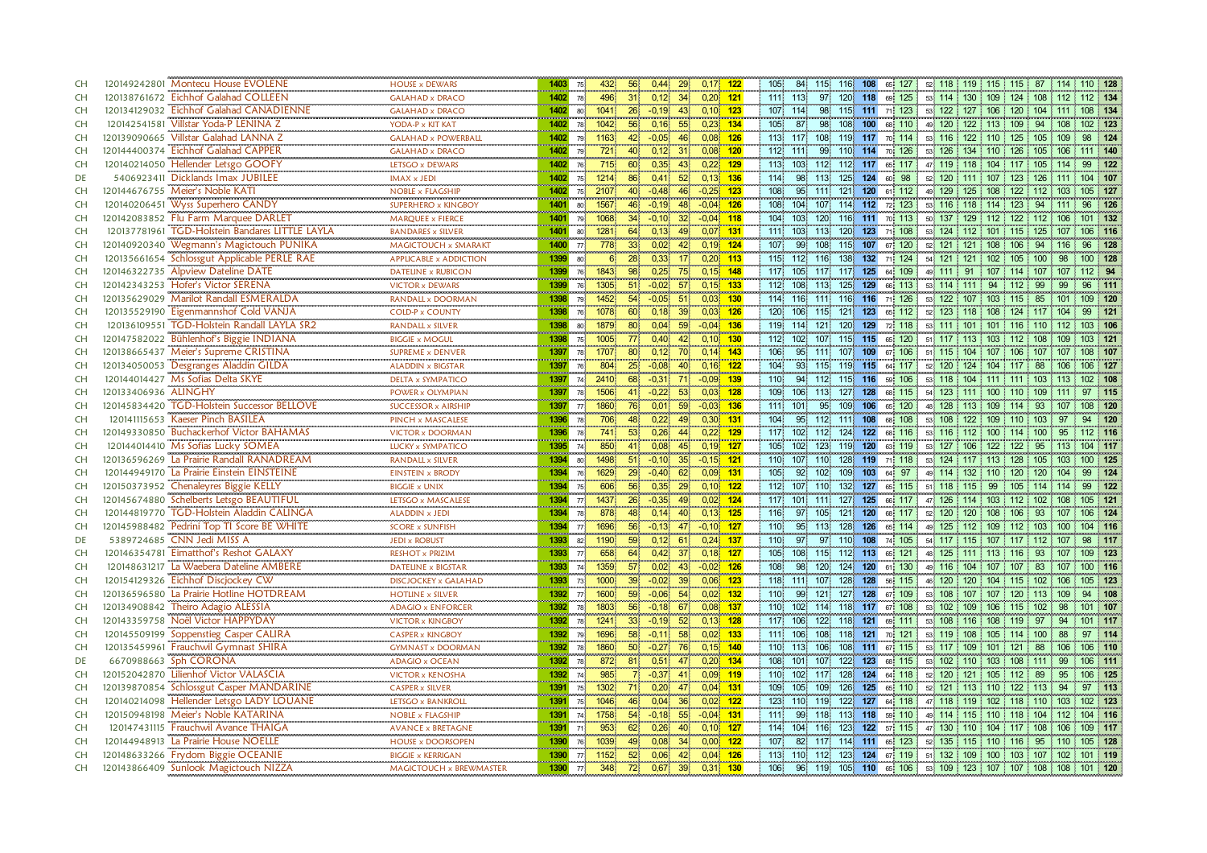| | | | | | | | | | | | | | | | | | | | | | | | | | | | | | | | |
|---|---|---|---|---|---|---|---|---|---|---|---|---|---|---|---|---|---|---|---|---|---|---|---|---|---|---|---|---|---|---|---|
| CH | 120149242801 | Montecu House EVOLENE | HOUSE x DEWARS | 1403 | 75 | 432 | 56 | 0,44 | 29 | 0,17 | 122 | 105 | 84 | 115 | 116 | 108 | 65 | 127 | 52 | 118 | 119 | 115 | 115 | 87 | 114 | 110 | 128 |
| CH | 120138761672 | Eichhof Galahad COLLEEN | GALAHAD x DRACO | 1402 | 78 | 496 | 31 | 0,12 | 34 | 0,20 | 121 | 111 | 113 | 97 | 120 | 118 | 69 | 125 | 53 | 114 | 130 | 109 | 124 | 108 | 112 | 112 | 134 |
| CH | 120134129032 | Eichhof Galahad CANADIENNE | GALAHAD x DRACO | 1402 | 80 | 1041 | 26 | -0,19 | 43 | 0,10 | 123 | 107 | 114 | 98 | 115 | 111 | 71 | 123 | 53 | 122 | 127 | 106 | 120 | 104 | 111 | 108 | 134 |
| CH | 120142541581 | Villstar Yoda-P LENINA Z | YODA-P x KIT KAT | 1402 | 78 | 1042 | 56 | 0,16 | 55 | 0,23 | 134 | 105 | 87 | 98 | 108 | 100 | 68 | 110 | 49 | 120 | 122 | 113 | 109 | 94 | 108 | 102 | 123 |
| CH | 120139090665 | Villstar Galahad LANNA Z | GALAHAD x POWERBALL | 1402 | 79 | 1163 | 42 | -0,05 | 46 | 0,08 | 126 | 113 | 117 | 108 | 119 | 117 | 70 | 114 | 53 | 116 | 122 | 110 | 125 | 105 | 109 | 98 | 124 |
| CH | 120144400374 | Eichhof Galahad CAPPER | GALAHAD x DRACO | 1402 | 79 | 721 | 40 | 0,12 | 31 | 0,08 | 120 | 112 | 111 | 99 | 110 | 114 | 70 | 126 | 53 | 126 | 134 | 110 | 126 | 105 | 106 | 111 | 140 |
| CH | 120140214050 | Hellender Letsgo GOOFY | LETSGO x DEWARS | 1402 | 76 | 715 | 60 | 0,35 | 43 | 0,22 | 129 | 113 | 103 | 112 | 112 | 117 | 65 | 117 | 47 | 119 | 118 | 104 | 117 | 105 | 114 | 99 | 122 |
| DE | 5406923411 | Dicklands Imax JUBILEE | IMAX x JEDI | 1402 | 75 | 1214 | 86 | 0,41 | 52 | 0,13 | 136 | 114 | 98 | 113 | 125 | 124 | 60 | 98 | 52 | 120 | 111 | 107 | 123 | 126 | 111 | 104 | 107 |
| CH | 120144676755 | Meier's Noble KATI | NOBLE x FLAGSHIP | 1402 | 75 | 2107 | 40 | -0,48 | 46 | -0,25 | 123 | 108 | 95 | 111 | 121 | 120 | 61 | 112 | 49 | 129 | 125 | 108 | 122 | 112 | 103 | 105 | 127 |
| CH | 120140206451 | Wyss Superhero CANDY | SUPERHERO x KINGBOY | 1401 | 80 | 1567 | 46 | -0,19 | 48 | -0,04 | 126 | 108 | 104 | 107 | 114 | 112 | 72 | 123 | 53 | 116 | 118 | 114 | 123 | 94 | 111 | 96 | 126 |
| CH | 120142083852 | Flu Farm Marquee DARLET | MARQUEE x FIERCE | 1401 | 79 | 1068 | 34 | -0,10 | 32 | -0,04 | 118 | 104 | 103 | 120 | 116 | 111 | 70 | 113 | 50 | 137 | 129 | 112 | 122 | 112 | 106 | 101 | 132 |
| CH | 120137781961 | TGD-Holstein Bandares LITTLE LAYLA | BANDARES x SILVER | 1401 | 80 | 1281 | 64 | 0,13 | 49 | 0,07 | 131 | 113 | 103 | 113 | 120 | 123 | 71 | 108 | 53 | 124 | 112 | 101 | 115 | 125 | 107 | 106 | 116 |
| CH | 120140920340 | Wegmann's Magictouch PUNIKA | MAGICTOUCH x SMARAKT | 1400 | 77 | 778 | 33 | 0,02 | 42 | 0,19 | 124 | 107 | 99 | 108 | 115 | 107 | 67 | 120 | 52 | 121 | 121 | 108 | 106 | 94 | 116 | 96 | 128 |
| CH | 120135661654 | Schlossgut Applicable PERLE RAE | APPLICABLE x ADDICTION | 1399 | 80 | 6 | 28 | 0,33 | 17 | 0,20 | 113 | 115 | 112 | 116 | 138 | 132 | 71 | 124 | 54 | 121 | 121 | 102 | 105 | 100 | 98 | 100 | 128 |
| CH | 120146322735 | Alpview Dateline DATE | DATELINE x RUBICON | 1399 | 76 | 1843 | 98 | 0,25 | 75 | 0,15 | 148 | 117 | 105 | 117 | 117 | 125 | 64 | 109 | 49 | 111 | 91 | 107 | 114 | 107 | 107 | 112 | 94 |
| CH | 120142343253 | Hofer's Victor SERENA | VICTOR x DEWARS | 1399 | 76 | 1305 | 51 | -0,02 | 57 | 0,15 | 133 | 112 | 108 | 113 | 125 | 129 | 66 | 113 | 53 | 114 | 111 | 94 | 112 | 99 | 99 | 96 | 111 |
| CH | 120135629029 | Marilot Randall ESMERALDA | RANDALL x DOORMAN | 1398 | 79 | 1452 | 54 | -0,05 | 51 | 0,03 | 130 | 114 | 116 | 111 | 116 | 116 | 71 | 126 | 53 | 122 | 107 | 103 | 115 | 85 | 101 | 109 | 120 |
| CH | 120135529190 | Eigenmannshof Cold VANJA | COLD-P x COUNTY | 1398 | 76 | 1078 | 60 | 0,18 | 39 | 0,03 | 126 | 120 | 106 | 115 | 121 | 123 | 65 | 112 | 52 | 123 | 118 | 108 | 124 | 117 | 104 | 99 | 121 |
| CH | 120136109551 | TGD-Holstein Randall LAYLA SR2 | RANDALL x SILVER | 1398 | 80 | 1879 | 80 | 0,04 | 59 | -0,04 | 136 | 119 | 114 | 121 | 120 | 129 | 72 | 118 | 53 | 111 | 101 | 101 | 116 | 110 | 112 | 103 | 106 |
| CH | 120147582022 | Bühlenhof's Biggie INDIANA | BIGGIE x MOGUL | 1398 | 75 | 1005 | 77 | 0,40 | 42 | 0,10 | 130 | 112 | 102 | 107 | 115 | 115 | 65 | 120 | 51 | 117 | 113 | 103 | 112 | 108 | 109 | 103 | 121 |
| CH | 120138665437 | Meier's Supreme CRISTINA | SUPREME x DENVER | 1397 | 78 | 1707 | 80 | 0,12 | 70 | 0,14 | 143 | 106 | 95 | 111 | 107 | 109 | 67 | 106 | 51 | 115 | 104 | 107 | 106 | 107 | 107 | 108 | 107 |
| CH | 120134050053 | Desgranges Aladdin GILDA | ALADDIN x BIGSTAR | 1397 | 76 | 804 | 25 | -0,08 | 40 | 0,16 | 122 | 104 | 93 | 115 | 119 | 115 | 64 | 117 | 52 | 120 | 124 | 104 | 117 | 88 | 106 | 106 | 127 |
| CH | 120144014427 | Ms Sofias Delta SKYE | DELTA x SYMPATICO | 1397 | 74 | 2410 | 68 | -0,31 | 71 | -0,09 | 139 | 110 | 94 | 112 | 115 | 116 | 59 | 106 | 53 | 118 | 104 | 111 | 111 | 103 | 113 | 102 | 108 |
| CH | 120133406936 | ALINGHY | POWER x OLYMPIAN | 1397 | 78 | 1506 | 41 | -0,22 | 53 | 0,03 | 128 | 109 | 106 | 113 | 127 | 128 | 68 | 115 | 54 | 123 | 111 | 100 | 110 | 109 | 111 | 97 | 115 |
| CH | 120145834420 | TGD-Holstein Successor BELLOVE | SUCCESSOR x AIRSHIP | 1397 | 77 | 1860 | 76 | 0,01 | 59 | -0,03 | 136 | 111 | 101 | 95 | 109 | 106 | 65 | 120 | 48 | 128 | 113 | 109 | 114 | 93 | 107 | 108 | 120 |
| CH | 120141115653 | Kaeser Pinch BASILEA | PINCH x MASCALESE | 1396 | 78 | 706 | 48 | 0,22 | 49 | 0,30 | 131 | 104 | 95 | 112 | 111 | 108 | 68 | 108 | 53 | 108 | 122 | 109 | 110 | 103 | 97 | 94 | 120 |
| CH | 120149330850 | Buchackerhof Victor BAHAMAS | VICTOR x DOORMAN | 1396 | 78 | 741 | 53 | 0,26 | 44 | 0,22 | 129 | 117 | 102 | 112 | 124 | 122 | 68 | 116 | 53 | 116 | 112 | 100 | 114 | 100 | 95 | 112 | 116 |
| CH | 120144014410 | Ms Sofias Lucky SOMEA | LUCKY x SYMPATICO | 1395 | 74 | 850 | 41 | 0,08 | 45 | 0,19 | 127 | 105 | 102 | 123 | 119 | 120 | 63 | 119 | 53 | 127 | 106 | 122 | 122 | 95 | 113 | 104 | 117 |
| CH | 120136596269 | La Prairie Randall RANADREAM | RANDALL x SILVER | 1394 | 80 | 1498 | 51 | -0,10 | 35 | -0,15 | 121 | 110 | 107 | 110 | 128 | 119 | 71 | 118 | 53 | 124 | 117 | 113 | 128 | 105 | 103 | 100 | 125 |
| CH | 120144949170 | La Prairie Einstein EINSTEINE | EINSTEIN x BRODY | 1394 | 76 | 1629 | 29 | -0,40 | 62 | 0,09 | 131 | 105 | 92 | 102 | 109 | 103 | 64 | 97 | 49 | 114 | 132 | 110 | 120 | 120 | 104 | 99 | 124 |
| CH | 120150373952 | Chenaleyres Biggie KELLY | BIGGIE x UNIX | 1394 | 75 | 606 | 56 | 0,35 | 29 | 0,10 | 122 | 112 | 107 | 110 | 132 | 127 | 65 | 115 | 51 | 118 | 115 | 99 | 105 | 114 | 114 | 99 | 122 |
| CH | 120145674880 | Schelberts Letsgo BEAUTIFUL | LETSGO x MASCALESE | 1394 | 77 | 1437 | 26 | -0,35 | 49 | 0,02 | 124 | 117 | 101 | 111 | 127 | 125 | 66 | 117 | 47 | 126 | 114 | 103 | 112 | 102 | 108 | 105 | 121 |
| CH | 120144819770 | TGD-Holstein Aladdin CALINGA | ALADDIN x JEDI | 1394 | 78 | 878 | 48 | 0,14 | 40 | 0,13 | 125 | 116 | 97 | 105 | 121 | 120 | 68 | 117 | 52 | 120 | 120 | 108 | 106 | 93 | 107 | 106 | 124 |
| CH | 120145988482 | Pedrini Top TI Score BE WHITE | SCORE x SUNFISH | 1394 | 77 | 1696 | 56 | -0,13 | 47 | -0,10 | 127 | 110 | 95 | 113 | 128 | 126 | 65 | 114 | 49 | 125 | 112 | 109 | 112 | 103 | 100 | 104 | 116 |
| DE | 5389724685 | CNN Jedi MISS A | JEDI x ROBUST | 1393 | 82 | 1190 | 59 | 0,12 | 61 | 0,24 | 137 | 110 | 97 | 97 | 110 | 108 | 74 | 105 | 54 | 117 | 115 | 107 | 117 | 112 | 107 | 98 | 117 |
| CH | 120146354781 | Eimatthof's Reshot GALAXY | RESHOT x PRIZIM | 1393 | 77 | 658 | 64 | 0,42 | 37 | 0,18 | 127 | 105 | 108 | 115 | 112 | 113 | 65 | 121 | 48 | 125 | 111 | 113 | 116 | 93 | 107 | 109 | 123 |
| CH | 120148631217 | La Waebera Dateline AMBERE | DATELINE x BIGSTAR | 1393 | 74 | 1359 | 57 | 0,02 | 43 | -0,02 | 126 | 108 | 98 | 120 | 124 | 120 | 61 | 130 | 49 | 116 | 104 | 107 | 107 | 83 | 107 | 100 | 116 |
| CH | 120154129326 | Eichhof Discjockey CW | DISCJOCKEY x GALAHAD | 1393 | 73 | 1000 | 39 | -0,02 | 39 | 0,06 | 123 | 118 | 111 | 107 | 128 | 128 | 56 | 115 | 46 | 120 | 120 | 104 | 115 | 102 | 106 | 105 | 123 |
| CH | 120136596580 | La Prairie Hotline HOTDREAM | HOTLINE x SILVER | 1392 | 77 | 1600 | 59 | -0,06 | 54 | 0,02 | 132 | 110 | 99 | 121 | 127 | 128 | 67 | 109 | 53 | 108 | 107 | 107 | 120 | 113 | 109 | 94 | 108 |
| CH | 120134908842 | Theiro Adagio ALESSIA | ADAGIO x ENFORCER | 1392 | 78 | 1803 | 56 | -0,18 | 67 | 0,08 | 137 | 110 | 102 | 114 | 118 | 117 | 67 | 108 | 53 | 102 | 109 | 106 | 115 | 102 | 98 | 101 | 107 |
| CH | 120143359758 | Noël Victor HAPPYDAY | VICTOR x KINGBOY | 1392 | 78 | 1241 | 33 | -0,19 | 52 | 0,13 | 128 | 117 | 106 | 122 | 118 | 121 | 69 | 111 | 53 | 108 | 116 | 108 | 119 | 97 | 94 | 101 | 117 |
| CH | 120145509199 | Soppenstieg Casper CALIRA | CASPER x KINGBOY | 1392 | 79 | 1696 | 58 | -0,11 | 58 | 0,02 | 133 | 111 | 106 | 108 | 118 | 118 | 70 | 121 | 53 | 119 | 108 | 105 | 114 | 100 | 88 | 97 | 114 |
| CH | 120135459961 | Frauchwil Gymnast SHIRA | GYMNAST x DOORMAN | 1392 | 78 | 1860 | 50 | -0,27 | 76 | 0,15 | 140 | 110 | 113 | 106 | 108 | 111 | 67 | 115 | 53 | 117 | 109 | 101 | 121 | 88 | 106 | 106 | 110 |
| DE | 6670988663 | Sph CORONA | ADAGIO x OCEAN | 1392 | 78 | 872 | 81 | 0,51 | 47 | 0,20 | 134 | 108 | 101 | 107 | 122 | 123 | 68 | 115 | 53 | 102 | 110 | 103 | 108 | 111 | 99 | 106 | 111 |
| CH | 120152042870 | Lilienhof Victor VALASCIA | VICTOR x KENOSHA | 1392 | 74 | 985 | 7 | -0,37 | 41 | 0,09 | 119 | 110 | 102 | 117 | 128 | 124 | 64 | 118 | 52 | 120 | 121 | 105 | 112 | 89 | 95 | 106 | 125 |
| CH | 120139870854 | Schlossgut Casper MANDARINE | CASPER x SILVER | 1391 | 75 | 1302 | 71 | 0,20 | 47 | 0,04 | 131 | 109 | 105 | 109 | 126 | 125 | 65 | 110 | 52 | 121 | 113 | 110 | 122 | 113 | 94 | 97 | 113 |
| CH | 120140214098 | Hellender Letsgo LADY LOUANE | LETSGO x BANKROLL | 1391 | 75 | 1046 | 46 | 0,04 | 36 | 0,02 | 122 | 123 | 110 | 119 | 122 | 127 | 64 | 118 | 47 | 118 | 119 | 102 | 118 | 110 | 103 | 102 | 123 |
| CH | 120150948198 | Meier's Noble KATARINA | NOBLE x FLAGSHIP | 1391 | 74 | 1758 | 54 | -0,18 | 55 | -0,04 | 131 | 111 | 99 | 118 | 113 | 118 | 59 | 110 | 49 | 114 | 115 | 110 | 118 | 104 | 112 | 104 | 116 |
| CH | 120147431115 | Frauchwil Avance THAIGA | AVANCE x BRETAGNE | 1391 | 71 | 953 | 62 | 0,26 | 40 | 0,10 | 127 | 114 | 104 | 116 | 123 | 122 | 57 | 115 | 47 | 130 | 110 | 104 | 117 | 108 | 106 | 109 | 117 |
| CH | 120144948913 | La Prairie House NOELLE | HOUSE x DOORSOPEN | 1390 | 76 | 1039 | 49 | 0,08 | 34 | 0,00 | 122 | 107 | 82 | 117 | 114 | 111 | 65 | 123 | 52 | 135 | 115 | 110 | 116 | 95 | 110 | 105 | 128 |
| CH | 120148633266 | Frydom Biggie OCEANIE | BIGGIE x KERRIGAN | 1390 | 77 | 1152 | 52 | 0,06 | 42 | 0,04 | 126 | 113 | 110 | 112 | 123 | 124 | 67 | 119 | 51 | 132 | 109 | 100 | 103 | 107 | 102 | 101 | 119 |
| CH | 120143866409 | Sunlook Magictouch NIZZA | MAGICTOUCH x BREWMASTER | 1390 | 77 | 348 | 72 | 0,67 | 39 | 0,31 | 130 | 106 | 96 | 119 | 105 | 110 | 65 | 106 | 53 | 109 | 123 | 107 | 107 | 108 | 108 | 101 | 120 |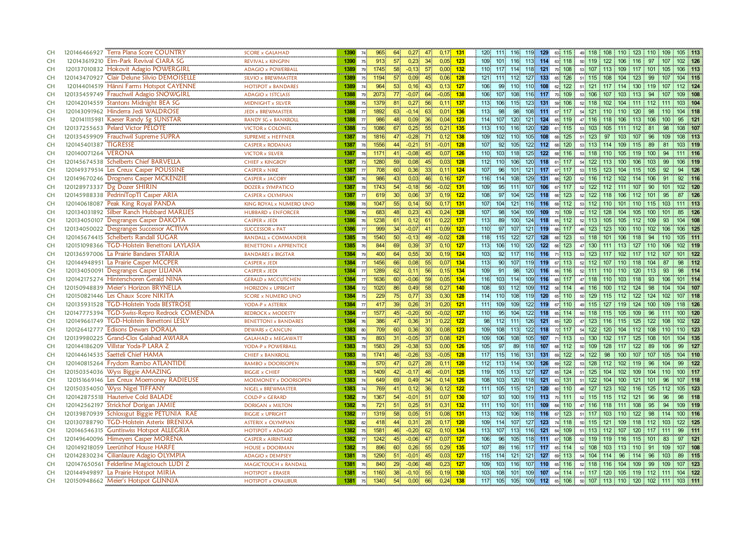| | | | | | | | | | | | | | | | | | | | | | | | | | | | | | | | | |
|---|---|---|---|---|---|---|---|---|---|---|---|---|---|---|---|---|---|---|---|---|---|---|---|---|---|---|---|---|---|---|---|---|
| CH | 120146466927 | Terra Plana Score COUNTRY | SCORE x GALAHAD | 1390 | 74 | 965 | 64 | 0,27 | 47 | 0,17 | 131 | 120 | 111 | 116 | 119 | 129 | 63 | 115 | 49 | 118 | 108 | 110 | 123 | 110 | 109 | 105 | 113 |
| CH | 120143619210 | Elm-Park Revival CIARA SG | REVIVAL x KINGPIN | 1390 | 75 | 913 | 57 | 0,23 | 34 | 0,05 | 123 | 109 | 101 | 116 | 113 | 114 | 63 | 118 | 50 | 119 | 122 | 106 | 116 | 97 | 107 | 102 | 126 |
| CH | 120137010832 | Hokovit Adagio POWERGIRL | ADAGIO x POWERBALL | 1389 | 79 | 1745 | 58 | -0,13 | 57 | 0,00 | 132 | 110 | 117 | 114 | 118 | 121 | 70 | 108 | 53 | 107 | 113 | 109 | 117 | 101 | 105 | 106 | 113 |
| CH | 120143470927 | Clair Delune Silvio DEMOISELLE | SILVIO x BREWMASTER | 1389 | 75 | 1194 | 57 | 0,09 | 45 | 0,06 | 128 | 121 | 111 | 112 | 127 | 133 | 65 | 126 | 51 | 115 | 108 | 104 | 123 | 99 | 107 | 104 | 115 |
| CH | 120144014519 | Hänni Farms Hotspot CAYENNE | HOTSPOT x BANDARES | 1389 | 74 | 964 | 53 | 0,16 | 43 | 0,13 | 127 | 106 | 99 | 110 | 110 | 108 | 62 | 122 | 51 | 121 | 117 | 114 | 130 | 119 | 107 | 112 | 124 |
| CH | 120135459749 | Frauchwil Adagio SNOWGIRL | ADAGIO x 1STCLASS | 1388 | 79 | 2073 | 77 | -0,07 | 64 | -0,05 | 138 | 106 | 107 | 108 | 116 | 117 | 70 | 109 | 53 | 106 | 107 | 103 | 113 | 94 | 107 | 109 | 108 |
| CH | 120142014559 | Stantons Midnight BEA SG | MIDNIGHT x SILVER | 1388 | 75 | 1379 | 81 | 0,27 | 56 | 0,11 | 137 | 113 | 106 | 115 | 123 | 131 | 59 | 106 | 52 | 118 | 102 | 104 | 111 | 112 | 111 | 103 | 104 |
| CH | 120143091962 | Hinderra Jedi WALDROSE | JEDI x BREWMASTER | 1388 | 77 | 1892 | 63 | -0,14 | 63 | 0,01 | 136 | 113 | 98 | 98 | 108 | 111 | 67 | 117 | 54 | 121 | 110 | 110 | 120 | 98 | 110 | 104 | 118 |
| CH | 120141115981 | Kaeser Randy Sg SUNSTAR | RANDY SG x BANKROLL | 1388 | 77 | 986 | 48 | 0,09 | 36 | 0,04 | 123 | 114 | 107 | 120 | 121 | 124 | 65 | 119 | 47 | 116 | 118 | 106 | 113 | 106 | 100 | 95 | 121 |
| CH | 120137255653 | Pelard Victor PELOTE | VICTOR x COLONEL | 1388 | 73 | 1086 | 67 | 0,25 | 55 | 0,21 | 135 | 113 | 110 | 116 | 120 | 120 | 61 | 115 | 53 | 103 | 105 | 111 | 112 | 81 | 98 | 108 | 107 |
| CH | 120135459909 | Frauchwil Supreme SUPRA | SUPREME x HEFFNER | 1387 | 78 | 1816 | 47 | -0,28 | 71 | 0,12 | 138 | 109 | 102 | 110 | 105 | 108 | 68 | 125 | 51 | 123 | 97 | 103 | 107 | 96 | 109 | 108 | 113 |
| CH | 120145401387 | TIGRESSE | CASPER x RODANAS | 1387 | 78 | 1556 | 44 | -0,21 | 51 | -0,01 | 128 | 107 | 92 | 105 | 122 | 112 | 68 | 120 | 53 | 113 | 114 | 109 | 115 | 89 | 81 | 103 | 119 |
| CH | 120140071264 | VERONA | VICTOR x SILVER | 1387 | 78 | 1171 | 41 | -0,08 | 45 | 0,07 | 126 | 110 | 103 | 118 | 125 | 122 | 68 | 116 | 53 | 118 | 110 | 105 | 119 | 100 | 94 | 111 | 116 |
| CH | 120145674538 | Schelberts Chief BARVELLA | CHIEF x KINGBOY | 1387 | 73 | 1280 | 59 | 0,08 | 45 | 0,03 | 128 | 112 | 110 | 106 | 120 | 118 | 61 | 117 | 54 | 122 | 113 | 100 | 106 | 103 | 99 | 106 | 119 |
| CH | 120149379514 | Les Creux Casper POUSSINE | CASPER x NIKE | 1387 | 77 | 708 | 60 | 0,36 | 33 | 0,11 | 124 | 107 | 96 | 101 | 121 | 117 | 67 | 117 | 53 | 115 | 123 | 104 | 115 | 105 | 92 | 94 | 126 |
| CH | 120149670246 | Drognens Casper MCKENZIE | CASPER x JACOBY | 1387 | 76 | 986 | 43 | 0,03 | 46 | 0,16 | 127 | 116 | 114 | 108 | 129 | 131 | 66 | 120 | 52 | 116 | 112 | 102 | 114 | 106 | 91 | 92 | 116 |
| CH | 120128973337 | Dg Dozer SHIRIN | DOZER x SYMPATICO | 1387 | 78 | 1743 | 54 | -0,18 | 56 | -0,02 | 131 | 109 | 95 | 111 | 107 | 106 | 67 | 117 | 52 | 122 | 112 | 111 | 107 | 90 | 101 | 102 | 120 |
| CH | 120145988338 | PedriniTopTI Casper ARIA | CASPER x OLYMPIAN | 1387 | 77 | 619 | 30 | 0,06 | 37 | 0,19 | 122 | 108 | 97 | 104 | 125 | 118 | 66 | 123 | 52 | 122 | 118 | 106 | 112 | 101 | 95 | 87 | 126 |
| CH | 120140618087 | Peak King Royal PANDA | KING ROYAL x NUMERO UNO | 1386 | 78 | 1047 | 55 | 0,14 | 50 | 0,17 | 131 | 107 | 104 | 121 | 116 | 116 | 68 | 112 | 53 | 112 | 110 | 101 | 110 | 115 | 103 | 111 | 113 |
| CH | 120134031892 | Silber Ranch Hubbard MARLIES | HUBBARD x ENFORCER | 1386 | 79 | 683 | 48 | 0,23 | 43 | 0,24 | 128 | 107 | 98 | 104 | 109 | 109 | 70 | 109 | 52 | 112 | 128 | 104 | 105 | 100 | 101 | 85 | 126 |
| CH | 120134050107 | Desgranges Casper DAKOTA | CASPER x JEDI | 1386 | 76 | 1238 | 61 | 0,12 | 61 | 0,22 | 137 | 113 | 89 | 100 | 124 | 118 | 65 | 112 | 52 | 113 | 105 | 105 | 112 | 109 | 93 | 104 | 108 |
| CH | 120134050022 | Desgranges Successor ACTIVA | SUCCESSOR x PAT | 1386 | 77 | 999 | 34 | -0,07 | 41 | 0,09 | 123 | 110 | 97 | 107 | 121 | 119 | 66 | 117 | 48 | 123 | 123 | 100 | 110 | 102 | 106 | 106 | 125 |
| CH | 120145674415 | Schelberts Randall SUGAR | RANDALL x COMMANDER | 1385 | 78 | 1540 | 50 | -0,13 | 49 | -0,02 | 128 | 118 | 115 | 122 | 127 | 128 | 68 | 123 | 53 | 118 | 101 | 106 | 118 | 94 | 110 | 105 | 111 |
| CH | 120151098366 | TGD-Holstein Benettoni LAYLASIA | BENETTONI x APPRENTICE | 1385 | 76 | 844 | 69 | 0,39 | 37 | 0,10 | 127 | 113 | 106 | 110 | 120 | 122 | 66 | 123 | 47 | 130 | 111 | 113 | 127 | 110 | 106 | 102 | 119 |
| CH | 120136597006 | La Prairie Bandares STARIA | BANDARES x BIGSTAR | 1384 | 79 | 400 | 64 | 0,55 | 30 | 0,19 | 124 | 103 | 92 | 117 | 116 | 116 | 71 | 113 | 53 | 123 | 117 | 102 | 117 | 112 | 107 | 101 | 122 |
| CH | 120144948951 | La Prairie Casper MCCPER | CASPER x JEDI | 1384 | 77 | 1456 | 66 | 0,08 | 55 | 0,07 | 134 | 113 | 90 | 107 | 119 | 119 | 67 | 113 | 52 | 112 | 107 | 110 | 118 | 104 | 87 | 98 | 112 |
| CH | 120134050091 | Desgranges Casper LILIANA | CASPER x JEDI | 1384 | 77 | 1289 | 62 | 0,11 | 56 | 0,15 | 134 | 109 | 91 | 98 | 120 | 116 | 66 | 116 | 52 | 111 | 110 | 110 | 120 | 113 | 93 | 98 | 114 |
| CH | 120142175274 | Hinterschoren Gerald NINA | GERALD x MCCUTCHEN | 1384 | 77 | 1636 | 60 | -0,06 | 59 | 0,05 | 134 | 116 | 103 | 114 | 109 | 116 | 65 | 117 | 47 | 118 | 110 | 103 | 118 | 93 | 106 | 101 | 114 |
| CH | 120150948839 | Meier's Horizon BRYNELLA | HORIZON x UPRIGHT | 1384 | 72 | 1020 | 86 | 0,49 | 58 | 0,27 | 140 | 108 | 93 | 112 | 109 | 112 | 58 | 114 | 46 | 116 | 100 | 112 | 124 | 98 | 104 | 104 | 107 |
| CH | 120150821446 | Les Chaux Score NIKITA | SCORE x NUMERO UNO | 1384 | 75 | 229 | 75 | 0,77 | 33 | 0,30 | 128 | 114 | 110 | 108 | 119 | 120 | 65 | 110 | 50 | 129 | 115 | 112 | 122 | 124 | 102 | 107 | 118 |
| CH | 120135931528 | TGD-Holstein Yoda BESTROSE | YODA-P x ASTERIX | 1384 | 77 | 417 | 39 | 0,26 | 31 | 0,20 | 121 | 111 | 109 | 109 | 122 | 119 | 67 | 110 | 49 | 115 | 127 | 119 | 124 | 100 | 109 | 118 | 126 |
| CH | 120147775394 | TGD-Swiss-Repro Redrock COMENDA | REDROCK x MODESTY | 1384 | 77 | 1577 | 45 | -0,20 | 50 | -0,02 | 127 | 110 | 95 | 104 | 122 | 118 | 65 | 114 | 50 | 118 | 115 | 105 | 109 | 96 | 111 | 100 | 120 |
| CH | 120149661749 | TGD-Holstein Benettoni LESLY | BENETTONI x BANDARES | 1384 | 76 | 386 | 47 | 0,36 | 31 | 0,22 | 122 | 98 | 112 | 111 | 126 | 121 | 65 | 120 | 47 | 123 | 116 | 115 | 125 | 122 | 108 | 102 | 122 |
| CH | 120126412777 | Edisons Dewars DORALA | DEWARS x CANCUN | 1383 | 80 | 709 | 60 | 0,36 | 30 | 0,08 | 123 | 109 | 108 | 113 | 122 | 118 | 72 | 117 | 54 | 122 | 120 | 104 | 112 | 108 | 110 | 110 | 123 |
| CH | 120139980225 | Grand-Clos Galahad AWIARA | GALAHAD x MEGAWATT | 1383 | 79 | 893 | 31 | -0,05 | 37 | 0,08 | 121 | 109 | 106 | 108 | 105 | 107 | 71 | 113 | 53 | 130 | 132 | 117 | 125 | 108 | 101 | 104 | 135 |
| CH | 120144186209 | Villstar Yoda-P LARA Z | YODA-P x POWERBALL | 1383 | 78 | 1583 | 29 | -0,38 | 53 | 0,00 | 126 | 105 | 97 | 89 | 118 | 107 | 68 | 112 | 50 | 109 | 128 | 117 | 122 | 89 | 106 | 99 | 127 |
| CH | 120144614535 | Saetteli Chief HAMA | CHIEF x BANKROLL | 1383 | 78 | 1741 | 46 | -0,26 | 53 | -0,05 | 128 | 117 | 115 | 116 | 131 | 131 | 69 | 122 | 54 | 122 | 98 | 100 | 107 | 107 | 105 | 104 | 110 |
| CH | 120140815264 | Frydom Rambo ATLANTIDE | RAMBO x DOORSOPEN | 1383 | 78 | 570 | 47 | 0,27 | 28 | 0,11 | 120 | 112 | 113 | 114 | 130 | 126 | 69 | 122 | 53 | 128 | 112 | 102 | 119 | 96 | 104 | 99 | 122 |
| CH | 120150354036 | Wyss Biggie AMAZING | BIGGIE x CHIEF | 1383 | 75 | 1409 | 42 | -0,17 | 46 | -0,01 | 125 | 119 | 105 | 113 | 127 | 127 | 65 | 124 | 51 | 125 | 104 | 102 | 109 | 104 | 110 | 100 | 117 |
| CH | 120151669146 | Les Creux Moemoney RADIEUSE | MOEMONEY x DOORSOPEN | 1383 | 74 | 649 | 69 | 0,49 | 34 | 0,14 | 126 | 108 | 103 | 120 | 118 | 121 | 63 | 131 | 51 | 122 | 104 | 100 | 121 | 101 | 96 | 107 | 118 |
| CH | 120150354050 | Wyss Nigel TIFFANY | NIGEL x BREWMASTER | 1383 | 74 | 769 | 41 | 0,12 | 36 | 0,12 | 122 | 111 | 105 | 115 | 121 | 120 | 60 | 110 | 48 | 127 | 123 | 102 | 116 | 125 | 112 | 105 | 123 |
| CH | 120142875518 | Hauterive Cold BALADE | COLD-P x GERARD | 1382 | 79 | 1367 | 54 | -0,01 | 51 | 0,07 | 130 | 107 | 93 | 100 | 119 | 113 | 70 | 111 | 52 | 115 | 115 | 112 | 121 | 96 | 96 | 98 | 118 |
| CH | 120142562197 | Strickhof Dorigan JAMIE | DORIGAN x MILTON | 1382 | 76 | 721 | 51 | 0,25 | 51 | 0,31 | 132 | 111 | 110 | 101 | 111 | 109 | 64 | 110 | 47 | 116 | 118 | 111 | 108 | 95 | 94 | 109 | 119 |
| CH | 120139870939 | Schlossgut Biggie PETUNIA RAE | BIGGIE x UPRIGHT | 1382 | 77 | 1319 | 58 | 0,05 | 51 | 0,08 | 131 | 113 | 102 | 106 | 118 | 116 | 67 | 123 | 51 | 117 | 103 | 110 | 122 | 98 | 114 | 100 | 116 |
| CH | 120130788790 | TGD-Holstein Asterix BRENIXA | ASTERIX x OLYMPIAN | 1382 | 82 | 418 | 44 | 0,31 | 28 | 0,17 | 120 | 109 | 114 | 107 | 127 | 123 | 74 | 118 | 50 | 115 | 121 | 109 | 118 | 112 | 103 | 122 | 125 |
| CH | 120146546315 | Guntiswiss Hotspot ALLEGRIA | HOTSPOT x ADAGIO | 1382 | 75 | 1581 | 46 | -0,20 | 62 | 0,10 | 134 | 113 | 107 | 113 | 116 | 121 | 64 | 109 | 51 | 113 | 112 | 107 | 120 | 117 | 111 | 99 | 111 |
| CH | 120149640096 | Himeyers Casper MORENA | CASPER x AIRINTAKE | 1382 | 77 | 1242 | 45 | -0,06 | 47 | 0,07 | 127 | 106 | 96 | 105 | 118 | 111 | 67 | 108 | 52 | 119 | 119 | 116 | 115 | 101 | 83 | 97 | 121 |
| CH | 120149218059 | Leerütihof House HARFE | HOUSE x DOORMAN | 1382 | 75 | 896 | 60 | 0,26 | 55 | 0,29 | 135 | 107 | 89 | 116 | 117 | 117 | 65 | 114 | 52 | 108 | 103 | 113 | 110 | 91 | 109 | 107 | 108 |
| CH | 120142830234 | Cilianlaure Adagio OLYMPIA | ADAGIO x DEMPSEY | 1381 | 78 | 1290 | 51 | -0,01 | 45 | 0,03 | 127 | 115 | 114 | 121 | 121 | 127 | 69 | 113 | 54 | 104 | 114 | 96 | 114 | 96 | 103 | 89 | 115 |
| CH | 120147650561 | Felderline Magictouch LUDI Z | MAGICTOUCH x RANDALL | 1381 | 76 | 840 | 29 | -0,06 | 48 | 0,23 | 127 | 109 | 103 | 116 | 107 | 110 | 65 | 116 | 52 | 118 | 116 | 104 | 109 | 99 | 109 | 107 | 123 |
| CH | 120144949897 | La Prairie Hotspot MIRIA | HOTSPOT x ERASER | 1381 | 75 | 1160 | 38 | -0,10 | 55 | 0,19 | 130 | 103 | 108 | 101 | 109 | 107 | 64 | 114 | 51 | 117 | 120 | 105 | 119 | 112 | 111 | 104 | 122 |
| CH | 120150948662 | Meier's Hotspot GLINNJA | HOTSPOT x O'KALIBUR | 1381 | 75 | 1340 | 54 | 0,00 | 66 | 0,24 | 138 | 117 | 105 | 105 | 109 | 112 | 65 | 106 | 50 | 107 | 113 | 110 | 120 | 102 | 111 | 103 | 111 |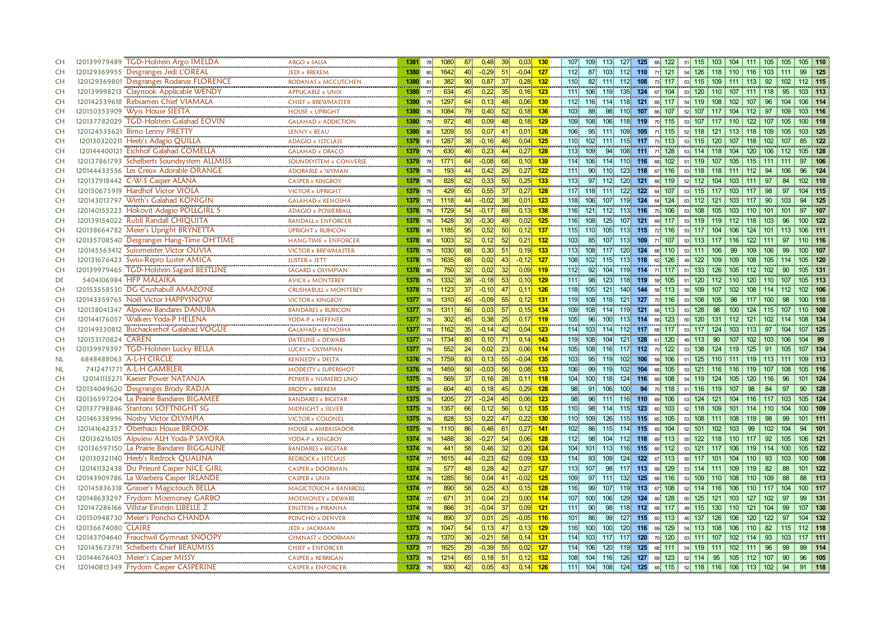| | | | | | | | | | | | | | | | | | | | | | | | | | | | | | | |
|---|---|---|---|---|---|---|---|---|---|---|---|---|---|---|---|---|---|---|---|---|---|---|---|---|---|---|---|---|---|---|
| CH | 120139979489 | TGD-Holstein Argo IMELDA | ARGO x SALSA | 1381 | 78 | 1080 | 87 | 0,48 | 39 | 0,03 | 130 | 107 | 109 | 113 | 127 | 125 | 68 | 122 | 51 | 115 | 103 | 104 | 111 | 105 | 105 | 105 | 110 |
| CH | 120129369955 | Desgranges Jedi L'OREAL | JEDI x BREKEM | 1380 | 80 | 1642 | 40 | -0,29 | 51 | -0,04 | 127 | 112 | 87 | 103 | 112 | 110 | 71 | 121 | 54 | 126 | 118 | 110 | 116 | 103 | 111 | 99 | 125 |
| CH | 120129369801 | Desgranges Rodanas FLORENCE | RODANAS x MCCUTCHEN | 1380 | 81 | 382 | 90 | 0,87 | 37 | 0,28 | 132 | 110 | 82 | 111 | 112 | 108 | 73 | 117 | 53 | 115 | 109 | 111 | 113 | 92 | 102 | 112 | 115 |
| CH | 120139998213 | Claynook Applicable WENDY | APPLICABLE x UNIX | 1380 | 77 | 634 | 45 | 0,22 | 35 | 0,16 | 123 | 111 | 106 | 119 | 135 | 124 | 67 | 104 | 53 | 120 | 110 | 107 | 111 | 118 | 95 | 103 | 113 |
| CH | 120142539618 | Rebsamen Chief VIAMALA | CHIEF x BREWMASTER | 1380 | 78 | 1297 | 64 | 0,13 | 48 | 0,06 | 130 | 112 | 116 | 114 | 118 | 121 | 68 | 117 | 54 | 119 | 108 | 102 | 107 | 96 | 104 | 106 | 114 |
| CH | 120150353909 | Wyss House SIESTA | HOUSE x UPRIGHT | 1380 | 76 | 1084 | 79 | 0,40 | 52 | 0,18 | 136 | 103 | 88 | 98 | 110 | 107 | 66 | 107 | 52 | 107 | 117 | 104 | 112 | 97 | 109 | 103 | 116 |
| CH | 120137782029 | TGD-Holstein Galahad EOVIN | GALAHAD x ADDICTION | 1380 | 79 | 972 | 48 | 0,09 | 48 | 0,18 | 129 | 109 | 108 | 106 | 118 | 119 | 70 | 115 | 53 | 107 | 117 | 110 | 122 | 107 | 105 | 100 | 118 |
| CH | 120124535621 | Birno Lenny PRETTY | LENNY x BEAU | 1380 | 80 | 1209 | 55 | 0,07 | 41 | 0,01 | 126 | 106 | 95 | 111 | 109 | 105 | 71 | 115 | 52 | 118 | 121 | 113 | 118 | 109 | 105 | 103 | 125 |
| CH | 120130320211 | Heeb's Adagio QUILLA | ADAGIO x 1STCLASS | 1379 | 81 | 1287 | 38 | -0,16 | 46 | 0,04 | 125 | 110 | 102 | 111 | 115 | 117 | 73 | 113 | 53 | 115 | 120 | 107 | 118 | 102 | 107 | 85 | 122 |
| CH | 120144400121 | Eichhof Galahad COMELLA | GALAHAD x DRACO | 1379 | 79 | 630 | 46 | 0,23 | 44 | 0,27 | 128 | 113 | 109 | 94 | 108 | 111 | 71 | 128 | 53 | 114 | 118 | 104 | 120 | 106 | 112 | 105 | 128 |
| CH | 120137861793 | Schelberts Soundsystem ALLMISS | SOUNDSYSTEM x CONVERSE | 1379 | 78 | 1771 | 64 | -0,08 | 68 | 0,10 | 139 | 114 | 106 | 114 | 110 | 116 | 68 | 102 | 51 | 119 | 107 | 105 | 115 | 111 | 111 | 97 | 106 |
| CH | 120144433556 | Les Creux Adorable ORANGE | ADORABLE x WYMAN | 1379 | 78 | 193 | 44 | 0,42 | 29 | 0,27 | 122 | 111 | 90 | 110 | 123 | 118 | 67 | 116 | 53 | 118 | 118 | 111 | 112 | 94 | 106 | 96 | 124 |
| CH | 120137918442 | C-W-S Casper ALANA | CASPER x KINGBOY | 1379 | 78 | 828 | 62 | 0,33 | 50 | 0,25 | 133 | 113 | 97 | 112 | 120 | 121 | 68 | 119 | 52 | 112 | 104 | 103 | 111 | 97 | 84 | 102 | 110 |
| CH | 120150675919 | Hardhof Victor VIOLA | VICTOR x UPRIGHT | 1379 | 75 | 429 | 65 | 0,55 | 37 | 0,27 | 128 | 117 | 118 | 111 | 122 | 122 | 64 | 107 | 53 | 115 | 117 | 103 | 117 | 98 | 97 | 104 | 115 |
| CH | 120143013797 | Wirth's Galahad KONIGIN | GALAHAD x KENOSHA | 1379 | 75 | 1118 | 44 | -0,02 | 38 | 0,01 | 123 | 118 | 106 | 107 | 119 | 124 | 64 | 124 | 53 | 112 | 121 | 103 | 117 | 90 | 103 | 94 | 125 |
| CH | 120140155223 | Hokovit Adagio POLLGIRL 5 | ADAGIO x POWERBALL | 1378 | 79 | 1729 | 54 | -0,17 | 69 | 0,13 | 138 | 116 | 121 | 112 | 113 | 116 | 70 | 106 | 53 | 108 | 105 | 103 | 110 | 101 | 101 | 97 | 107 |
| CH | 120139154022 | Rubli Randall CHIQUITA | RANDALL x ENFORCER | 1378 | 78 | 1428 | 30 | -0,30 | 49 | 0,02 | 125 | 116 | 108 | 125 | 107 | 121 | 69 | 117 | 53 | 119 | 119 | 112 | 118 | 103 | 96 | 100 | 122 |
| CH | 120138664782 | Meier's Upright BRYNETTA | UPRIGHT x RUBICON | 1378 | 80 | 1185 | 95 | 0,52 | 50 | 0,12 | 137 | 115 | 110 | 105 | 113 | 115 | 72 | 116 | 53 | 117 | 104 | 106 | 124 | 101 | 113 | 106 | 111 |
| CH | 120135708540 | Desgranges Hang-Time OH'TIME | HANG-TIME x ENFORCER | 1378 | 80 | 1003 | 52 | 0,12 | 52 | 0,21 | 132 | 103 | 85 | 107 | 113 | 109 | 71 | 107 | 53 | 113 | 117 | 116 | 122 | 111 | 97 | 110 | 116 |
| CH | 120145563412 | Suissmeister Victor OLIVIA | VICTOR x BREWMASTER | 1378 | 78 | 1030 | 68 | 0,30 | 51 | 0,19 | 133 | 113 | 108 | 117 | 120 | 124 | 68 | 110 | 53 | 111 | 106 | 99 | 109 | 106 | 99 | 100 | 107 |
| CH | 120131676423 | Swiss-Repro Luster AMICA | LUSTER x JETT | 1378 | 75 | 1635 | 68 | 0,02 | 43 | -0,12 | 127 | 108 | 102 | 115 | 113 | 118 | 62 | 126 | 49 | 122 | 109 | 109 | 108 | 105 | 114 | 105 | 120 |
| CH | 120139979465 | TGD-Holstein Sagard BESTLINE | SAGARD x OLYMPIAN | 1378 | 80 | 750 | 32 | 0,02 | 32 | 0,09 | 119 | 112 | 92 | 104 | 119 | 114 | 71 | 117 | 51 | 133 | 126 | 105 | 112 | 102 | 90 | 105 | 131 |
| DE | 5404106984 | HFP MALAIKA | AVICII x MONTEREY | 1378 | 75 | 1332 | 38 | -0,18 | 53 | 0,10 | 129 | 111 | 98 | 123 | 118 | 119 | 59 | 105 | 51 | 120 | 112 | 110 | 120 | 110 | 107 | 105 | 113 |
| CH | 120153558530 | DG Crushabull AMAZONE | CRUSHABULL x MONTEREY | 1378 | 73 | 1123 | 37 | -0,10 | 47 | 0,11 | 126 | 118 | 105 | 121 | 140 | 144 | 56 | 113 | 50 | 109 | 107 | 102 | 108 | 114 | 112 | 102 | 106 |
| CH | 120143359765 | Noël Victor HAPPYSNOW | VICTOR x KINGBOY | 1377 | 78 | 1310 | 45 | -0,09 | 55 | 0,12 | 131 | 119 | 108 | 118 | 121 | 127 | 70 | 116 | 53 | 108 | 105 | 98 | 117 | 100 | 98 | 100 | 110 |
| CH | 120138041347 | Alpview Bandares DANUBA | BANDARES x RUBICON | 1377 | 78 | 1311 | 56 | 0,03 | 57 | 0,15 | 134 | 109 | 108 | 114 | 119 | 121 | 68 | 113 | 53 | 128 | 98 | 100 | 124 | 115 | 107 | 110 | 108 |
| CH | 120144176057 | Walkers Yoda-P HELENA | YODA-P x HEFFNER | 1377 | 78 | 302 | 45 | 0,38 | 25 | 0,17 | 119 | 105 | 96 | 100 | 113 | 114 | 68 | 123 | 50 | 120 | 131 | 112 | 121 | 102 | 114 | 108 | 134 |
| CH | 120149330812 | Buchackerhof Galahad VOGUE | GALAHAD x KENOSHA | 1377 | 78 | 1162 | 35 | -0,14 | 42 | 0,04 | 123 | 114 | 103 | 114 | 112 | 117 | 68 | 117 | 53 | 117 | 124 | 103 | 113 | 97 | 104 | 107 | 125 |
| CH | 120153170824 | CAREN | DATELINE x DEWARS | 1377 | 74 | 1734 | 80 | 0,10 | 71 | 0,14 | 143 | 119 | 108 | 104 | 121 | 128 | 61 | 120 | 49 | 113 | 90 | 107 | 102 | 103 | 106 | 104 | 99 |
| CH | 120139979397 | TGD-Holstein Lucky BELLA | LUCKY x OLYMPIAN | 1377 | 79 | 552 | 24 | 0,02 | 23 | 0,06 | 114 | 105 | 108 | 116 | 117 | 112 | 70 | 122 | 53 | 138 | 124 | 119 | 125 | 91 | 105 | 107 | 134 |
| NL | 6848488063 | A-L-H CIRCLE | KENNEDY x DELTA | 1376 | 75 | 1759 | 83 | 0,13 | 55 | -0,04 | 135 | 103 | 95 | 119 | 102 | 106 | 59 | 106 | 51 | 125 | 110 | 111 | 119 | 113 | 111 | 109 | 113 |
| NL | 7412471771 | A-L-H GAMBLER | MODESTY x SUPERSHOT | 1376 | 78 | 1459 | 56 | -0,03 | 56 | 0,08 | 133 | 106 | 99 | 119 | 102 | 104 | 68 | 105 | 53 | 121 | 116 | 116 | 119 | 107 | 108 | 105 | 116 |
| CH | 120141115271 | Kaeser Power NATANJA | POWER x NUMERO UNO | 1375 | 78 | 569 | 37 | 0,16 | 28 | 0,11 | 118 | 104 | 100 | 118 | 124 | 116 | 69 | 108 | 54 | 119 | 124 | 105 | 120 | 116 | 96 | 101 | 124 |
| CH | 120134049620 | Desgranges Brody RADJA | BRODY x BREKEM | 1375 | 80 | 604 | 40 | 0,18 | 45 | 0,29 | 128 | 98 | 91 | 106 | 100 | 94 | 70 | 118 | 51 | 116 | 119 | 107 | 98 | 84 | 97 | 90 | 128 |
| CH | 120136597204 | La Prairie Bandares BIGAMEE | BANDARES x BIGSTAR | 1375 | 78 | 1205 | 27 | -0,24 | 45 | 0,06 | 123 | 98 | 96 | 111 | 116 | 110 | 69 | 106 | 53 | 124 | 121 | 104 | 116 | 117 | 103 | 105 | 124 |
| CH | 120137798846 | Stantons SOFTNIGHT SG | MIDNIGHT x SILVER | 1375 | 76 | 1357 | 66 | 0,12 | 56 | 0,12 | 135 | 110 | 98 | 114 | 115 | 123 | 60 | 103 | 52 | 118 | 109 | 101 | 114 | 110 | 104 | 100 | 109 |
| CH | 120146338996 | Nosby Victor OLYMPIA | VICTOR x COLONEL | 1375 | 76 | 828 | 53 | 0,22 | 47 | 0,22 | 130 | 110 | 109 | 126 | 115 | 115 | 65 | 105 | 53 | 108 | 111 | 108 | 119 | 98 | 99 | 101 | 111 |
| CH | 120141642357 | Oberhaus House BROOK | HOUSE x AMBASSADOR | 1375 | 76 | 1110 | 86 | 0,46 | 61 | 0,27 | 141 | 102 | 86 | 115 | 114 | 115 | 65 | 104 | 52 | 101 | 102 | 103 | 99 | 102 | 104 | 94 | 101 |
| CH | 120136216105 | Alpview ALH Yoda-P SAYORA | YODA-P x KINGBOY | 1374 | 78 | 1488 | 36 | -0,27 | 54 | 0,06 | 128 | 112 | 98 | 104 | 112 | 118 | 69 | 113 | 50 | 122 | 118 | 110 | 117 | 92 | 105 | 106 | 121 |
| CH | 120136597150 | La Prairie Bandares BIGGALINE | BANDARES x BIGSTAR | 1374 | 76 | 441 | 58 | 0,46 | 32 | 0,20 | 124 | 104 | 101 | 113 | 116 | 115 | 66 | 112 | 53 | 121 | 117 | 106 | 119 | 114 | 100 | 105 | 122 |
| CH | 120130321140 | Heeb's Redrock QUALINA | REDROCK x 1STCLASS | 1374 | 77 | 1615 | 44 | -0,23 | 62 | 0,09 | 133 | 114 | 93 | 109 | 124 | 122 | 67 | 113 | 50 | 117 | 101 | 104 | 110 | 93 | 103 | 100 | 108 |
| CH | 120141132438 | Du Prieuré Casper NICE GIRL | CASPER x DOORMAN | 1374 | 78 | 577 | 48 | 0,28 | 42 | 0,27 | 127 | 113 | 107 | 98 | 117 | 113 | 69 | 129 | 53 | 114 | 111 | 109 | 119 | 82 | 88 | 101 | 122 |
| CH | 120143909786 | La Waebera Casper IRLANDE | CASPER x UNIX | 1374 | 78 | 1285 | 56 | 0,04 | 41 | -0,02 | 125 | 109 | 97 | 111 | 132 | 125 | 68 | 116 | 53 | 109 | 110 | 108 | 110 | 109 | 88 | 88 | 113 |
| CH | 120145836318 | Grasser's Magictouch BELLA | MAGICTOUCH x BANKROLL | 1374 | 77 | 890 | 58 | 0,25 | 43 | 0,15 | 128 | 116 | 99 | 107 | 119 | 113 | 67 | 108 | 52 | 114 | 116 | 106 | 110 | 117 | 104 | 100 | 117 |
| CH | 120148633297 | Frydom Moemoney GARBO | MOEMONEY x DEWARS | 1374 | 77 | 671 | 31 | 0,04 | 23 | 0,00 | 114 | 107 | 100 | 106 | 129 | 124 | 66 | 128 | 50 | 125 | 121 | 103 | 127 | 102 | 97 | 99 | 131 |
| CH | 120147286166 | Villstar Einstein LIBELLE Z | EINSTEIN x PIRANHA | 1374 | 78 | 866 | 31 | -0,04 | 37 | 0,09 | 121 | 111 | 90 | 98 | 118 | 112 | 68 | 117 | 49 | 115 | 130 | 110 | 121 | 104 | 99 | 107 | 130 |
| CH | 120150948730 | Meier's Poncho CHANDA | PONCHO x DENVER | 1374 | 74 | 890 | 37 | 0,01 | 25 | -0,05 | 116 | 101 | 86 | 99 | 127 | 115 | 60 | 113 | 46 | 137 | 126 | 106 | 120 | 122 | 97 | 104 | 132 |
| CH | 120136674080 | CLAIRE | JEDI x JACKMAN | 1373 | 78 | 1047 | 54 | 0,13 | 47 | 0,13 | 129 | 116 | 100 | 100 | 120 | 116 | 69 | 129 | 54 | 113 | 108 | 106 | 110 | 82 | 115 | 112 | 118 |
| CH | 120143704640 | Frauchwil Gymnast SNOOPY | GYMNAST x DOORMAN | 1373 | 79 | 1370 | 36 | -0,21 | 58 | 0,14 | 131 | 114 | 103 | 117 | 117 | 120 | 70 | 120 | 53 | 111 | 107 | 102 | 114 | 93 | 103 | 117 | 111 |
| CH | 120145673791 | Schelberts Chief BEAUMISS | CHIEF x ENFORCER | 1373 | 77 | 1625 | 29 | -0,39 | 55 | 0,02 | 127 | 114 | 106 | 120 | 119 | 125 | 68 | 111 | 54 | 119 | 111 | 102 | 111 | 96 | 99 | 99 | 114 |
| CH | 120144676403 | Meier's Casper MISSY | CASPER x KERRIGAN | 1373 | 78 | 1214 | 65 | 0,18 | 51 | 0,12 | 132 | 108 | 104 | 116 | 126 | 127 | 69 | 123 | 52 | 114 | 95 | 105 | 112 | 107 | 90 | 96 | 105 |
| CH | 120140815349 | Frydom Casper CASPERINE | CASPER x ENFORCER | 1373 | 78 | 930 | 42 | 0,05 | 43 | 0,14 | 126 | 111 | 104 | 108 | 124 | 125 | 68 | 115 | 52 | 118 | 116 | 106 | 113 | 102 | 94 | 91 | 118 |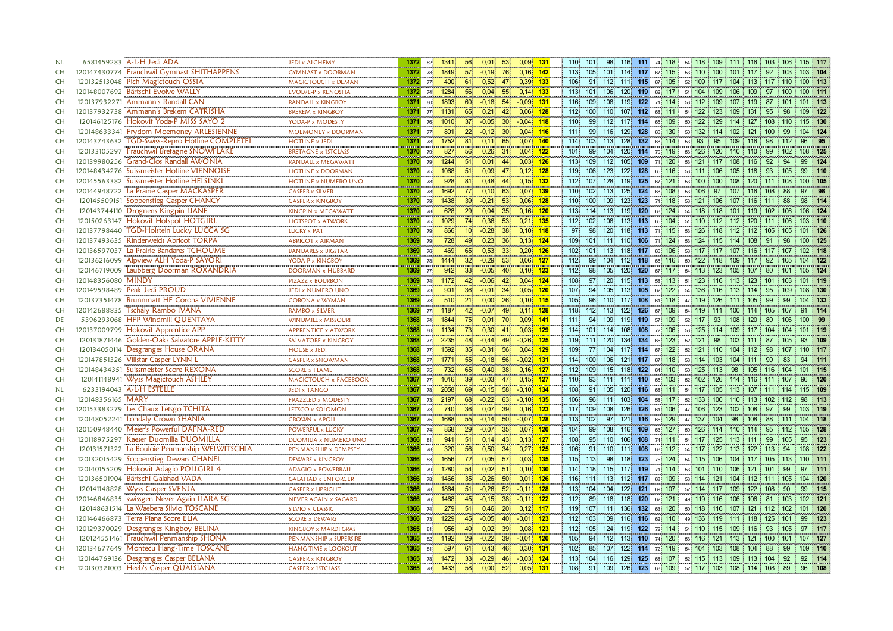| | | | | | | | | | | | | | | | | | | | | | | | | | | | | | |
|---|---|---|---|---|---|---|---|---|---|---|---|---|---|---|---|---|---|---|---|---|---|---|---|---|---|---|---|---|---|
| NL | 6581459283 | A-L-H Jedi ADA | JEDI x ALCHEMY | 1372 | 82 | 1341 | 56 | 0,01 | 53 | 0,09 | 131 | 110 | 101 | 98 | 116 | 111 | 74 | 118 | 54 | 118 | 109 | 111 | 116 | 103 | 106 | 115 | 117 |
| CH | 120147430774 | Frauchwil Gymnast SHITHAPPENS | GYMNAST x DOORMAN | 1372 | 78 | 1849 | 57 | -0,19 | 76 | 0,16 | 142 | 113 | 105 | 101 | 114 | 117 | 67 | 115 | 53 | 110 | 100 | 101 | 117 | 92 | 103 | 103 | 104 |
| CH | 120132513048 | Pich Magictouch OSSIA | MAGICTOUCH x DEMAN | 1372 | 77 | 400 | 61 | 0,52 | 47 | 0,39 | 133 | 106 | 91 | 112 | 111 | 115 | 67 | 105 | 52 | 109 | 117 | 104 | 113 | 117 | 110 | 100 | 113 |
| CH | 120148007692 | Bärtschi Evolve WALLY | EVOLVE-P x KENOSHA | 1372 | 74 | 1284 | 56 | 0,04 | 55 | 0,14 | 133 | 113 | 101 | 106 | 120 | 119 | 62 | 117 | 51 | 104 | 109 | 106 | 109 | 97 | 100 | 100 | 111 |
| CH | 120137932271 | Ammann's Randall CAN | RANDALL x KINGBOY | 1371 | 80 | 1893 | 60 | -0,18 | 54 | -0,09 | 131 | 116 | 109 | 108 | 119 | 122 | 71 | 114 | 53 | 112 | 109 | 107 | 119 | 87 | 101 | 101 | 113 |
| CH | 120137932738 | Ammann's Brekem CATRISHA | BREKEM x KINGBOY | 1371 | 77 | 1131 | 65 | 0,21 | 42 | 0,06 | 128 | 112 | 100 | 110 | 107 | 112 | 68 | 111 | 54 | 122 | 123 | 109 | 131 | 95 | 98 | 109 | 122 |
| CH | 120146125176 | Hokovit Yoda-P MISS SAYO 2 | YODA-P x MODESTY | 1371 | 76 | 1010 | 37 | -0,05 | 30 | -0,04 | 118 | 110 | 99 | 112 | 117 | 114 | 65 | 109 | 50 | 122 | 129 | 114 | 127 | 108 | 110 | 115 | 130 |
| CH | 120148633341 | Frydom Moemoney ARLESIENNE | MOEMONEY x DOORMAN | 1371 | 77 | 801 | 22 | -0,12 | 30 | 0,04 | 116 | 111 | 99 | 116 | 129 | 128 | 66 | 130 | 50 | 132 | 114 | 102 | 121 | 100 | 99 | 104 | 124 |
| CH | 120143743632 | TGD-Swiss-Repro Hotline COMPLETEL | HOTLINE x JEDI | 1371 | 78 | 1752 | 81 | 0,11 | 65 | 0,07 | 140 | 114 | 103 | 113 | 128 | 132 | 68 | 114 | 53 | 93 | 95 | 109 | 116 | 98 | 112 | 96 | 95 |
| CH | 120133105297 | Frauchwil Bretagne SNOWFLAKE | BRETAGNE x 1STCLASS | 1370 | 79 | 827 | 56 | 0,26 | 31 | 0,04 | 122 | 101 | 99 | 104 | 120 | 114 | 70 | 119 | 53 | 126 | 120 | 110 | 110 | 99 | 102 | 108 | 125 |
| CH | 120139980256 | Grand-Clos Randall AWONIA | RANDALL x MEGAWATT | 1370 | 79 | 1244 | 51 | 0,01 | 44 | 0,03 | 126 | 113 | 109 | 112 | 105 | 109 | 71 | 120 | 53 | 121 | 117 | 108 | 116 | 92 | 94 | 99 | 124 |
| CH | 120148434276 | Suissmeister Hotline VIENNOISE | HOTLINE x DOORMAN | 1370 | 75 | 1068 | 51 | 0,09 | 47 | 0,12 | 128 | 119 | 106 | 123 | 122 | 128 | 65 | 116 | 53 | 111 | 106 | 105 | 118 | 93 | 105 | 99 | 110 |
| CH | 120145563382 | Suissmeister Hotline HELSINKI | HOTLINE x NUMERO UNO | 1370 | 78 | 928 | 81 | 0,48 | 44 | 0,15 | 132 | 112 | 107 | 128 | 119 | 125 | 67 | 121 | 53 | 100 | 100 | 108 | 120 | 111 | 108 | 100 | 105 |
| CH | 120144948722 | La Prairie Casper MACKASPER | CASPER x SILVER | 1370 | 78 | 1692 | 77 | 0,10 | 63 | 0,07 | 139 | 110 | 102 | 113 | 125 | 124 | 68 | 108 | 53 | 106 | 97 | 107 | 116 | 108 | 88 | 97 | 98 |
| CH | 120145509151 | Soppenstieg Casper CHANCY | CASPER x KINGBOY | 1370 | 79 | 1438 | 39 | -0,21 | 53 | 0,06 | 128 | 110 | 100 | 109 | 123 | 123 | 71 | 118 | 53 | 121 | 106 | 107 | 116 | 111 | 88 | 98 | 114 |
| CH | 120143744110 | Drognens Kingpin LIANE | KINGPIN x MEGAWATT | 1370 | 78 | 628 | 29 | 0,04 | 35 | 0,16 | 120 | 113 | 114 | 113 | 119 | 120 | 68 | 124 | 54 | 118 | 118 | 101 | 119 | 102 | 106 | 106 | 124 |
| CH | 120150263147 | Hokovit Hotspot HOTGIRL | HOTSPOT x ATWORK | 1370 | 75 | 1029 | 74 | 0,36 | 53 | 0,21 | 135 | 112 | 102 | 108 | 113 | 113 | 65 | 104 | 51 | 110 | 112 | 112 | 120 | 111 | 106 | 103 | 110 |
| CH | 120137798440 | TGD-Holstein Lucky LUCCA SG | LUCKY x PAT | 1370 | 79 | 866 | 10 | -0,28 | 38 | 0,10 | 118 | 97 | 98 | 120 | 118 | 113 | 71 | 115 | 53 | 126 | 118 | 112 | 112 | 105 | 105 | 101 | 126 |
| CH | 120137493635 | Rinderweids Abricot TORPA | ABRICOT x AIKMAN | 1369 | 79 | 728 | 49 | 0,23 | 36 | 0,13 | 124 | 109 | 101 | 111 | 110 | 106 | 71 | 124 | 53 | 124 | 115 | 114 | 108 | 91 | 98 | 100 | 125 |
| CH | 120136597037 | La Prairie Bandares TCHOUME | BANDARES x BIGSTAR | 1369 | 76 | 469 | 65 | 0,53 | 33 | 0,20 | 126 | 102 | 101 | 113 | 118 | 117 | 66 | 106 | 53 | 117 | 117 | 107 | 116 | 117 | 107 | 102 | 118 |
| CH | 120136216099 | Alpview ALH Yoda-P SAYORI | YODA-P x KINGBOY | 1369 | 78 | 1444 | 32 | -0,29 | 53 | 0,06 | 127 | 112 | 99 | 104 | 112 | 118 | 68 | 116 | 50 | 122 | 118 | 109 | 117 | 92 | 105 | 104 | 122 |
| CH | 120146719009 | Laubberg Doorman ROXANDRIA | DOORMAN x HUBBARD | 1369 | 77 | 942 | 33 | -0,05 | 40 | 0,10 | 123 | 112 | 98 | 105 | 120 | 120 | 67 | 117 | 54 | 113 | 123 | 105 | 107 | 80 | 101 | 105 | 124 |
| CH | 120148356080 | MINDY | PIZAZZ x BOURBON | 1369 | 74 | 1172 | 42 | -0,06 | 42 | 0,04 | 124 | 108 | 97 | 120 | 115 | 113 | 58 | 113 | 51 | 123 | 116 | 113 | 123 | 101 | 103 | 101 | 119 |
| CH | 120149598489 | Peak Jedi PROUD | JEDI x NUMERO UNO | 1369 | 73 | 901 | 36 | -0,01 | 34 | 0,05 | 120 | 107 | 94 | 105 | 113 | 105 | 62 | 122 | 54 | 136 | 116 | 113 | 114 | 95 | 109 | 108 | 130 |
| CH | 120137351478 | Brunnmatt HF Corona VIVIENNE | CORONA x WYMAN | 1369 | 73 | 510 | 21 | 0,00 | 26 | 0,10 | 115 | 105 | 96 | 110 | 117 | 108 | 61 | 118 | 47 | 119 | 126 | 111 | 105 | 99 | 99 | 104 | 133 |
| CH | 120142688835 | Tschäly Rambo IVANA | RAMBO x SILVER | 1369 | 77 | 1187 | 42 | -0,07 | 49 | 0,11 | 128 | 118 | 112 | 113 | 122 | 126 | 67 | 109 | 54 | 119 | 111 | 100 | 114 | 105 | 107 | 91 | 114 |
| DE | 5396293068 | HFP Windmill QUENTAYA | WINDMILL x MISSOURI | 1368 | 74 | 1844 | 75 | 0,01 | 70 | 0,09 | 141 | 111 | 94 | 109 | 119 | 119 | 57 | 109 | 52 | 117 | 93 | 108 | 120 | 80 | 106 | 100 | 99 |
| CH | 120137009799 | Hokovit Apprentice APP | APPRENTICE x ATWORK | 1368 | 80 | 1134 | 73 | 0,30 | 41 | 0,03 | 129 | 114 | 101 | 114 | 108 | 108 | 72 | 106 | 53 | 125 | 114 | 109 | 117 | 104 | 104 | 101 | 119 |
| CH | 120131871446 | Golden-Oaks Salvatore APPLE-KITTY | SALVATORE x KINGBOY | 1368 | 77 | 2235 | 48 | -0,44 | 49 | -0,26 | 125 | 119 | 111 | 120 | 134 | 134 | 65 | 123 | 52 | 121 | 98 | 103 | 111 | 87 | 105 | 93 | 109 |
| CH | 120134050114 | Desgranges House ORANA | HOUSE x JEDI | 1368 | 77 | 1592 | 35 | -0,31 | 56 | 0,04 | 129 | 109 | 77 | 104 | 117 | 114 | 67 | 122 | 52 | 121 | 110 | 104 | 112 | 98 | 107 | 110 | 117 |
| CH | 120147851326 | Villstar Casper LYNN L | CASPER x SNOWMAN | 1368 | 77 | 1771 | 55 | -0,18 | 56 | -0,02 | 131 | 114 | 100 | 106 | 121 | 117 | 67 | 118 | 53 | 114 | 103 | 104 | 111 | 90 | 83 | 94 | 111 |
| CH | 120148434351 | Suissmeister Score REXONA | SCORE x FLAME | 1368 | 75 | 732 | 65 | 0,40 | 38 | 0,16 | 127 | 112 | 109 | 115 | 118 | 122 | 64 | 110 | 50 | 125 | 113 | 98 | 105 | 116 | 104 | 101 | 115 |
| CH | 120141148941 | Wyss Magictouch ASHLEY | MAGICTOUCH x FACEBOOK | 1367 | 77 | 1016 | 39 | -0,03 | 47 | 0,15 | 127 | 110 | 93 | 111 | 111 | 110 | 65 | 103 | 52 | 102 | 126 | 114 | 116 | 111 | 107 | 96 | 120 |
| NL | 6233194043 | A-L-H ESTELLE | JEDI x TANGO | 1367 | 78 | 2058 | 69 | -0,15 | 58 | -0,10 | 134 | 108 | 91 | 105 | 120 | 116 | 68 | 111 | 54 | 117 | 105 | 113 | 107 | 111 | 114 | 115 | 109 |
| CH | 120148356165 | MARY | FRAZZLED x MODESTY | 1367 | 73 | 2197 | 68 | -0,22 | 63 | -0,10 | 135 | 106 | 96 | 111 | 103 | 104 | 58 | 117 | 52 | 133 | 100 | 110 | 113 | 102 | 112 | 98 | 113 |
| CH | 120153383279 | Les Chaux Letsgo TCHITA | LETSGO x SOLOMON | 1367 | 73 | 740 | 36 | 0,07 | 39 | 0,16 | 123 | 117 | 109 | 108 | 126 | 126 | 61 | 106 | 47 | 106 | 123 | 102 | 108 | 97 | 99 | 103 | 119 |
| CH | 120148052241 | Londaly Crown SHANIA | CROWN x APOLL | 1367 | 75 | 1688 | 55 | -0,14 | 50 | -0,07 | 128 | 113 | 102 | 97 | 121 | 116 | 65 | 129 | 47 | 137 | 104 | 98 | 108 | 88 | 111 | 104 | 118 |
| CH | 120150948440 | Meier's Powerful DAFNA-RED | POWERFUL x LUCKY | 1367 | 74 | 868 | 29 | -0,07 | 35 | 0,07 | 120 | 104 | 99 | 108 | 116 | 109 | 63 | 127 | 50 | 126 | 114 | 110 | 114 | 95 | 112 | 105 | 128 |
| CH | 120118975297 | Kaeser Duomilia DUOMILLA | DUOMILIA x NUMERO UNO | 1366 | 81 | 941 | 51 | 0,14 | 43 | 0,13 | 127 | 108 | 95 | 110 | 106 | 108 | 74 | 111 | 54 | 117 | 125 | 113 | 111 | 99 | 105 | 95 | 123 |
| CH | 120131571322 | La Bouloie Penmanship WELWITSCHIA | PENMANSHIP x DEMPSEY | 1366 | 78 | 320 | 56 | 0,50 | 34 | 0,27 | 125 | 106 | 91 | 110 | 111 | 108 | 68 | 112 | 54 | 117 | 122 | 113 | 122 | 113 | 94 | 108 | 122 |
| CH | 120132015429 | Soppenstieg Dewars CHANEL | DEWARS x KINGBOY | 1366 | 83 | 1656 | 72 | 0,05 | 57 | 0,03 | 135 | 115 | 113 | 98 | 118 | 123 | 75 | 124 | 54 | 115 | 106 | 104 | 117 | 105 | 113 | 110 | 111 |
| CH | 120140155209 | Hokovit Adagio POLLGIRL 4 | ADAGIO x POWERBALL | 1366 | 79 | 1280 | 54 | 0,02 | 51 | 0,10 | 130 | 114 | 118 | 115 | 117 | 119 | 71 | 114 | 53 | 101 | 110 | 106 | 121 | 101 | 99 | 97 | 111 |
| CH | 120136501904 | Bärtschi Galahad VADA | GALAHAD x ENFORCER | 1366 | 78 | 1466 | 35 | -0,26 | 50 | 0,01 | 126 | 116 | 111 | 113 | 112 | 117 | 68 | 109 | 53 | 114 | 121 | 104 | 112 | 111 | 105 | 104 | 120 |
| CH | 120141148828 | Wyss Casper SVENJA | CASPER x UPRIGHT | 1366 | 78 | 1864 | 51 | -0,26 | 52 | -0,11 | 128 | 113 | 104 | 104 | 122 | 121 | 69 | 107 | 52 | 114 | 117 | 109 | 122 | 108 | 90 | 99 | 115 |
| CH | 120146846835 | swissgen Never Again ILARA SG | NEVER AGAIN x SAGARD | 1366 | 76 | 1468 | 45 | -0,15 | 38 | -0,11 | 122 | 112 | 89 | 118 | 118 | 120 | 62 | 121 | 49 | 119 | 116 | 106 | 106 | 81 | 103 | 102 | 121 |
| CH | 120148631514 | La Waebera Silvio TOSCANE | SILVIO x CLASSIC | 1366 | 74 | 279 | 51 | 0,46 | 20 | 0,12 | 117 | 119 | 107 | 111 | 136 | 132 | 63 | 120 | 50 | 118 | 116 | 107 | 121 | 112 | 102 | 101 | 120 |
| CH | 120146466873 | Terra Plana Score ELIA | SCORE x DEWARS | 1366 | 73 | 1229 | 45 | -0,05 | 40 | -0,01 | 123 | 112 | 103 | 109 | 116 | 116 | 62 | 110 | 49 | 136 | 119 | 111 | 118 | 125 | 101 | 99 | 123 |
| CH | 120129370029 | Desgranges Kingboy BELINA | KINGBOY x MARDI GRAS | 1365 | 81 | 956 | 40 | 0,02 | 39 | 0,08 | 123 | 112 | 105 | 124 | 119 | 122 | 72 | 114 | 54 | 110 | 115 | 109 | 116 | 93 | 105 | 97 | 117 |
| CH | 120124551461 | Frauchwil Penmanship SHONA | PENMANSHIP x SUPERSIRE | 1365 | 82 | 1192 | 29 | -0,22 | 39 | -0,01 | 120 | 105 | 94 | 112 | 113 | 110 | 74 | 120 | 53 | 116 | 121 | 113 | 121 | 100 | 101 | 107 | 127 |
| CH | 120134677649 | Montecu Hang-Time TOSCANE | HANG-TIME x LOOKOUT | 1365 | 81 | 597 | 61 | 0,43 | 46 | 0,30 | 131 | 102 | 85 | 107 | 122 | 114 | 72 | 119 | 54 | 104 | 103 | 108 | 104 | 88 | 99 | 109 | 110 |
| CH | 120144769136 | Desgranges Casper BELANA | CASPER x KINGBOY | 1365 | 78 | 1472 | 33 | -0,29 | 46 | -0,03 | 124 | 113 | 104 | 116 | 129 | 125 | 68 | 107 | 52 | 115 | 113 | 109 | 113 | 104 | 92 | 92 | 114 |
| CH | 120130321003 | Heeb's Casper QUALSIANA | CASPER x 1STCLASS | 1365 | 78 | 1433 | 58 | 0,00 | 52 | 0,05 | 131 | 108 | 91 | 109 | 126 | 123 | 68 | 109 | 52 | 117 | 103 | 108 | 114 | 108 | 89 | 96 | 108 |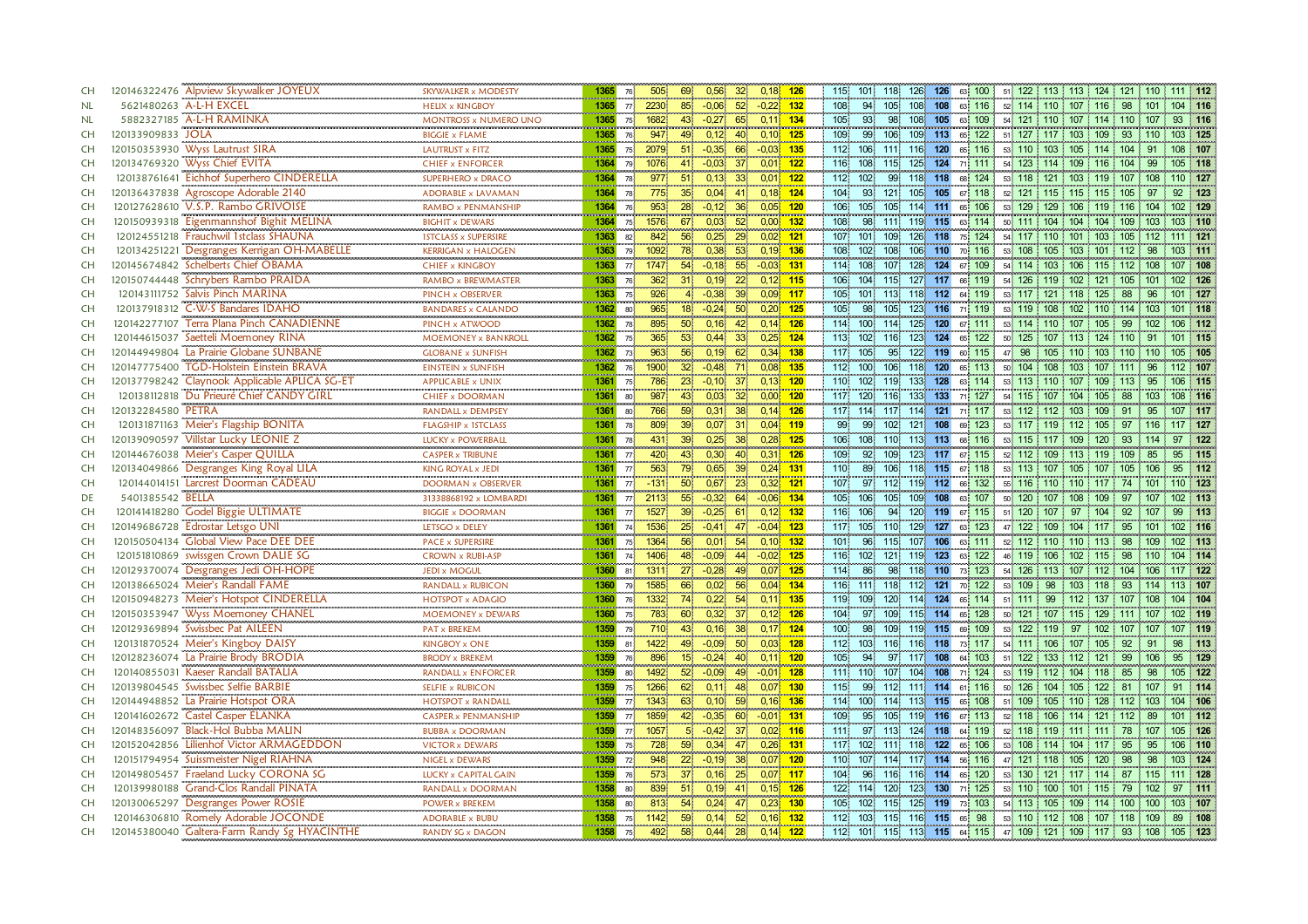| | | | | | | | | | | | | | | | | | | | | | | | | | | | | | |
|---|---|---|---|---|---|---|---|---|---|---|---|---|---|---|---|---|---|---|---|---|---|---|---|---|---|---|---|---|---|
| CH | 120146322476 | Alpview Skywalker JOYEUX | SKYWALKER x MODESTY | 1365 | 76 | 505 | 69 | 0,56 | 32 | 0,18 | 126 | 115 | 101 | 118 | 126 | 126 | 63 | 100 | 51 | 122 | 113 | 113 | 124 | 121 | 110 | 111 | 112 |
| NL | 5621480263 | A-L-H EXCEL | HELIX x KINGBOY | 1365 | 77 | 2230 | 85 | -0,06 | 52 | -0,22 | 132 | 108 | 94 | 105 | 108 | 108 | 63 | 116 | 52 | 114 | 110 | 107 | 116 | 98 | 101 | 104 | 116 |
| NL | 5882327185 | A-L-H RAMINKA | MONTROSS x NUMERO UNO | 1365 | 75 | 1682 | 43 | -0,27 | 65 | 0,11 | 134 | 105 | 93 | 98 | 108 | 105 | 63 | 109 | 54 | 121 | 110 | 107 | 114 | 110 | 107 | 93 | 116 |
| CH | 120133909833 | JOLA | BIGGIE x FLAME | 1365 | 76 | 947 | 49 | 0,12 | 40 | 0,10 | 125 | 109 | 99 | 106 | 109 | 113 | 65 | 122 | 51 | 127 | 117 | 103 | 109 | 93 | 110 | 103 | 125 |
| CH | 120150353930 | Wyss Lautrust SIRA | LAUTRUST x FITZ | 1365 | 75 | 2079 | 51 | -0,35 | 66 | -0,03 | 135 | 112 | 106 | 111 | 116 | 120 | 65 | 116 | 53 | 110 | 103 | 105 | 114 | 104 | 91 | 108 | 107 |
| CH | 120134769320 | Wyss Chief EVITA | CHIEF x ENFORCER | 1364 | 79 | 1076 | 41 | -0,03 | 37 | 0,01 | 122 | 116 | 108 | 115 | 125 | 124 | 71 | 111 | 54 | 123 | 114 | 109 | 116 | 104 | 99 | 105 | 118 |
| CH | 120138761641 | Eichhof Superhero CINDERELLA | SUPERHERO x DRACO | 1364 | 78 | 977 | 51 | 0,13 | 33 | 0,01 | 122 | 112 | 102 | 99 | 118 | 118 | 68 | 124 | 53 | 118 | 121 | 103 | 119 | 107 | 108 | 110 | 127 |
| CH | 120136437838 | Agroscope Adorable 2140 | ADORABLE x LAVAMAN | 1364 | 78 | 775 | 35 | 0,04 | 41 | 0,18 | 124 | 104 | 93 | 121 | 105 | 105 | 67 | 118 | 52 | 121 | 115 | 115 | 115 | 105 | 97 | 92 | 123 |
| CH | 120127628610 | V.S.P. Rambo GRIVOISE | RAMBO x PENMANSHIP | 1364 | 76 | 953 | 28 | -0,12 | 36 | 0,05 | 120 | 106 | 105 | 105 | 114 | 111 | 65 | 106 | 53 | 129 | 129 | 106 | 119 | 116 | 104 | 102 | 129 |
| CH | 120150939318 | Eigenmannshof Bighit MELINA | BIGHIT x DEWARS | 1364 | 75 | 1576 | 67 | 0,03 | 52 | 0,00 | 132 | 108 | 98 | 111 | 119 | 115 | 63 | 114 | 50 | 111 | 104 | 104 | 104 | 109 | 103 | 103 | 110 |
| CH | 120124551218 | Frauchwil 1stclass SHAUNA | 1STCLASS x SUPERSIRE | 1363 | 82 | 842 | 56 | 0,25 | 29 | 0,02 | 121 | 107 | 101 | 109 | 126 | 118 | 75 | 124 | 54 | 117 | 110 | 101 | 103 | 105 | 112 | 111 | 121 |
| CH | 120134251221 | Desgranges Kerrigan OH-MABELLE | KERRIGAN x HALOGEN | 1363 | 79 | 1092 | 78 | 0,38 | 53 | 0,19 | 136 | 108 | 102 | 108 | 106 | 110 | 70 | 116 | 53 | 108 | 105 | 103 | 101 | 112 | 98 | 103 | 111 |
| CH | 120145674842 | Schelberts Chief OBAMA | CHIEF x KINGBOY | 1363 | 77 | 1747 | 54 | -0,18 | 55 | -0,03 | 131 | 114 | 108 | 107 | 128 | 124 | 67 | 109 | 54 | 114 | 103 | 106 | 115 | 112 | 108 | 107 | 108 |
| CH | 120150744448 | Schrybers Rambo PRAIDA | RAMBO x BREWMASTER | 1363 | 76 | 362 | 31 | 0,19 | 22 | 0,12 | 115 | 106 | 104 | 115 | 127 | 117 | 66 | 119 | 54 | 126 | 119 | 102 | 121 | 105 | 101 | 102 | 126 |
| CH | 120143111752 | Salvis Pinch MARINA | PINCH x OBSERVER | 1363 | 75 | 926 | 4 | -0,38 | 39 | 0,09 | 117 | 105 | 101 | 113 | 118 | 112 | 64 | 119 | 53 | 117 | 121 | 118 | 125 | 88 | 96 | 101 | 127 |
| CH | 120137918312 | C-W-S Bandares IDAHO | BANDARES x CALANDO | 1362 | 80 | 965 | 18 | -0,24 | 50 | 0,20 | 125 | 105 | 98 | 105 | 123 | 116 | 71 | 119 | 53 | 119 | 108 | 102 | 110 | 114 | 103 | 101 | 118 |
| CH | 120142277107 | Terra Plana Pinch CANADIENNE | PINCH x ATWOOD | 1362 | 78 | 895 | 50 | 0,16 | 42 | 0,14 | 126 | 114 | 100 | 114 | 125 | 120 | 67 | 111 | 53 | 114 | 110 | 107 | 105 | 99 | 102 | 106 | 112 |
| CH | 120144615037 | Saetteli Moemoney RINA | MOEMONEY x BANKROLL | 1362 | 75 | 365 | 53 | 0,44 | 33 | 0,25 | 124 | 113 | 102 | 116 | 123 | 124 | 65 | 122 | 50 | 125 | 107 | 113 | 124 | 110 | 91 | 101 | 115 |
| CH | 120144949804 | La Prairie Globane SUNBANE | GLOBANE x SUNFISH | 1362 | 73 | 963 | 56 | 0,19 | 62 | 0,34 | 138 | 117 | 105 | 95 | 122 | 119 | 60 | 115 | 47 | 98 | 105 | 110 | 103 | 110 | 110 | 105 | 105 |
| CH | 120147775400 | TGD-Holstein Einstein BRAVA | EINSTEIN x SUNFISH | 1362 | 76 | 1900 | 32 | -0,48 | 71 | 0,08 | 135 | 112 | 100 | 106 | 118 | 120 | 65 | 113 | 50 | 104 | 108 | 103 | 107 | 111 | 96 | 112 | 107 |
| CH | 120137798242 | Claynook Applicable APLICA SG-ET | APPLICABLE x UNIX | 1361 | 75 | 786 | 23 | -0,10 | 37 | 0,13 | 120 | 110 | 102 | 119 | 133 | 128 | 63 | 114 | 53 | 113 | 110 | 107 | 109 | 113 | 95 | 106 | 115 |
| CH | 120138112818 | Du Prieuré Chief CANDY GIRL | CHIEF x DOORMAN | 1361 | 80 | 987 | 43 | 0,03 | 32 | 0,00 | 120 | 117 | 120 | 116 | 133 | 133 | 71 | 127 | 54 | 115 | 107 | 104 | 105 | 88 | 103 | 108 | 116 |
| CH | 120132284580 | PETRA | RANDALL x DEMPSEY | 1361 | 80 | 766 | 59 | 0,31 | 38 | 0,14 | 126 | 117 | 114 | 117 | 114 | 121 | 71 | 117 | 53 | 112 | 112 | 103 | 109 | 91 | 95 | 107 | 117 |
| CH | 120131871163 | Meier's Flagship BONITA | FLAGSHIP x 1STCLASS | 1361 | 78 | 809 | 39 | 0,07 | 31 | 0,04 | 119 | 99 | 99 | 102 | 121 | 108 | 69 | 123 | 53 | 117 | 119 | 112 | 105 | 97 | 116 | 117 | 127 |
| CH | 120139090597 | Villstar Lucky LEONIE Z | LUCKY x POWERBALL | 1361 | 78 | 431 | 39 | 0,25 | 38 | 0,28 | 125 | 106 | 108 | 110 | 113 | 113 | 68 | 116 | 53 | 115 | 117 | 109 | 120 | 93 | 114 | 97 | 122 |
| CH | 120144676038 | Meier's Casper QUILLA | CASPER x TRIBUNE | 1361 | 77 | 420 | 43 | 0,30 | 40 | 0,31 | 126 | 109 | 92 | 109 | 123 | 117 | 67 | 115 | 52 | 112 | 109 | 113 | 119 | 109 | 85 | 95 | 115 |
| CH | 120134049866 | Desgranges King Royal LILA | KING ROYAL x JEDI | 1361 | 77 | 563 | 79 | 0,65 | 39 | 0,24 | 131 | 110 | 89 | 106 | 118 | 115 | 67 | 118 | 53 | 113 | 107 | 105 | 107 | 105 | 106 | 95 | 112 |
| CH | 120144014151 | Larcrest Doorman CADEAU | DOORMAN x OBSERVER | 1361 | 77 | -131 | 50 | 0,67 | 23 | 0,32 | 121 | 107 | 97 | 112 | 119 | 112 | 66 | 132 | 55 | 116 | 110 | 110 | 117 | 74 | 101 | 110 | 123 |
| DE | 5401385542 | BELLA | 313388681 92 x LOMBARDI | 1361 | 77 | 2113 | 55 | -0,32 | 64 | -0,06 | 134 | 105 | 106 | 105 | 109 | 108 | 63 | 107 | 50 | 120 | 107 | 108 | 109 | 97 | 107 | 102 | 113 |
| CH | 120141418280 | Godel Biggie ULTIMATE | BIGGIE x DOORMAN | 1361 | 77 | 1527 | 39 | -0,25 | 61 | 0,12 | 132 | 116 | 106 | 94 | 120 | 119 | 67 | 115 | 51 | 120 | 107 | 97 | 104 | 92 | 107 | 99 | 113 |
| CH | 120149686728 | Edrostar Letsgo UNI | LETSGO x DELEY | 1361 | 74 | 1536 | 25 | -0,41 | 47 | -0,04 | 123 | 117 | 105 | 110 | 129 | 127 | 63 | 123 | 47 | 122 | 109 | 104 | 117 | 95 | 101 | 102 | 116 |
| CH | 120150504134 | Global View Pace DEE DEE | PACE x SUPERSIRE | 1361 | 75 | 1364 | 56 | 0,01 | 54 | 0,10 | 132 | 101 | 96 | 115 | 107 | 106 | 63 | 111 | 52 | 112 | 110 | 110 | 113 | 98 | 109 | 102 | 113 |
| CH | 120151810869 | swissgen Crown DALIE SG | CROWN x RUBI-ASP | 1361 | 74 | 1406 | 48 | -0,09 | 44 | -0,02 | 125 | 116 | 102 | 121 | 119 | 123 | 63 | 122 | 46 | 119 | 106 | 102 | 115 | 98 | 110 | 104 | 114 |
| CH | 120129370074 | Desgranges Jedi OH-HOPE | JEDI x MOGUL | 1360 | 81 | 1311 | 27 | -0,28 | 49 | 0,07 | 125 | 114 | 86 | 98 | 118 | 110 | 73 | 123 | 54 | 126 | 113 | 107 | 112 | 104 | 106 | 117 | 122 |
| CH | 120138665024 | Meier's Randall FAME | RANDALL x RUBICON | 1360 | 79 | 1585 | 66 | 0,02 | 56 | 0,04 | 134 | 116 | 111 | 118 | 112 | 121 | 70 | 122 | 53 | 109 | 98 | 103 | 118 | 93 | 114 | 113 | 107 |
| CH | 120150948273 | Meier's Hotspot CINDERELLA | HOTSPOT x ADAGIO | 1360 | 76 | 1332 | 74 | 0,22 | 54 | 0,11 | 135 | 119 | 109 | 120 | 114 | 124 | 65 | 114 | 51 | 111 | 99 | 112 | 137 | 107 | 108 | 104 | 104 |
| CH | 120150353947 | Wyss Moemoney CHANEL | MOEMONEY x DEWARS | 1360 | 75 | 783 | 60 | 0,32 | 37 | 0,12 | 126 | 104 | 97 | 109 | 115 | 114 | 65 | 128 | 50 | 121 | 107 | 115 | 129 | 111 | 107 | 102 | 119 |
| CH | 120129369894 | Swissbec Pat AILEEN | PAT x BREKEM | 1359 | 79 | 710 | 43 | 0,16 | 38 | 0,17 | 124 | 100 | 98 | 109 | 119 | 115 | 69 | 109 | 53 | 122 | 119 | 97 | 102 | 107 | 107 | 107 | 119 |
| CH | 120131870524 | Meier's Kingboy DAISY | KINGBOY x ONE | 1359 | 81 | 1422 | 49 | -0,09 | 50 | 0,03 | 128 | 112 | 103 | 116 | 116 | 118 | 73 | 117 | 54 | 111 | 106 | 107 | 105 | 92 | 91 | 98 | 113 |
| CH | 120128236074 | La Prairie Brody BRODIA | BRODY x BREKEM | 1359 | 76 | 896 | 15 | -0,24 | 40 | 0,11 | 120 | 105 | 94 | 97 | 117 | 108 | 64 | 103 | 51 | 122 | 133 | 112 | 121 | 99 | 106 | 95 | 129 |
| CH | 120140855031 | Kaeser Randall BATALIA | RANDALL x ENFORCER | 1359 | 80 | 1492 | 52 | -0,09 | 49 | -0,01 | 128 | 111 | 110 | 107 | 104 | 108 | 71 | 124 | 53 | 119 | 112 | 104 | 118 | 85 | 98 | 105 | 122 |
| CH | 120139804545 | Swissbec Selfie BARBIE | SELFIE x RUBICON | 1359 | 75 | 1266 | 62 | 0,11 | 48 | 0,07 | 130 | 115 | 99 | 112 | 111 | 114 | 61 | 116 | 50 | 126 | 104 | 105 | 122 | 81 | 107 | 91 | 114 |
| CH | 120144948852 | La Prairie Hotspot ORA | HOTSPOT x RANDALL | 1359 | 77 | 1343 | 63 | 0,10 | 59 | 0,16 | 136 | 114 | 100 | 114 | 113 | 115 | 65 | 108 | 51 | 109 | 105 | 110 | 128 | 112 | 103 | 104 | 106 |
| CH | 120141602672 | Castel Casper ELANKA | CASPER x PENMANSHIP | 1359 | 77 | 1859 | 42 | -0,35 | 60 | -0,01 | 131 | 109 | 95 | 105 | 119 | 116 | 67 | 113 | 52 | 118 | 106 | 114 | 121 | 112 | 89 | 101 | 112 |
| CH | 120148356097 | Black-Hol Bubba MALIN | BUBBA x DOORMAN | 1359 | 77 | 1057 | 5 | -0,42 | 37 | 0,02 | 116 | 111 | 97 | 113 | 124 | 118 | 64 | 119 | 52 | 118 | 119 | 111 | 111 | 78 | 107 | 105 | 126 |
| CH | 120152042856 | Lilienhof Victor ARMAGEDDON | VICTOR x DEWARS | 1359 | 75 | 728 | 59 | 0,34 | 47 | 0,26 | 131 | 117 | 102 | 111 | 118 | 122 | 65 | 106 | 53 | 108 | 114 | 104 | 117 | 95 | 95 | 106 | 110 |
| CH | 120151794954 | Suissmeister Nigel RIAHNA | NIGEL x DEWARS | 1359 | 72 | 948 | 22 | -0,19 | 38 | 0,07 | 120 | 110 | 107 | 114 | 117 | 114 | 56 | 116 | 47 | 121 | 118 | 105 | 120 | 98 | 98 | 103 | 124 |
| CH | 120149805457 | Fraeland Lucky CORONA SG | LUCKY x CAPITAL GAIN | 1359 | 76 | 573 | 37 | 0,16 | 25 | 0,07 | 117 | 104 | 96 | 116 | 116 | 114 | 65 | 120 | 53 | 130 | 121 | 117 | 114 | 87 | 115 | 111 | 128 |
| CH | 120139980188 | Grand-Clos Randall PINATA | RANDALL x DOORMAN | 1358 | 80 | 839 | 51 | 0,19 | 41 | 0,15 | 126 | 122 | 114 | 120 | 123 | 130 | 71 | 125 | 53 | 110 | 100 | 101 | 115 | 79 | 102 | 97 | 111 |
| CH | 120130065297 | Desgranges Power ROSIE | POWER x BREKEM | 1358 | 80 | 813 | 54 | 0,24 | 47 | 0,23 | 130 | 105 | 102 | 115 | 125 | 119 | 73 | 103 | 54 | 113 | 105 | 109 | 114 | 100 | 100 | 103 | 107 |
| CH | 120146306810 | Romely Adorable JOCONDE | ADORABLE x BUBU | 1358 | 75 | 1142 | 59 | 0,14 | 52 | 0,16 | 132 | 112 | 103 | 115 | 116 | 115 | 65 | 98 | 53 | 110 | 112 | 108 | 107 | 118 | 109 | 89 | 108 |
| CH | 120145380040 | Galtera-Farm Randy Sg HYACINTHE | RANDY SG x DAGON | 1358 | 75 | 492 | 58 | 0,44 | 28 | 0,14 | 122 | 112 | 101 | 115 | 113 | 115 | 64 | 115 | 47 | 109 | 121 | 109 | 117 | 93 | 108 | 105 | 123 |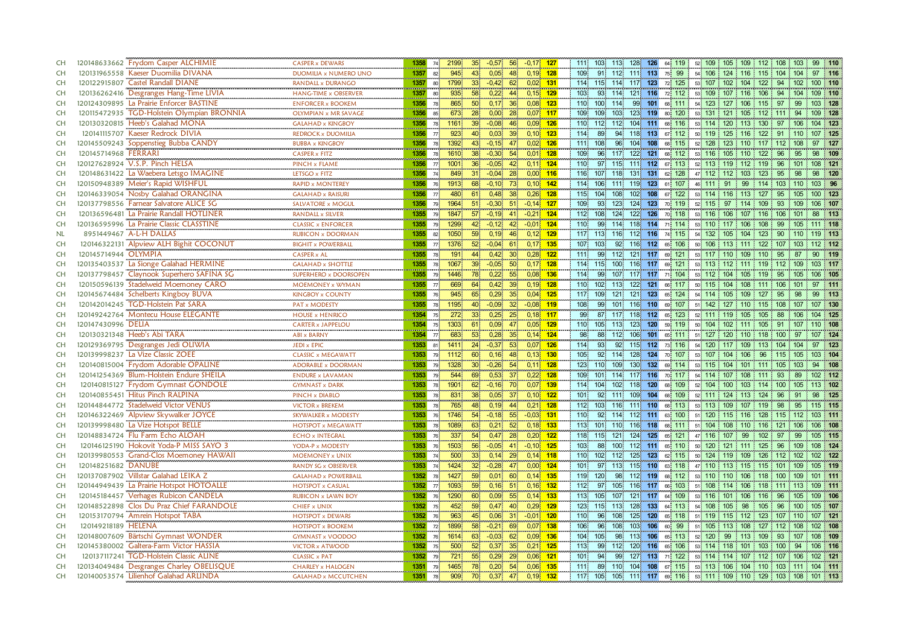| | | | | | | | | | | | | | | | | | | | | | | | | | | | | | |
|---|---|---|---|---|---|---|---|---|---|---|---|---|---|---|---|---|---|---|---|---|---|---|---|---|---|---|---|---|---|
| CH | 120148633662 | Frydom Casper ALCHIMIE | CASPER x DEWARS | 1358 | 74 | 2199 | 35 | -0,57 | 56 | -0,17 | 127 | 111 | 103 | 113 | 128 | 126 | 64 | 119 | 52 | 109 | 105 | 109 | 112 | 108 | 103 | 99 | 110 |
| CH | 120131965558 | Kaeser Duomilia DIVANA | DUOMILIA x NUMERO UNO | 1357 | 82 | 945 | 43 | 0,05 | 48 | 0,19 | 128 | 109 | 91 | 112 | 111 | 113 | 75 | 99 | 54 | 106 | 124 | 116 | 115 | 104 | 104 | 97 | 116 |
| CH | 120122915807 | Castel Randall DIANE | RANDALL x DURANGO | 1357 | 80 | 1799 | 33 | -0,42 | 62 | 0,02 | 131 | 114 | 115 | 114 | 117 | 123 | 72 | 125 | 53 | 107 | 102 | 104 | 122 | 94 | 102 | 100 | 110 |
| CH | 120136262416 | Desgranges Hang-Time LIVIA | HANG-TIME x OBSERVER | 1357 | 80 | 935 | 58 | 0,22 | 44 | 0,15 | 129 | 103 | 93 | 114 | 121 | 116 | 72 | 112 | 53 | 109 | 107 | 116 | 106 | 94 | 104 | 109 | 110 |
| CH | 120124309895 | La Prairie Enforcer BASTINE | ENFORCER x BOOKEM | 1356 | 78 | 865 | 50 | 0,17 | 36 | 0,08 | 123 | 110 | 100 | 114 | 99 | 101 | 68 | 111 | 54 | 123 | 127 | 106 | 115 | 97 | 99 | 103 | 128 |
| CH | 120115472935 | TGD-Holstein Olympian BRONNIA | OLYMPIAN x MR SAVAGE | 1356 | 85 | 673 | 28 | 0,00 | 28 | 0,07 | 117 | 109 | 109 | 103 | 123 | 119 | 80 | 120 | 53 | 131 | 121 | 105 | 112 | 111 | 94 | 109 | 128 |
| CH | 120130320815 | Heeb's Galahad MONA | GALAHAD x KINGBOY | 1356 | 78 | 1161 | 39 | -0,08 | 46 | 0,09 | 126 | 110 | 112 | 112 | 104 | 111 | 68 | 116 | 53 | 114 | 120 | 113 | 130 | 97 | 106 | 104 | 123 |
| CH | 120141115707 | Kaeser Redrock DIVIA | REDROCK x DUOMILIA | 1356 | 77 | 923 | 40 | 0,03 | 39 | 0,10 | 123 | 114 | 89 | 94 | 118 | 113 | 67 | 112 | 50 | 119 | 125 | 116 | 122 | 91 | 110 | 107 | 125 |
| CH | 120145509243 | Soppenstieg Bubba CANDY | BUBBA x KINGBOY | 1356 | 78 | 1392 | 43 | -0,15 | 47 | 0,02 | 126 | 111 | 108 | 96 | 104 | 108 | 68 | 115 | 52 | 128 | 123 | 110 | 117 | 112 | 108 | 97 | 127 |
| CH | 120145714968 | FERRARI | CASPER x FITZ | 1356 | 78 | 1610 | 38 | -0,30 | 54 | 0,01 | 128 | 109 | 96 | 117 | 122 | 121 | 68 | 112 | 53 | 116 | 105 | 110 | 122 | 96 | 95 | 98 | 109 |
| CH | 120127628924 | V.S.P. Pinch HELSA | PINCH x FLAME | 1356 | 77 | 1001 | 36 | -0,05 | 42 | 0,11 | 124 | 110 | 97 | 115 | 111 | 112 | 67 | 113 | 52 | 113 | 119 | 112 | 119 | 96 | 101 | 108 | 121 |
| CH | 120148631422 | La Waebera Letsgo IMAGINE | LETSGO x FITZ | 1356 | 74 | 849 | 31 | -0,04 | 28 | 0,00 | 116 | 116 | 107 | 118 | 131 | 131 | 62 | 128 | 47 | 112 | 112 | 103 | 123 | 95 | 98 | 98 | 120 |
| CH | 120150948389 | Meier's Rapid WISHFUL | RAPID x MONTEREY | 1356 | 76 | 1913 | 68 | -0,10 | 73 | 0,10 | 142 | 114 | 106 | 111 | 119 | 123 | 61 | 107 | 46 | 111 | 91 | 99 | 114 | 103 | 110 | 103 | 96 |
| CH | 120146339054 | Nosby Galahad ORANGINA | GALAHAD x RAISURI | 1356 | 77 | 480 | 61 | 0,48 | 38 | 0,26 | 128 | 115 | 104 | 108 | 102 | 108 | 67 | 122 | 53 | 114 | 116 | 113 | 127 | 95 | 105 | 100 | 123 |
| CH | 120137798556 | Farnear Salvatore ALICE SG | SALVATORE x MOGUL | 1356 | 79 | 1964 | 51 | -0,30 | 51 | -0,14 | 127 | 109 | 93 | 123 | 124 | 123 | 70 | 119 | 52 | 115 | 97 | 114 | 109 | 93 | 109 | 106 | 107 |
| CH | 120136596481 | La Prairie Randall HOTLINER | RANDALL x SILVER | 1355 | 79 | 1847 | 57 | -0,19 | 41 | -0,21 | 124 | 112 | 108 | 124 | 122 | 126 | 70 | 118 | 53 | 116 | 106 | 107 | 116 | 106 | 101 | 88 | 113 |
| CH | 120136595996 | La Prairie Classic CLASSTINE | CLASSIC x ENFORCER | 1355 | 79 | 1299 | 42 | -0,12 | 42 | -0,01 | 124 | 110 | 99 | 114 | 118 | 114 | 71 | 114 | 53 | 110 | 117 | 106 | 108 | 99 | 105 | 111 | 118 |
| NL | 8951449467 | A-L-H DALLAS | RUBICON x DOORMAN | 1355 | 82 | 1050 | 59 | 0,19 | 46 | 0,12 | 129 | 117 | 113 | 116 | 112 | 116 | 74 | 115 | 54 | 132 | 105 | 104 | 123 | 90 | 110 | 119 | 113 |
| CH | 120146322131 | Alpview ALH Bighit COCONUT | BIGHIT x POWERBALL | 1355 | 77 | 1376 | 52 | -0,04 | 61 | 0,17 | 135 | 107 | 103 | 92 | 116 | 112 | 65 | 106 | 50 | 106 | 113 | 111 | 122 | 107 | 103 | 112 | 112 |
| CH | 120145714944 | OLYMPIA | CASPER x AL | 1355 | 78 | 191 | 44 | 0,42 | 30 | 0,28 | 122 | 111 | 99 | 112 | 121 | 117 | 69 | 121 | 53 | 117 | 110 | 109 | 110 | 95 | 87 | 90 | 119 |
| CH | 120135403537 | La Sionge Galahad HERMINE | GALAHAD x SHOTTLE | 1355 | 78 | 1067 | 39 | -0,05 | 50 | 0,17 | 128 | 114 | 115 | 100 | 116 | 117 | 69 | 121 | 53 | 113 | 112 | 111 | 119 | 112 | 109 | 103 | 117 |
| CH | 120137798457 | Claynook Superhero SAFINA SG | SUPERHERO x DOORSOPEN | 1355 | 79 | 1446 | 78 | 0,22 | 55 | 0,08 | 136 | 114 | 99 | 107 | 117 | 117 | 71 | 104 | 53 | 112 | 104 | 105 | 119 | 95 | 105 | 106 | 105 |
| CH | 120150596139 | Stadelweid Moemoney CARO | MOEMONEY x WYMAN | 1355 | 77 | 669 | 64 | 0,42 | 39 | 0,19 | 128 | 110 | 102 | 113 | 122 | 121 | 68 | 117 | 50 | 115 | 104 | 108 | 111 | 106 | 101 | 97 | 111 |
| CH | 120145674484 | Schelberts Kingboy BUVA | KINGBOY x COUNTY | 1355 | 76 | 945 | 65 | 0,29 | 35 | 0,04 | 125 | 117 | 109 | 121 | 121 | 123 | 65 | 124 | 54 | 114 | 105 | 109 | 127 | 95 | 98 | 99 | 113 |
| CH | 120142014245 | TGD-Holstein Pat SARA | PAT x MODESTY | 1355 | 78 | 1195 | 40 | -0,09 | 32 | -0,08 | 119 | 108 | 99 | 101 | 116 | 110 | 69 | 107 | 51 | 142 | 127 | 110 | 115 | 108 | 107 | 107 | 130 |
| CH | 120149242764 | Montecu House ELEGANTE | HOUSE x HENRICO | 1354 | 75 | 272 | 33 | 0,25 | 25 | 0,18 | 117 | 99 | 87 | 117 | 118 | 112 | 65 | 123 | 52 | 111 | 119 | 105 | 105 | 88 | 106 | 104 | 125 |
| CH | 120147430996 | DELIA | CARTER x JAPPELOU | 1354 | 75 | 1303 | 61 | 0,09 | 47 | 0,05 | 129 | 110 | 105 | 113 | 123 | 120 | 59 | 119 | 50 | 104 | 102 | 111 | 105 | 91 | 107 | 110 | 108 |
| CH | 120130321348 | Heeb's Abi TARA | ABI x BARNY | 1354 | 77 | 683 | 53 | 0,28 | 35 | 0,14 | 124 | 98 | 88 | 112 | 106 | 101 | 65 | 111 | 51 | 127 | 120 | 110 | 118 | 100 | 97 | 107 | 124 |
| CH | 120129369795 | Desgranges Jedi OLIWIA | JEDI x EPIC | 1353 | 81 | 1411 | 24 | -0,37 | 53 | 0,07 | 126 | 114 | 93 | 92 | 115 | 112 | 73 | 116 | 54 | 120 | 117 | 109 | 113 | 104 | 104 | 97 | 123 |
| CH | 120139998237 | La Vize Classic ZOEE | CLASSIC x MEGAWATT | 1353 | 79 | 1112 | 60 | 0,16 | 48 | 0,13 | 130 | 105 | 92 | 114 | 128 | 124 | 70 | 107 | 53 | 107 | 104 | 106 | 96 | 115 | 105 | 103 | 104 |
| CH | 120140815004 | Frydom Adorable OPALINE | ADORABLE x DOORMAN | 1353 | 79 | 1328 | 30 | -0,26 | 54 | 0,11 | 128 | 123 | 110 | 109 | 130 | 132 | 69 | 114 | 53 | 115 | 104 | 101 | 111 | 105 | 103 | 94 | 108 |
| CH | 120141254369 | Blum-Holstein Endure SHEILA | ENDURE x LAVAMAN | 1353 | 79 | 544 | 69 | 0,53 | 37 | 0,22 | 128 | 109 | 101 | 114 | 117 | 116 | 70 | 117 | 54 | 114 | 107 | 108 | 111 | 93 | 89 | 102 | 112 |
| CH | 120140815127 | Frydom Gymnast GONDOLE | GYMNAST x DARK | 1353 | 78 | 1901 | 62 | -0,16 | 70 | 0,07 | 139 | 114 | 104 | 102 | 118 | 120 | 68 | 109 | 52 | 104 | 100 | 103 | 114 | 100 | 105 | 113 | 102 |
| CH | 120140855451 | Hitus Pinch RALPINA | PINCH x DIABLO | 1353 | 78 | 831 | 38 | 0,05 | 37 | 0,10 | 122 | 101 | 92 | 111 | 109 | 104 | 68 | 109 | 52 | 111 | 124 | 113 | 124 | 96 | 91 | 98 | 125 |
| CH | 120144844772 | Stadelweid Victor VENUS | VICTOR x BREKEM | 1353 | 78 | 765 | 48 | 0,19 | 44 | 0,21 | 128 | 112 | 103 | 116 | 111 | 110 | 68 | 113 | 53 | 113 | 109 | 107 | 119 | 98 | 95 | 115 | 115 |
| CH | 120146322469 | Alpview Skywalker JOYCE | SKYWALKER x MODESTY | 1353 | 76 | 1746 | 54 | -0,18 | 55 | -0,03 | 131 | 110 | 92 | 114 | 112 | 111 | 63 | 100 | 51 | 120 | 115 | 116 | 128 | 115 | 112 | 103 | 111 |
| CH | 120139998480 | La Vize Hotspot BELLE | HOTSPOT x MEGAWATT | 1353 | 78 | 1089 | 63 | 0,21 | 52 | 0,18 | 133 | 113 | 101 | 110 | 116 | 118 | 68 | 111 | 51 | 104 | 108 | 110 | 116 | 121 | 106 | 106 | 108 |
| CH | 120148834724 | Flu Farm Echo ALOAH | ECHO x INTEGRAL | 1353 | 76 | 337 | 54 | 0,47 | 28 | 0,20 | 122 | 118 | 115 | 121 | 124 | 125 | 65 | 121 | 47 | 116 | 107 | 99 | 102 | 97 | 99 | 105 | 115 |
| CH | 120146125190 | Hokovit Yoda-P MISS SAYO 3 | YODA-P x MODESTY | 1353 | 76 | 1503 | 56 | -0,05 | 41 | -0,10 | 125 | 103 | 88 | 100 | 112 | 111 | 65 | 110 | 50 | 120 | 121 | 111 | 125 | 96 | 109 | 108 | 124 |
| CH | 120139980553 | Grand-Clos Moemoney HAWAII | MOEMONEY x UNIX | 1353 | 74 | 500 | 33 | 0,14 | 29 | 0,14 | 118 | 110 | 102 | 112 | 125 | 123 | 62 | 115 | 50 | 124 | 119 | 109 | 126 | 112 | 102 | 102 | 122 |
| CH | 120148251682 | DANUBE | RANDY SG x OBSERVER | 1353 | 74 | 1424 | 32 | -0,28 | 47 | 0,00 | 124 | 101 | 97 | 113 | 115 | 110 | 63 | 118 | 47 | 110 | 113 | 115 | 115 | 101 | 109 | 105 | 119 |
| CH | 120137087902 | Villstar Galahad LEIKA Z | GALAHAD x POWERBALL | 1352 | 78 | 1427 | 59 | 0,01 | 60 | 0,14 | 135 | 119 | 120 | 98 | 112 | 119 | 68 | 112 | 53 | 110 | 110 | 106 | 118 | 100 | 109 | 101 | 111 |
| CH | 120144949439 | La Prairie Hotspot HOTOALLE | HOTSPOT x CASUAL | 1352 | 77 | 1093 | 59 | 0,16 | 51 | 0,16 | 132 | 112 | 97 | 105 | 116 | 117 | 66 | 103 | 51 | 108 | 114 | 106 | 118 | 111 | 113 | 109 | 111 |
| CH | 120145184457 | Verhages Rubicon CANDELA | RUBICON x LAWN BOY | 1352 | 76 | 1290 | 60 | 0,09 | 55 | 0,14 | 133 | 113 | 105 | 107 | 121 | 117 | 64 | 109 | 53 | 116 | 101 | 106 | 116 | 96 | 105 | 109 | 106 |
| CH | 120148522898 | Clos Du Praz Chief FARANDOLE | CHIEF x UNIX | 1352 | 75 | 452 | 59 | 0,47 | 40 | 0,29 | 129 | 123 | 115 | 113 | 128 | 133 | 64 | 113 | 54 | 108 | 105 | 98 | 105 | 96 | 100 | 105 | 107 |
| CH | 120153170794 | Amrein Hotspot TABA | HOTSPOT x DEWARS | 1352 | 76 | 963 | 45 | 0,06 | 31 | -0,01 | 120 | 110 | 96 | 108 | 125 | 120 | 65 | 118 | 51 | 119 | 115 | 112 | 123 | 107 | 110 | 107 | 121 |
| CH | 120149218189 | HELENA | HOTSPOT x BOOKEM | 1352 | 72 | 1899 | 58 | -0,21 | 69 | 0,07 | 138 | 106 | 96 | 108 | 103 | 106 | 60 | 99 | 51 | 105 | 113 | 108 | 127 | 112 | 108 | 102 | 108 |
| CH | 120148007609 | Bärtschi Gymnast WONDER | GYMNAST x VOODOO | 1352 | 76 | 1614 | 63 | -0,03 | 62 | 0,09 | 136 | 104 | 105 | 98 | 113 | 106 | 65 | 113 | 52 | 120 | 99 | 113 | 109 | 93 | 107 | 108 | 109 |
| CH | 120145380002 | Galtera-Farm Victor HASSIA | VICTOR x ATWOOD | 1352 | 75 | 500 | 52 | 0,37 | 35 | 0,21 | 125 | 113 | 99 | 112 | 120 | 116 | 65 | 106 | 53 | 114 | 118 | 101 | 103 | 100 | 94 | 106 | 116 |
| CH | 120137117241 | TGD-Holstein Classic ALINE | CLASSIC x PAT | 1352 | 79 | 721 | 55 | 0,29 | 29 | 0,06 | 121 | 101 | 94 | 99 | 127 | 113 | 71 | 122 | 53 | 114 | 114 | 107 | 112 | 107 | 106 | 102 | 121 |
| CH | 120134049484 | Desgranges Charley OBELISQUE | CHARLEY x HALOGEN | 1351 | 79 | 1465 | 78 | 0,20 | 54 | 0,06 | 135 | 111 | 89 | 110 | 104 | 108 | 67 | 115 | 53 | 113 | 106 | 104 | 110 | 103 | 111 | 104 | 111 |
| CH | 120140053574 | Lilienhof Galahad ARLINDA | GALAHAD x MCCUTCHEN | 1351 | 78 | 909 | 70 | 0,37 | 47 | 0,19 | 132 | 117 | 105 | 105 | 111 | 117 | 69 | 116 | 53 | 111 | 109 | 110 | 129 | 103 | 108 | 101 | 113 |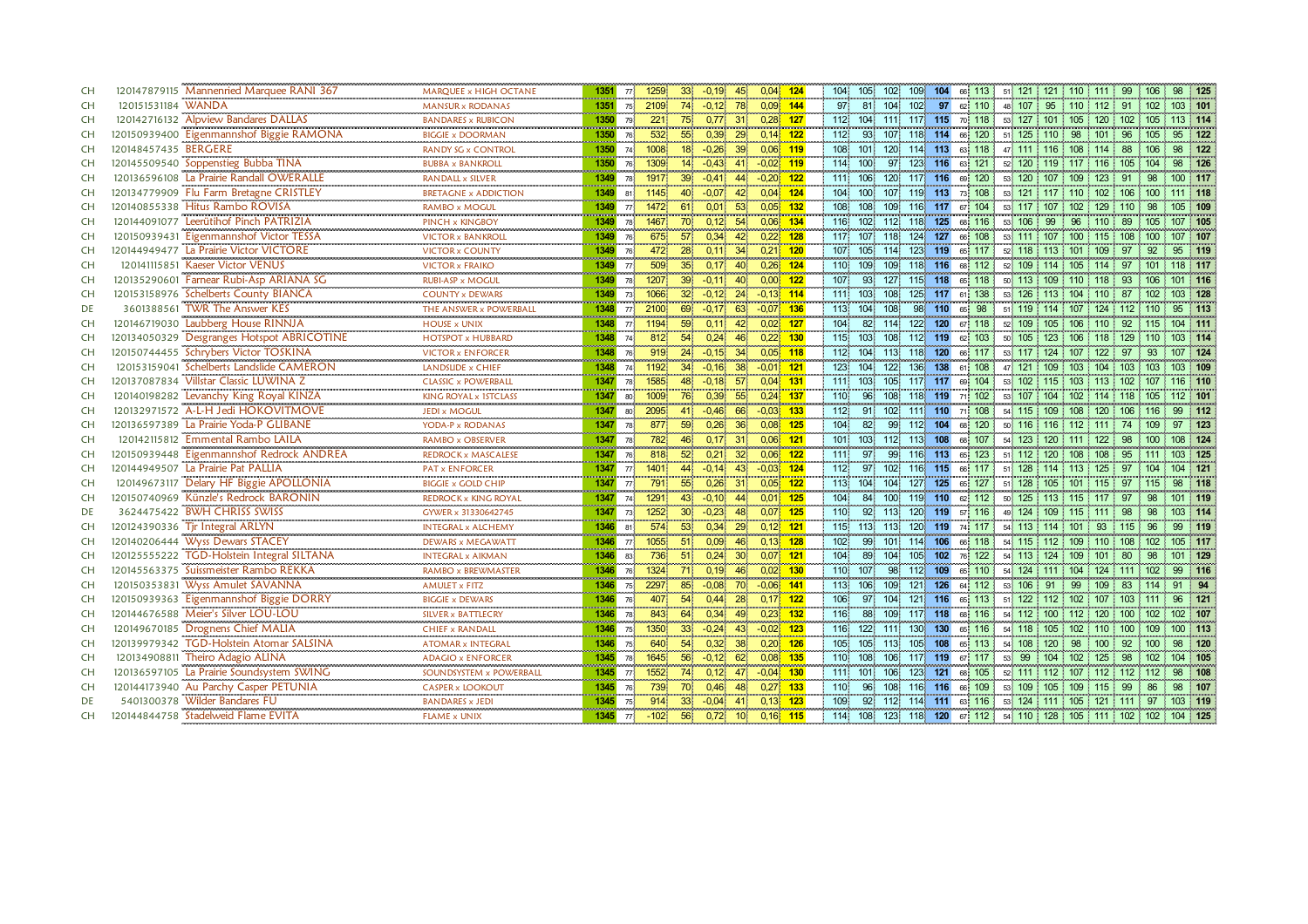| | | | | | | | | | | | | | | | | | | | | | | | | | | | | | | |
|---|---|---|---|---|---|---|---|---|---|---|---|---|---|---|---|---|---|---|---|---|---|---|---|---|---|---|---|---|---|---|
| CH | 120147879115 | Mannenried Marquee RANI 367 | MARQUEE x HIGH OCTANE | 1351 | 77 | 1259 | 33 | -0,19 | 45 | 0,04 | 124 | 104 | 105 | 102 | 109 | 104 | 66 | 113 | 51 | 121 | 121 | 110 | 111 | 99 | 106 | 98 | 125 |
| CH | 120151531184 | WANDA | MANSUR x RODANAS | 1351 | 75 | 2109 | 74 | -0,12 | 78 | 0,09 | 144 | 97 | 81 | 104 | 102 | 97 | 62 | 110 | 48 | 107 | 95 | 110 | 112 | 91 | 102 | 103 | 101 |
| CH | 120142716132 | Alpview Bandares DALLAS | BANDARES x RUBICON | 1350 | 79 | 221 | 75 | 0,77 | 31 | 0,28 | 127 | 112 | 104 | 111 | 117 | 115 | 70 | 118 | 53 | 127 | 101 | 105 | 120 | 102 | 105 | 113 | 114 |
| CH | 120150939400 | Eigenmannshof Biggie RAMONA | BIGGIE x DOORMAN | 1350 | 76 | 532 | 55 | 0,39 | 29 | 0,14 | 122 | 112 | 93 | 107 | 118 | 114 | 66 | 120 | 51 | 125 | 110 | 98 | 101 | 96 | 105 | 95 | 122 |
| CH | 120148457435 | BERGERE | RANDY SG x CONTROL | 1350 | 74 | 1008 | 18 | -0,26 | 39 | 0,06 | 119 | 108 | 101 | 120 | 114 | 113 | 63 | 118 | 47 | 111 | 116 | 108 | 114 | 88 | 106 | 98 | 122 |
| CH | 120145509540 | Soppenstieg Bubba TINA | BUBBA x BANKROLL | 1350 | 76 | 1309 | 14 | -0,43 | 41 | -0,02 | 119 | 114 | 100 | 97 | 123 | 116 | 63 | 121 | 52 | 120 | 119 | 117 | 116 | 105 | 104 | 98 | 126 |
| CH | 120136596108 | La Prairie Randall OWERALLE | RANDALL x SILVER | 1349 | 78 | 1917 | 39 | -0,41 | 44 | -0,20 | 122 | 111 | 106 | 120 | 117 | 116 | 69 | 120 | 53 | 120 | 107 | 109 | 123 | 91 | 98 | 100 | 117 |
| CH | 120134779909 | Flu Farm Bretagne CRISTLEY | BRETAGNE x ADDICTION | 1349 | 81 | 1145 | 40 | -0,07 | 42 | 0,04 | 124 | 104 | 100 | 107 | 119 | 113 | 73 | 108 | 53 | 121 | 117 | 110 | 102 | 106 | 100 | 111 | 118 |
| CH | 120140855338 | Hitus Rambo ROVISA | RAMBO x MOGUL | 1349 | 77 | 1472 | 61 | 0,01 | 53 | 0,05 | 132 | 108 | 108 | 109 | 116 | 117 | 67 | 104 | 53 | 117 | 107 | 102 | 129 | 110 | 98 | 105 | 109 |
| CH | 120144091077 | Leerütihof Pinch PATRIZIA | PINCH x KINGBOY | 1349 | 78 | 1467 | 70 | 0,12 | 54 | 0,06 | 134 | 116 | 102 | 112 | 118 | 125 | 68 | 116 | 53 | 106 | 99 | 96 | 110 | 89 | 105 | 107 | 105 |
| CH | 120150939431 | Eigenmannshof Victor TESSA | VICTOR x BANKROLL | 1349 | 76 | 675 | 57 | 0,34 | 42 | 0,22 | 128 | 117 | 107 | 118 | 124 | 127 | 66 | 108 | 53 | 111 | 107 | 100 | 115 | 108 | 100 | 107 | 107 |
| CH | 120144949477 | La Prairie Victor VICTORE | VICTOR x COUNTY | 1349 | 76 | 472 | 28 | 0,11 | 34 | 0,21 | 120 | 107 | 105 | 114 | 123 | 119 | 65 | 117 | 52 | 118 | 113 | 101 | 109 | 97 | 92 | 95 | 119 |
| CH | 120141115851 | Kaeser Victor VENUS | VICTOR x FRAIKO | 1349 | 77 | 509 | 35 | 0,17 | 40 | 0,26 | 124 | 110 | 109 | 109 | 118 | 116 | 68 | 112 | 52 | 109 | 114 | 105 | 114 | 97 | 101 | 118 | 117 |
| CH | 120135290601 | Farnear Rubi-Asp ARIANA SG | RUBI-ASP x MOGUL | 1349 | 78 | 1207 | 39 | -0,11 | 40 | 0,00 | 122 | 107 | 93 | 127 | 115 | 118 | 65 | 118 | 50 | 113 | 109 | 110 | 118 | 93 | 106 | 101 | 116 |
| CH | 120153158976 | Schelberts County BIANCA | COUNTY x DEWARS | 1349 | 73 | 1066 | 32 | -0,12 | 24 | -0,13 | 114 | 111 | 103 | 108 | 125 | 117 | 61 | 138 | 53 | 126 | 113 | 104 | 110 | 87 | 102 | 103 | 128 |
| DE | 3601388561 | TWR The Answer KES | THE ANSWER x POWERBALL | 1348 | 77 | 2100 | 69 | -0,17 | 63 | -0,07 | 136 | 113 | 104 | 108 | 98 | 110 | 65 | 98 | 51 | 119 | 114 | 107 | 124 | 112 | 110 | 95 | 113 |
| CH | 120146719030 | Laubberg House RINNJA | HOUSE x UNIX | 1348 | 77 | 1194 | 59 | 0,11 | 42 | 0,02 | 127 | 104 | 82 | 114 | 122 | 120 | 67 | 118 | 52 | 109 | 105 | 106 | 110 | 92 | 115 | 104 | 111 |
| CH | 120134050329 | Desgranges Hotspot ABRICOTINE | HOTSPOT x HUBBARD | 1348 | 74 | 812 | 54 | 0,24 | 46 | 0,22 | 130 | 115 | 103 | 108 | 112 | 119 | 62 | 103 | 50 | 105 | 123 | 106 | 118 | 129 | 110 | 103 | 114 |
| CH | 120150744455 | Schrybers Victor TOSKINA | VICTOR x ENFORCER | 1348 | 76 | 919 | 24 | -0,15 | 34 | 0,05 | 118 | 112 | 104 | 113 | 118 | 120 | 66 | 117 | 53 | 117 | 124 | 107 | 122 | 97 | 93 | 107 | 124 |
| CH | 120153159041 | Schelberts Landslide CAMERON | LANDSLIDE x CHIEF | 1348 | 74 | 1192 | 34 | -0,16 | 38 | -0,01 | 121 | 123 | 104 | 122 | 136 | 138 | 61 | 108 | 47 | 121 | 109 | 103 | 104 | 103 | 103 | 103 | 109 |
| CH | 120137087834 | Villstar Classic LUWINA Z | CLASSIC x POWERBALL | 1347 | 78 | 1585 | 48 | -0,18 | 57 | 0,04 | 131 | 111 | 103 | 105 | 117 | 117 | 69 | 104 | 53 | 102 | 115 | 103 | 113 | 102 | 107 | 116 | 110 |
| CH | 120140198282 | Levanchy King Royal KINZA | KING ROYAL x 1STCLASS | 1347 | 80 | 1009 | 76 | 0,39 | 55 | 0,24 | 137 | 110 | 96 | 108 | 118 | 119 | 71 | 102 | 53 | 107 | 104 | 102 | 114 | 118 | 105 | 112 | 101 |
| CH | 120132971572 | A-L-H Jedi HOKOVITMOVE | JEDI x MOGUL | 1347 | 80 | 2095 | 41 | -0,46 | 66 | -0,03 | 133 | 112 | 91 | 102 | 111 | 110 | 71 | 108 | 54 | 115 | 109 | 108 | 120 | 106 | 116 | 99 | 112 |
| CH | 120136597389 | La Prairie Yoda-P GLIBANE | YODA-P x RODANAS | 1347 | 78 | 877 | 59 | 0,26 | 36 | 0,08 | 125 | 104 | 82 | 99 | 112 | 104 | 68 | 120 | 50 | 116 | 116 | 112 | 111 | 74 | 109 | 97 | 123 |
| CH | 120142115812 | Emmental Rambo LAILA | RAMBO x OBSERVER | 1347 | 78 | 782 | 46 | 0,17 | 31 | 0,06 | 121 | 101 | 103 | 112 | 113 | 108 | 68 | 107 | 54 | 123 | 120 | 111 | 122 | 98 | 100 | 108 | 124 |
| CH | 120150939448 | Eigenmannshof Redrock ANDREA | REDROCK x MASCALESE | 1347 | 76 | 818 | 52 | 0,21 | 32 | 0,06 | 122 | 111 | 97 | 99 | 116 | 113 | 65 | 123 | 51 | 112 | 120 | 108 | 108 | 95 | 111 | 103 | 125 |
| CH | 120144949507 | La Prairie Pat PALLIA | PAT x ENFORCER | 1347 | 77 | 1401 | 44 | -0,14 | 43 | -0,03 | 124 | 112 | 97 | 102 | 116 | 115 | 66 | 117 | 51 | 128 | 114 | 113 | 125 | 97 | 104 | 104 | 121 |
| CH | 120149673117 | Delary HF Biggie APOLLONIA | BIGGIE x GOLD CHIP | 1347 | 77 | 791 | 55 | 0,26 | 31 | 0,05 | 122 | 113 | 104 | 104 | 127 | 125 | 65 | 127 | 51 | 128 | 105 | 101 | 115 | 97 | 115 | 98 | 118 |
| CH | 120150740969 | Künzle's Redrock BARONIN | REDROCK x KING ROYAL | 1347 | 74 | 1291 | 43 | -0,10 | 44 | 0,01 | 125 | 104 | 84 | 100 | 119 | 110 | 62 | 112 | 50 | 125 | 113 | 115 | 117 | 97 | 98 | 101 | 119 |
| DE | 3624475422 | BWH CHRISS SWISS | GYWER x 31330642745 | 1347 | 73 | 1252 | 30 | -0,23 | 48 | 0,07 | 125 | 110 | 92 | 113 | 120 | 119 | 57 | 116 | 49 | 124 | 109 | 115 | 111 | 98 | 98 | 103 | 114 |
| CH | 120124390336 | Tjr Integral ARLYN | INTEGRAL x ALCHEMY | 1346 | 81 | 574 | 53 | 0,34 | 29 | 0,12 | 121 | 115 | 113 | 113 | 120 | 119 | 74 | 117 | 54 | 113 | 114 | 101 | 93 | 115 | 96 | 99 | 119 |
| CH | 120140206444 | Wyss Dewars STACEY | DEWARS x MEGAWATT | 1346 | 77 | 1055 | 51 | 0,09 | 46 | 0,13 | 128 | 102 | 99 | 101 | 114 | 106 | 66 | 118 | 54 | 115 | 112 | 109 | 110 | 108 | 102 | 105 | 117 |
| CH | 120125555222 | TGD-Holstein Integral SILTANA | INTEGRAL x AIKMAN | 1346 | 83 | 736 | 51 | 0,24 | 30 | 0,07 | 121 | 104 | 89 | 104 | 105 | 102 | 76 | 122 | 54 | 113 | 124 | 109 | 101 | 80 | 98 | 101 | 129 |
| CH | 120145563375 | Suissmeister Rambo REKKA | RAMBO x BREWMASTER | 1346 | 76 | 1324 | 71 | 0,19 | 46 | 0,02 | 130 | 110 | 107 | 98 | 112 | 109 | 65 | 110 | 54 | 124 | 111 | 104 | 124 | 111 | 102 | 99 | 116 |
| CH | 120150353831 | Wyss Amulet SAVANNA | AMULET x FITZ | 1346 | 75 | 2297 | 85 | -0,08 | 70 | -0,06 | 141 | 113 | 106 | 109 | 121 | 126 | 64 | 112 | 53 | 106 | 91 | 99 | 109 | 83 | 114 | 91 | 94 |
| CH | 120150939363 | Eigenmannshof Biggie DORRY | BIGGIE x DEWARS | 1346 | 76 | 407 | 54 | 0,44 | 28 | 0,17 | 122 | 106 | 97 | 104 | 121 | 116 | 65 | 113 | 51 | 122 | 112 | 102 | 107 | 103 | 111 | 96 | 121 |
| CH | 120144676588 | Meier's Silver LOU-LOU | SILVER x BATTLECRY | 1346 | 78 | 843 | 64 | 0,34 | 49 | 0,23 | 132 | 116 | 88 | 109 | 117 | 118 | 68 | 116 | 54 | 112 | 100 | 112 | 120 | 100 | 102 | 102 | 107 |
| CH | 120149670185 | Drognens Chief MALIA | CHIEF x RANDALL | 1346 | 75 | 1350 | 33 | -0,24 | 43 | -0,02 | 123 | 116 | 122 | 111 | 130 | 130 | 65 | 116 | 54 | 118 | 105 | 102 | 110 | 100 | 109 | 100 | 113 |
| CH | 120139979342 | TGD-Holstein Atomar SALSINA | ATOMAR x INTEGRAL | 1346 | 75 | 640 | 54 | 0,32 | 38 | 0,20 | 126 | 105 | 103 | 113 | 105 | 108 | 65 | 113 | 54 | 108 | 120 | 98 | 100 | 92 | 100 | 98 | 120 |
| CH | 120134908811 | Theiro Adagio ALINA | ADAGIO x ENFORCER | 1345 | 78 | 1645 | 56 | -0,12 | 62 | 0,08 | 135 | 110 | 108 | 106 | 117 | 119 | 67 | 117 | 53 | 99 | 104 | 102 | 125 | 98 | 102 | 104 | 105 |
| CH | 120136597105 | La Prairie Soundsystem SWING | SOUNDSYSTEM x POWERBALL | 1345 | 77 | 1552 | 74 | 0,12 | 47 | -0,04 | 130 | 111 | 101 | 106 | 123 | 121 | 68 | 105 | 52 | 111 | 112 | 107 | 112 | 112 | 112 | 98 | 108 |
| CH | 120144173940 | Au Parchy Casper PETUNIA | CASPER x LOOKOUT | 1345 | 76 | 739 | 70 | 0,46 | 48 | 0,27 | 133 | 110 | 96 | 108 | 116 | 116 | 66 | 109 | 53 | 109 | 105 | 109 | 115 | 99 | 86 | 98 | 107 |
| DE | 5401300378 | Wilder Bandares FU | BANDARES x JEDI | 1345 | 75 | 914 | 33 | -0,04 | 41 | 0,13 | 123 | 109 | 92 | 112 | 114 | 111 | 63 | 116 | 53 | 124 | 111 | 105 | 121 | 111 | 97 | 103 | 119 |
| CH | 120144844758 | Stadelweid Flame EVITA | FLAME x UNIX | 1345 | 77 | -102 | 56 | 0,72 | 10 | 0,16 | 115 | 114 | 108 | 123 | 118 | 120 | 67 | 112 | 54 | 110 | 128 | 105 | 111 | 102 | 102 | 104 | 125 |